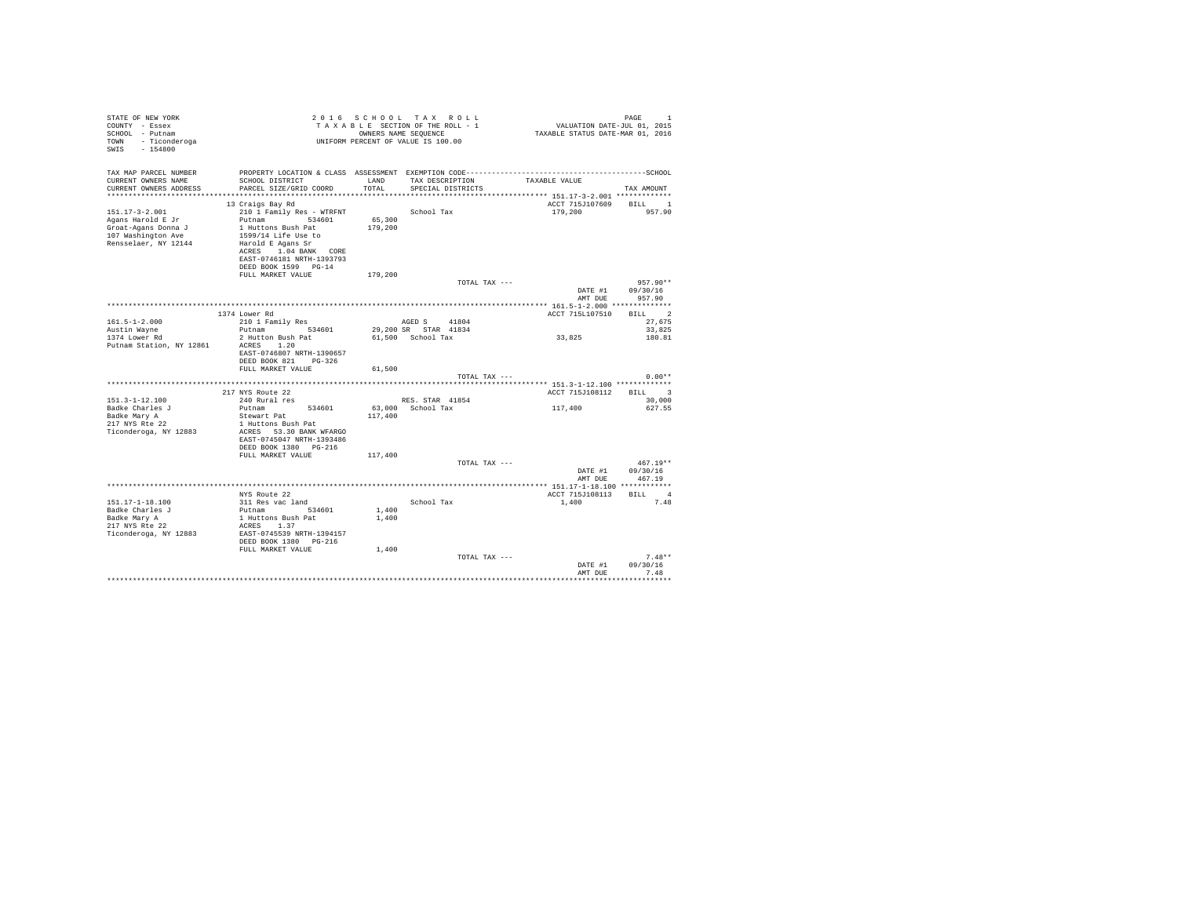STATE OF NEW YORK
COUNTY - Essex
SCHOOL - Putnam
TOWN - Ticonderoga
SWIS - 154800

2 0 1 6 S C H O O L T A X R O L L
T A X A B L E SECTION OF THE ROLL - 1
OWNERS NAME SEQUENCE
UNIFORM PERCENT OF VALUE IS 100.00

VALUATION DATE-JUL 01, 2015
TAXABLE STATUS DATE-MAR 01, 2016

```
TAX MAP PARCEL NUMBER     PROPERTY LOCATION & CLASS  ASSESSMENT  EXEMPTION CODE------------------------------------------------SCHOOL
CURRENT OWNERS NAME       SCHOOL DISTRICT               LAND      TAX DESCRIPTION            TAXABLE VALUE
CURRENT OWNERS ADDRESS    PARCEL SIZE/GRID COORD        TOTAL     SPECIAL DISTRICTS                                          TAX AMOUNT
*********************************************************************************************** 151.17-3-2.001 ************
                          13 Craigs Bay Rd                                                    ACCT 715J107609    BILL    1
151.17-3-2.001            210 1 Family Res - WTRFNT              School Tax                   179,200                 957.90
Agans Harold E Jr         Putnam         534601       65,300
Groat-Agans Donna J       1 Huttons Bush Pat          179,200
107 Washington Ave        1599/14 Life Use to
Rensselaer, NY 12144      Harold E Agans Sr
                          ACRES    1.04 BANK   CORE
                          EAST-0746181 NRTH-1393793
                          DEED BOOK 1599   PG-14
                          FULL MARKET VALUE           179,200
                                                                  TOTAL TAX ---                                   957.90**
                                                                                              DATE #1      09/30/16
                                                                                              AMT DUE        957.90
*********************************************************************************************** 161.5-1-2.000 *************
                          1374 Lower Rd                                                       ACCT 715L107510    BILL    2
161.5-1-2.000             210 1 Family Res                       AGED S    41804                                    27,675
Austin Wayne              Putnam         534601       29,200 SR  STAR  41834                                        33,825
1374 Lower Rd             2 Hutton Bush Pat            61,500   School Tax                    33,825                  180.81
Putnam Station, NY 12861  ACRES    1.20
                          EAST-0746807 NRTH-1390657
                          DEED BOOK 821    PG-326
                          FULL MARKET VALUE            61,500
                                                                  TOTAL TAX ---                                     0.00**
*********************************************************************************************** 151.3-1-12.100 ************
                          217 NYS Route 22                                                    ACCT 715J108112    BILL    3
151.3-1-12.100            240 Rural res                          RES. STAR 41854                                    30,000
Badke Charles J           Putnam         534601       63,000   School Tax                    117,400                  627.55
Badke Mary A              Stewart Pat                 117,400
217 NYS Rte 22            1 Huttons Bush Pat
Ticonderoga, NY 12883     ACRES   53.30 BANK WFARGO
                          EAST-0745047 NRTH-1393486
                          DEED BOOK 1380   PG-216
                          FULL MARKET VALUE           117,400
                                                                  TOTAL TAX ---                                   467.19**
                                                                                              DATE #1      09/30/16
                                                                                              AMT DUE        467.19
*********************************************************************************************** 151.17-1-18.100 ***********
                          NYS Route 22                                                        ACCT 715J108113    BILL    4
151.17-1-18.100           311 Res vac land                       School Tax                     1,400                   7.48
Badke Charles J           Putnam         534601        1,400
Badke Mary A              1 Huttons Bush Pat            1,400
217 NYS Rte 22            ACRES    1.37
Ticonderoga, NY 12883     EAST-0745539 NRTH-1394157
                          DEED BOOK 1380   PG-216
                          FULL MARKET VALUE             1,400
                                                                  TOTAL TAX ---                                     7.48**
                                                                                              DATE #1      09/30/16
                                                                                              AMT DUE          7.48
****************************************************************************************************************************
```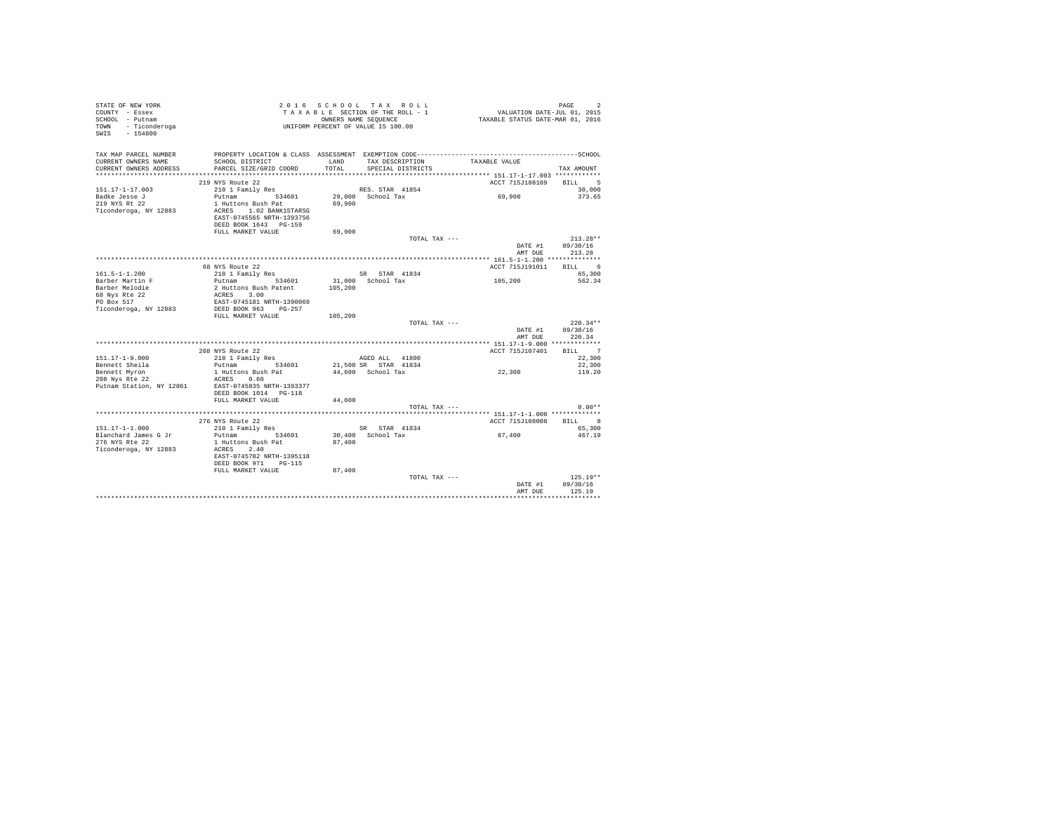STATE OF NEW YORK
COUNTY - Essex
SCHOOL - Putnam
TOWN - Ticonderoga
SWIS - 154800

2016 SCHOOL TAX ROLL
TAXABLE SECTION OF THE ROLL - 1
OWNERS NAME SEQUENCE
UNIFORM PERCENT OF VALUE IS 100.00

VALUATION DATE-JUL 01, 2015
TAXABLE STATUS DATE-MAR 01, 2016

| TAX MAP PARCEL NUMBER / CURRENT OWNERS NAME / CURRENT OWNERS ADDRESS | PROPERTY LOCATION & CLASS / SCHOOL DISTRICT / PARCEL SIZE/GRID COORD | ASSESSMENT LAND / TOTAL | EXEMPTION CODE / TAX DESCRIPTION / SPECIAL DISTRICTS | TAXABLE VALUE | SCHOOL TAX AMOUNT |
|---|---|---|---|---|---|
| **151.17-1-17.003** | 219 NYS Route 22 | | | ACCT 715J108109 | BILL 5 |
| 151.17-1-17.003 | 210 1 Family Res | | RES. STAR 41854 | | 30,000 |
| Badke Jesse J | Putnam 534601 | 29,000 | School Tax | 69,900 | 373.65 |
| 219 NYS Rt 22 | 1 Huttons Bush Pat | 69,900 | | | |
| Ticonderoga, NY 12883 | ACRES 1.02 BANK1STARSG | | | | |
| | EAST-0745565 NRTH-1393756 | | | | |
| | DEED BOOK 1643 PG-159 | | | | |
| | FULL MARKET VALUE | 69,900 | | | |
| | | | TOTAL TAX --- | | 213.28** |
| | | | | DATE #1 | 09/30/16 |
| | | | | AMT DUE | 213.28 |
| **161.5-1-1.200** | 68 NYS Route 22 | | | ACCT 715J191011 | BILL 6 |
| 161.5-1-1.200 | 210 1 Family Res | | SR STAR 41834 | | 65,300 |
| Barber Martin F | Putnam 534601 | 31,000 | School Tax | 105,200 | 562.34 |
| Barber Melodie | 2 Huttons Bush Patent | 105,200 | | | |
| 68 Nys Rte 22 | ACRES 3.00 | | | | |
| PO Box 517 | EAST-0745181 NRTH-1390069 | | | | |
| Ticonderoga, NY 12883 | DEED BOOK 963 PG-257 | | | | |
| | FULL MARKET VALUE | 105,200 | | | |
| | | | TOTAL TAX --- | | 220.34** |
| | | | | DATE #1 | 09/30/16 |
| | | | | AMT DUE | 220.34 |
| **151.17-1-9.000** | 208 NYS Route 22 | | | ACCT 715J107401 | BILL 7 |
| 151.17-1-9.000 | 210 1 Family Res | | AGED ALL 41800 | | 22,300 |
| Bennett Sheila | Putnam 534601 | 21,500 | SR STAR 41834 | | 22,300 |
| Bennett Myron | 1 Huttons Bush Pat | 44,600 | School Tax | 22,300 | 119.20 |
| 208 Nys Rte 22 | ACRES 0.60 | | | | |
| Putnam Station, NY 12861 | EAST-0745835 NRTH-1393377 | | | | |
| | DEED BOOK 1014 PG-118 | | | | |
| | FULL MARKET VALUE | 44,600 | | | |
| | | | TOTAL TAX --- | | 0.00** |
| **151.17-1-1.000** | 276 NYS Route 22 | | | ACCT 715J108008 | BILL 8 |
| 151.17-1-1.000 | 210 1 Family Res | | SR STAR 41834 | | 65,300 |
| Blanchard James G Jr | Putnam 534601 | 30,400 | School Tax | 87,400 | 467.19 |
| 276 NYS Rte 22 | 1 Huttons Bush Pat | 87,400 | | | |
| Ticonderoga, NY 12883 | ACRES 2.40 | | | | |
| | EAST-0745782 NRTH-1395118 | | | | |
| | DEED BOOK 971 PG-115 | | | | |
| | FULL MARKET VALUE | 87,400 | | | |
| | | | TOTAL TAX --- | | 125.19** |
| | | | | DATE #1 | 09/30/16 |
| | | | | AMT DUE | 125.19 |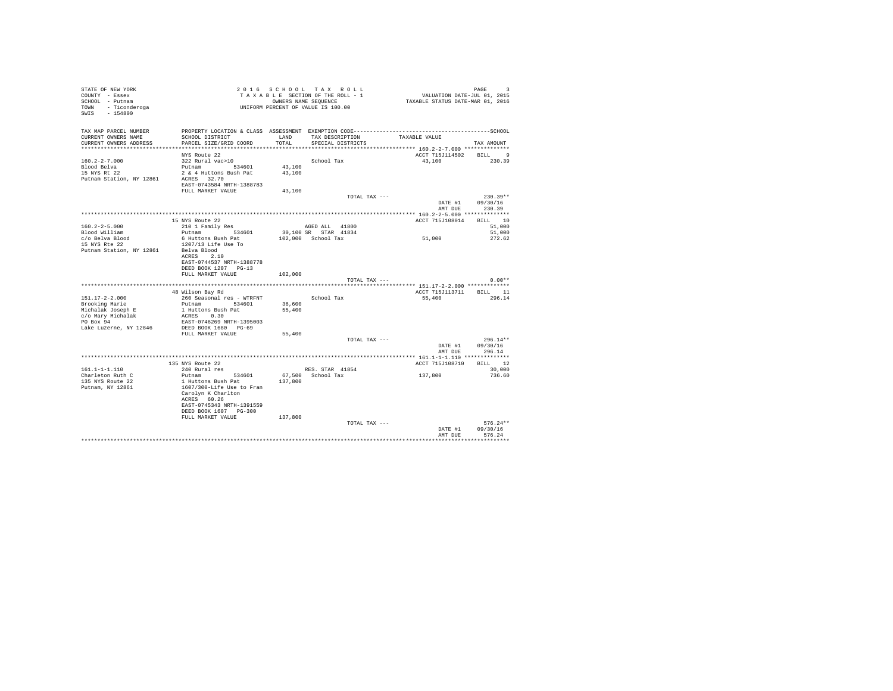STATE OF NEW YORK
COUNTY - Essex
SCHOOL - Putnam
TOWN - Ticonderoga
SWIS - 154800

2 0 1 6 S C H O O L T A X R O L L
T A X A B L E SECTION OF THE ROLL - 1
OWNERS NAME SEQUENCE
UNIFORM PERCENT OF VALUE IS 100.00

VALUATION DATE-JUL 01, 2015
TAXABLE STATUS DATE-MAR 01, 2016

| TAX MAP PARCEL NUMBER / CURRENT OWNERS NAME / CURRENT OWNERS ADDRESS | PROPERTY LOCATION & CLASS / SCHOOL DISTRICT / PARCEL SIZE/GRID COORD | ASSESSMENT LAND / TOTAL | EXEMPTION CODE / TAX DESCRIPTION / SPECIAL DISTRICTS | TAXABLE VALUE | SCHOOL TAX AMOUNT |
|---|---|---|---|---|---|
| **160.2-2-7.000** | NYS Route 22 | | | ACCT 715J114502 | BILL 9 |
| 160.2-2-7.000 | 322 Rural vac>10 | | School Tax | 43,100 | 230.39 |
| Blood Belva | Putnam 534601 | 43,100 | | | |
| 15 NYS Rt 22 | 2 & 4 Huttons Bush Pat | 43,100 | | | |
| Putnam Station, NY 12861 | ACRES 32.70 | | | | |
| | EAST-0743584 NRTH-1388783 | | | | |
| | FULL MARKET VALUE | 43,100 | | | |
| | | | TOTAL TAX --- | | 230.39** |
| | | | | DATE #1 | 09/30/16 |
| | | | | AMT DUE | 230.39 |
| **160.2-2-5.000** | 15 NYS Route 22 | | | ACCT 715J108014 | BILL 10 |
| 160.2-2-5.000 | 210 1 Family Res | | AGED ALL 41800 | | 51,000 |
| Blood William | Putnam 534601 | 30,100 | SR STAR 41834 | | 51,000 |
| c/o Belva Blood | 6 Huttons Bush Pat | 102,000 | School Tax | 51,000 | 272.62 |
| 15 NYS Rte 22 | 1207/13 Life Use To | | | | |
| Putnam Station, NY 12861 | Belva Blood | | | | |
| | ACRES 2.10 | | | | |
| | EAST-0744537 NRTH-1388778 | | | | |
| | DEED BOOK 1207 PG-13 | | | | |
| | FULL MARKET VALUE | 102,000 | | | |
| | | | TOTAL TAX --- | | 0.00** |
| **151.17-2-2.000** | 48 Wilson Bay Rd | | | ACCT 715J113711 | BILL 11 |
| 151.17-2-2.000 | 260 Seasonal res - WTRFNT | | School Tax | 55,400 | 296.14 |
| Brooking Marie | Putnam 534601 | 36,600 | | | |
| Michalak Joseph E | 1 Huttons Bush Pat | 55,400 | | | |
| c/o Mary Michalak | ACRES 0.30 | | | | |
| PO Box 94 | EAST-0746269 NRTH-1395003 | | | | |
| Lake Luzerne, NY 12846 | DEED BOOK 1680 PG-69 | | | | |
| | FULL MARKET VALUE | 55,400 | | | |
| | | | TOTAL TAX --- | | 296.14** |
| | | | | DATE #1 | 09/30/16 |
| | | | | AMT DUE | 296.14 |
| **161.1-1-1.110** | 135 NYS Route 22 | | | ACCT 715J108710 | BILL 12 |
| 161.1-1-1.110 | 240 Rural res | | RES. STAR 41854 | | 30,000 |
| Charleton Ruth C | Putnam 534601 | 67,500 | School Tax | 137,800 | 736.60 |
| 135 NYS Route 22 | 1 Huttons Bush Pat | 137,800 | | | |
| Putnam, NY 12861 | 1607/300-Life Use to Fran | | | | |
| | Carolyn K Charlton | | | | |
| | ACRES 60.26 | | | | |
| | EAST-0745343 NRTH-1391559 | | | | |
| | DEED BOOK 1607 PG-300 | | | | |
| | FULL MARKET VALUE | 137,800 | | | |
| | | | TOTAL TAX --- | | 576.24** |
| | | | | DATE #1 | 09/30/16 |
| | | | | AMT DUE | 576.24 |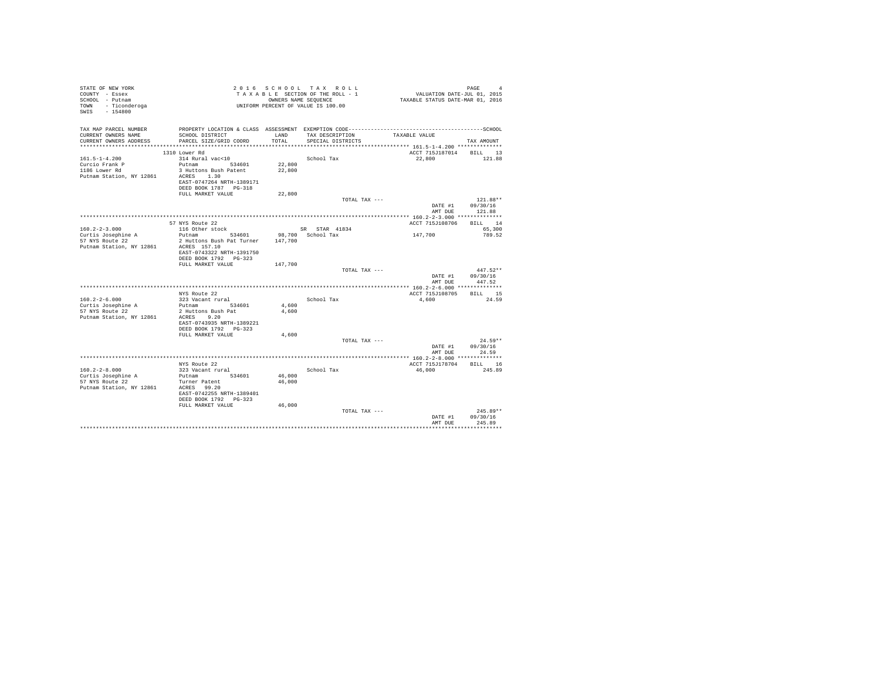STATE OF NEW YORK
COUNTY - Essex
SCHOOL - Putnam
TOWN - Ticonderoga
SWIS - 154800

2016 SCHOOL TAX ROLL
TAXABLE SECTION OF THE ROLL - 1
OWNERS NAME SEQUENCE
UNIFORM PERCENT OF VALUE IS 100.00

VALUATION DATE-JUL 01, 2015
TAXABLE STATUS DATE-MAR 01, 2016

| TAX MAP PARCEL NUMBER / CURRENT OWNERS NAME / CURRENT OWNERS ADDRESS | PROPERTY LOCATION & CLASS / SCHOOL DISTRICT / PARCEL SIZE/GRID COORD | ASSESSMENT LAND / TOTAL | EXEMPTION CODE / TAX DESCRIPTION / SPECIAL DISTRICTS | TAXABLE VALUE | TAX AMOUNT |
|---|---|---|---|---|---|
| **161.5-1-4.200** | 1310 Lower Rd | | | ACCT 715J187014 | BILL 13 |
| 161.5-1-4.200 | 314 Rural vac<10 | | School Tax | 22,800 | 121.88 |
| Curcio Frank P | Putnam 534601 | 22,800 | | | |
| 1186 Lower Rd | 3 Huttons Bush Patent | 22,800 | | | |
| Putnam Station, NY 12861 | ACRES 1.30 | | | | |
| | EAST-0747264 NRTH-1389171 | | | | |
| | DEED BOOK 1787 PG-318 | | | | |
| | FULL MARKET VALUE | 22,800 | | | |
| | | | TOTAL TAX --- | | 121.88** |
| | | | | DATE #1 | 09/30/16 |
| | | | | AMT DUE | 121.88 |
| **160.2-2-3.000** | 57 NYS Route 22 | | | ACCT 715J108706 | BILL 14 |
| 160.2-2-3.000 | 116 Other stock | | SR STAR 41834 | | 65,300 |
| Curtis Josephine A | Putnam 534601 | 98,700 | School Tax | 147,700 | 789.52 |
| 57 NYS Route 22 | 2 Huttons Bush Pat Turner | 147,700 | | | |
| Putnam Station, NY 12861 | ACRES 157.10 | | | | |
| | EAST-0743322 NRTH-1391750 | | | | |
| | DEED BOOK 1792 PG-323 | | | | |
| | FULL MARKET VALUE | 147,700 | | | |
| | | | TOTAL TAX --- | | 447.52** |
| | | | | DATE #1 | 09/30/16 |
| | | | | AMT DUE | 447.52 |
| **160.2-2-6.000** | NYS Route 22 | | | ACCT 715J108705 | BILL 15 |
| 160.2-2-6.000 | 323 Vacant rural | | School Tax | 4,600 | 24.59 |
| Curtis Josephine A | Putnam 534601 | 4,600 | | | |
| 57 NYS Route 22 | 2 Huttons Bush Pat | 4,600 | | | |
| Putnam Station, NY 12861 | ACRES 9.20 | | | | |
| | EAST-0743935 NRTH-1389221 | | | | |
| | DEED BOOK 1792 PG-323 | | | | |
| | FULL MARKET VALUE | 4,600 | | | |
| | | | TOTAL TAX --- | | 24.59** |
| | | | | DATE #1 | 09/30/16 |
| | | | | AMT DUE | 24.59 |
| **160.2-2-8.000** | NYS Route 22 | | | ACCT 715J178704 | BILL 16 |
| 160.2-2-8.000 | 323 Vacant rural | | School Tax | 46,000 | 245.89 |
| Curtis Josephine A | Putnam 534601 | 46,000 | | | |
| 57 NYS Route 22 | Turner Patent | 46,000 | | | |
| Putnam Station, NY 12861 | ACRES 99.20 | | | | |
| | EAST-0742255 NRTH-1389401 | | | | |
| | DEED BOOK 1792 PG-323 | | | | |
| | FULL MARKET VALUE | 46,000 | | | |
| | | | TOTAL TAX --- | | 245.89** |
| | | | | DATE #1 | 09/30/16 |
| | | | | AMT DUE | 245.89 |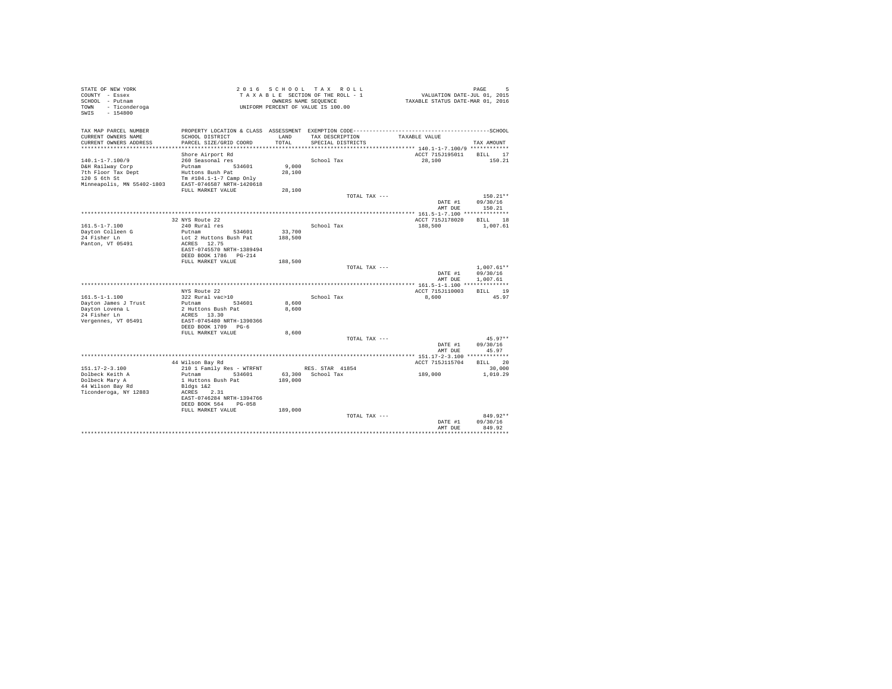STATE OF NEW YORK
COUNTY - Essex
SCHOOL - Putnam
TOWN - Ticonderoga
SWIS - 154800

2 0 1 6 S C H O O L T A X R O L L
T A X A B L E SECTION OF THE ROLL - 1
OWNERS NAME SEQUENCE
UNIFORM PERCENT OF VALUE IS 100.00

VALUATION DATE-JUL 01, 2015
TAXABLE STATUS DATE-MAR 01, 2016

| TAX MAP PARCEL NUMBER / CURRENT OWNERS NAME / CURRENT OWNERS ADDRESS | PROPERTY LOCATION & CLASS / SCHOOL DISTRICT / PARCEL SIZE/GRID COORD | ASSESSMENT LAND / TOTAL | EXEMPTION CODE / TAX DESCRIPTION / SPECIAL DISTRICTS | TAXABLE VALUE | SCHOOL TAX AMOUNT |
|---|---|---|---|---|---|
| **140.1-1-7.100/9** | Shore Airport Rd | | | ACCT 715J195011 | BILL 17 |
| 140.1-1-7.100/9 | 260 Seasonal res | | School Tax | 28,100 | 150.21 |
| D&H Railway Corp | Putnam 534601 | 9,000 | | | |
| 7th Floor Tax Dept | Huttons Bush Pat | 28,100 | | | |
| 120 S 6th St | Tm #104.1-1-7 Camp Only | | | | |
| Minneapolis, MN 55402-1803 | EAST-0746587 NRTH-1420618 | | | | |
| | FULL MARKET VALUE | 28,100 | | | |
| | | | TOTAL TAX --- | | 150.21** |
| | | | | DATE #1 | 09/30/16 |
| | | | | AMT DUE | 150.21 |
| **161.5-1-7.100** | 32 NYS Route 22 | | | ACCT 715J178020 | BILL 18 |
| 161.5-1-7.100 | 240 Rural res | | School Tax | 188,500 | 1,007.61 |
| Dayton Colleen G | Putnam 534601 | 33,700 | | | |
| 24 Fisher Ln | Lot 2 Huttons Bush Pat | 188,500 | | | |
| Panton, VT 05491 | ACRES 12.75 | | | | |
| | EAST-0745570 NRTH-1389494 | | | | |
| | DEED BOOK 1786 PG-214 | | | | |
| | FULL MARKET VALUE | 188,500 | | | |
| | | | TOTAL TAX --- | | 1,007.61** |
| | | | | DATE #1 | 09/30/16 |
| | | | | AMT DUE | 1,007.61 |
| **161.5-1-1.100** | NYS Route 22 | | | ACCT 715J110003 | BILL 19 |
| 161.5-1-1.100 | 322 Rural vac>10 | | School Tax | 8,600 | 45.97 |
| Dayton James J Trust | Putnam 534601 | 8,600 | | | |
| Dayton Lovena L | 2 Huttons Bush Pat | 8,600 | | | |
| 24 Fisher Ln | ACRES 13.30 | | | | |
| Vergennes, VT 05491 | EAST-0745480 NRTH-1390366 | | | | |
| | DEED BOOK 1709 PG-6 | | | | |
| | FULL MARKET VALUE | 8,600 | | | |
| | | | TOTAL TAX --- | | 45.97** |
| | | | | DATE #1 | 09/30/16 |
| | | | | AMT DUE | 45.97 |
| **151.17-2-3.100** | 44 Wilson Bay Rd | | | ACCT 715J115704 | BILL 20 |
| 151.17-2-3.100 | 210 1 Family Res - WTRFNT | | RES. STAR 41854 | | 30,000 |
| Dolbeck Keith A | Putnam 534601 | 63,300 | School Tax | 189,000 | 1,010.29 |
| Dolbeck Mary A | 1 Huttons Bush Pat | 189,000 | | | |
| 44 Wilson Bay Rd | Bldgs 1&2 | | | | |
| Ticonderoga, NY 12883 | ACRES 2.31 | | | | |
| | EAST-0746284 NRTH-1394766 | | | | |
| | DEED BOOK 564 PG-058 | | | | |
| | FULL MARKET VALUE | 189,000 | | | |
| | | | TOTAL TAX --- | | 849.92** |
| | | | | DATE #1 | 09/30/16 |
| | | | | AMT DUE | 849.92 |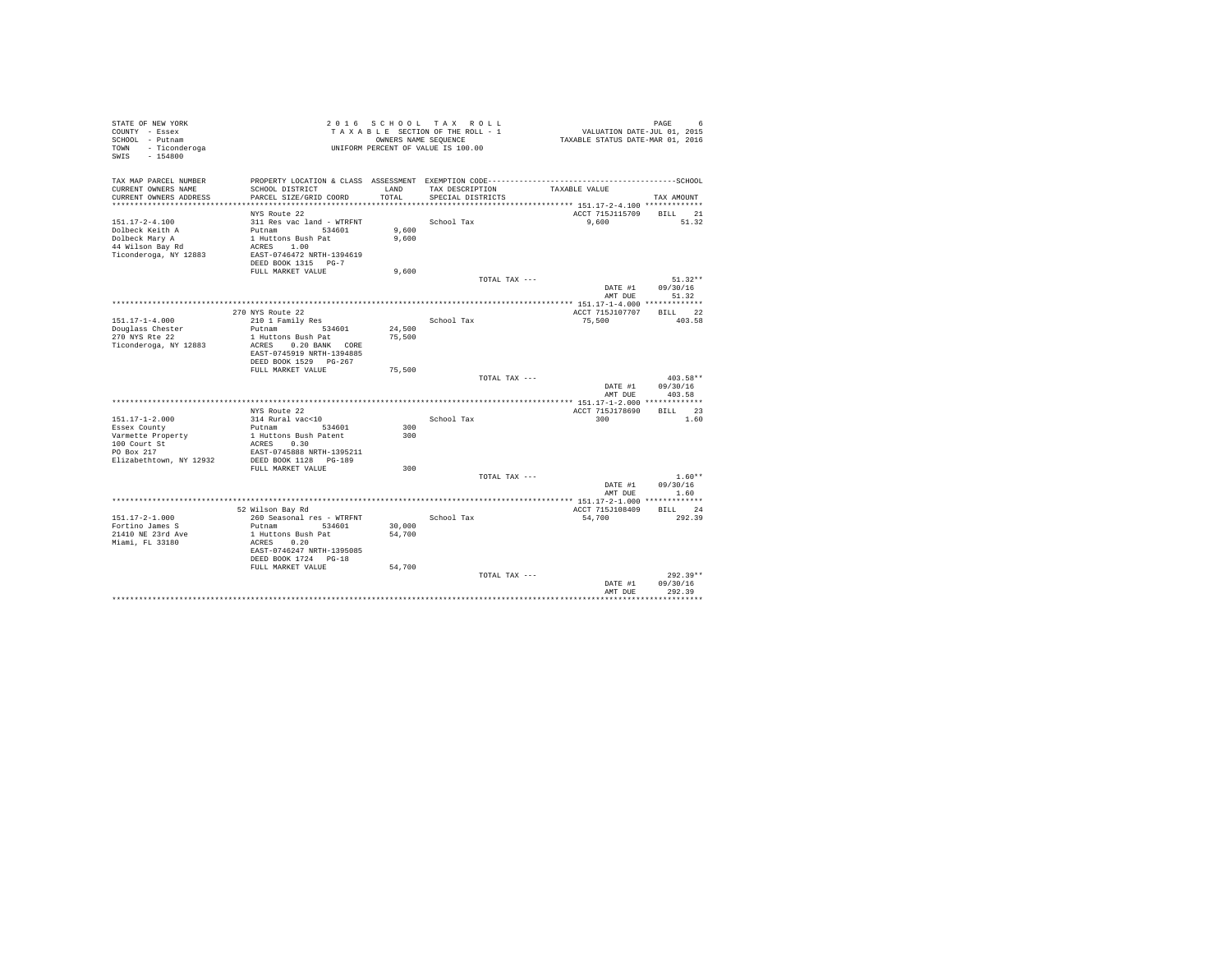STATE OF NEW YORK
COUNTY - Essex
SCHOOL - Putnam
TOWN - Ticonderoga
SWIS - 154800

2016 SCHOOL TAX ROLL
TAXABLE SECTION OF THE ROLL - 1
OWNERS NAME SEQUENCE
UNIFORM PERCENT OF VALUE IS 100.00

VALUATION DATE-JUL 01, 2015
TAXABLE STATUS DATE-MAR 01, 2016

| TAX MAP PARCEL NUMBER / CURRENT OWNERS NAME / CURRENT OWNERS ADDRESS | PROPERTY LOCATION & CLASS / SCHOOL DISTRICT / PARCEL SIZE/GRID COORD | ASSESSMENT LAND / TOTAL | EXEMPTION CODE / TAX DESCRIPTION / SPECIAL DISTRICTS | TAXABLE VALUE | TAX AMOUNT |
|---|---|---|---|---|---|
| 151.17-2-4.100 | NYS Route 22 | | | ACCT 715J115709 | BILL 21 |
| Dolbeck Keith A | 311 Res vac land - WTRFNT | | School Tax | 9,600 | 51.32 |
| Dolbeck Mary A | Putnam 534601 | 9,600 | | | |
| 44 Wilson Bay Rd | 1 Huttons Bush Pat | 9,600 | | | |
| Ticonderoga, NY 12883 | ACRES 1.00 | | | | |
| | EAST-0746472 NRTH-1394619 | | | | |
| | DEED BOOK 1315 PG-7 | | | | |
| | FULL MARKET VALUE | 9,600 | | | |
| | | | TOTAL TAX --- | | 51.32** |
| | | | | DATE #1 | 09/30/16 |
| | | | | AMT DUE | 51.32 |
| 151.17-1-4.000 | 270 NYS Route 22 | | | ACCT 715J107707 | BILL 22 |
| Douglass Chester | 210 1 Family Res | | School Tax | 75,500 | 403.58 |
| 270 NYS Rte 22 | Putnam 534601 | 24,500 | | | |
| Ticonderoga, NY 12883 | 1 Huttons Bush Pat | 75,500 | | | |
| | ACRES 0.20 BANK CORE | | | | |
| | EAST-0745919 NRTH-1394885 | | | | |
| | DEED BOOK 1529 PG-267 | | | | |
| | FULL MARKET VALUE | 75,500 | | | |
| | | | TOTAL TAX --- | | 403.58** |
| | | | | DATE #1 | 09/30/16 |
| | | | | AMT DUE | 403.58 |
| 151.17-1-2.000 | NYS Route 22 | | | ACCT 715J178690 | BILL 23 |
| Essex County | 314 Rural vac<10 | | School Tax | 300 | 1.60 |
| Varmette Property | Putnam 534601 | 300 | | | |
| 100 Court St | 1 Huttons Bush Patent | 300 | | | |
| PO Box 217 | ACRES 0.30 | | | | |
| Elizabethtown, NY 12932 | EAST-0745888 NRTH-1395211 | | | | |
| | DEED BOOK 1128 PG-189 | | | | |
| | FULL MARKET VALUE | 300 | | | |
| | | | TOTAL TAX --- | | 1.60** |
| | | | | DATE #1 | 09/30/16 |
| | | | | AMT DUE | 1.60 |
| 151.17-2-1.000 | 52 Wilson Bay Rd | | | ACCT 715J108409 | BILL 24 |
| Fortino James S | 260 Seasonal res - WTRFNT | | School Tax | 54,700 | 292.39 |
| 21410 NE 23rd Ave | Putnam 534601 | 30,000 | | | |
| Miami, FL 33180 | 1 Huttons Bush Pat | 54,700 | | | |
| | ACRES 0.20 | | | | |
| | EAST-0746247 NRTH-1395085 | | | | |
| | DEED BOOK 1724 PG-18 | | | | |
| | FULL MARKET VALUE | 54,700 | | | |
| | | | TOTAL TAX --- | | 292.39** |
| | | | | DATE #1 | 09/30/16 |
| | | | | AMT DUE | 292.39 |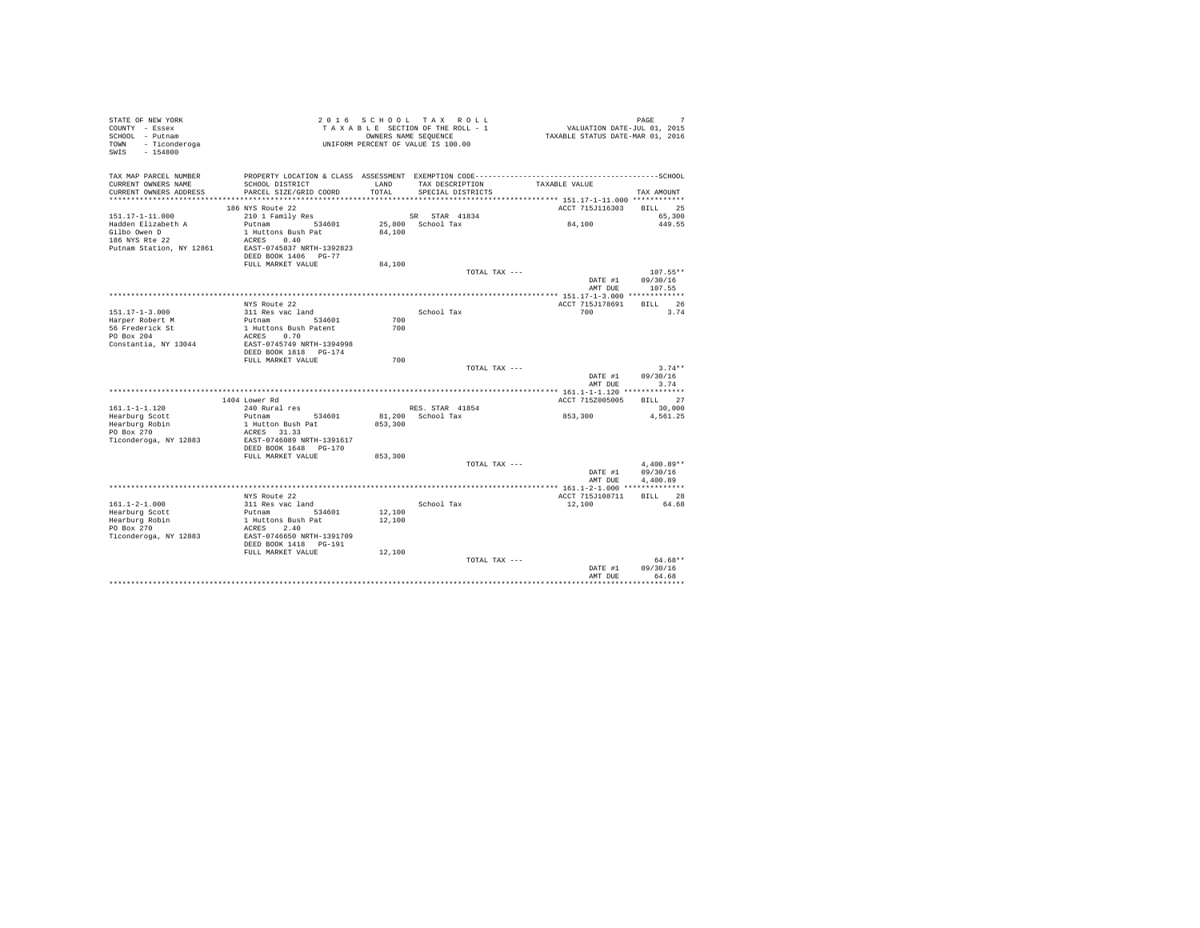STATE OF NEW YORK
COUNTY - Essex
SCHOOL - Putnam
TOWN - Ticonderoga
SWIS - 154800

2 0 1 6 S C H O O L T A X R O L L
T A X A B L E SECTION OF THE ROLL - 1
OWNERS NAME SEQUENCE
UNIFORM PERCENT OF VALUE IS 100.00

VALUATION DATE-JUL 01, 2015
TAXABLE STATUS DATE-MAR 01, 2016

| TAX MAP PARCEL NUMBER / CURRENT OWNERS NAME / CURRENT OWNERS ADDRESS | PROPERTY LOCATION & CLASS / SCHOOL DISTRICT / PARCEL SIZE/GRID COORD | ASSESSMENT LAND / TOTAL | EXEMPTION CODE / TAX DESCRIPTION / SPECIAL DISTRICTS | TAXABLE VALUE | TAX AMOUNT |
|---|---|---|---|---|---|
| **151.17-1-11.000** | 186 NYS Route 22 | | | ACCT 715J116303 | BILL 25 |
| 151.17-1-11.000 | 210 1 Family Res | | SR STAR 41834 | | 65,300 |
| Hadden Elizabeth A | Putnam 534601 | 25,800 | School Tax | 84,100 | 449.55 |
| Gilbo Owen D | 1 Huttons Bush Pat | 84,100 | | | |
| 186 NYS Rte 22 | ACRES 0.40 | | | | |
| Putnam Station, NY 12861 | EAST-0745837 NRTH-1392823 | | | | |
| | DEED BOOK 1406 PG-77 | | | | |
| | FULL MARKET VALUE | 84,100 | | | |
| | | | TOTAL TAX --- | | 107.55** |
| | | | | DATE #1 | 09/30/16 |
| | | | | AMT DUE | 107.55 |
| **151.17-1-3.000** | NYS Route 22 | | | ACCT 715J178691 | BILL 26 |
| 151.17-1-3.000 | 311 Res vac land | | School Tax | 700 | 3.74 |
| Harper Robert M | Putnam 534601 | 700 | | | |
| 56 Frederick St | 1 Huttons Bush Patent | 700 | | | |
| PO Box 204 | ACRES 0.70 | | | | |
| Constantia, NY 13044 | EAST-0745749 NRTH-1394998 | | | | |
| | DEED BOOK 1818 PG-174 | | | | |
| | FULL MARKET VALUE | 700 | | | |
| | | | TOTAL TAX --- | | 3.74** |
| | | | | DATE #1 | 09/30/16 |
| | | | | AMT DUE | 3.74 |
| **161.1-1-1.120** | 1404 Lower Rd | | | ACCT 715Z005005 | BILL 27 |
| 161.1-1-1.120 | 240 Rural res | | RES. STAR 41854 | | 30,000 |
| Hearburg Scott | Putnam 534601 | 81,200 | School Tax | 853,300 | 4,561.25 |
| Hearburg Robin | 1 Hutton Bush Pat | 853,300 | | | |
| PO Box 270 | ACRES 31.33 | | | | |
| Ticonderoga, NY 12883 | EAST-0746089 NRTH-1391617 | | | | |
| | DEED BOOK 1648 PG-170 | | | | |
| | FULL MARKET VALUE | 853,300 | | | |
| | | | TOTAL TAX --- | | 4,400.89** |
| | | | | DATE #1 | 09/30/16 |
| | | | | AMT DUE | 4,400.89 |
| **161.1-2-1.000** | NYS Route 22 | | | ACCT 715J108711 | BILL 28 |
| 161.1-2-1.000 | 311 Res vac land | | School Tax | 12,100 | 64.68 |
| Hearburg Scott | Putnam 534601 | 12,100 | | | |
| Hearburg Robin | 1 Huttons Bush Pat | 12,100 | | | |
| PO Box 270 | ACRES 2.40 | | | | |
| Ticonderoga, NY 12883 | EAST-0746650 NRTH-1391709 | | | | |
| | DEED BOOK 1418 PG-191 | | | | |
| | FULL MARKET VALUE | 12,100 | | | |
| | | | TOTAL TAX --- | | 64.68** |
| | | | | DATE #1 | 09/30/16 |
| | | | | AMT DUE | 64.68 |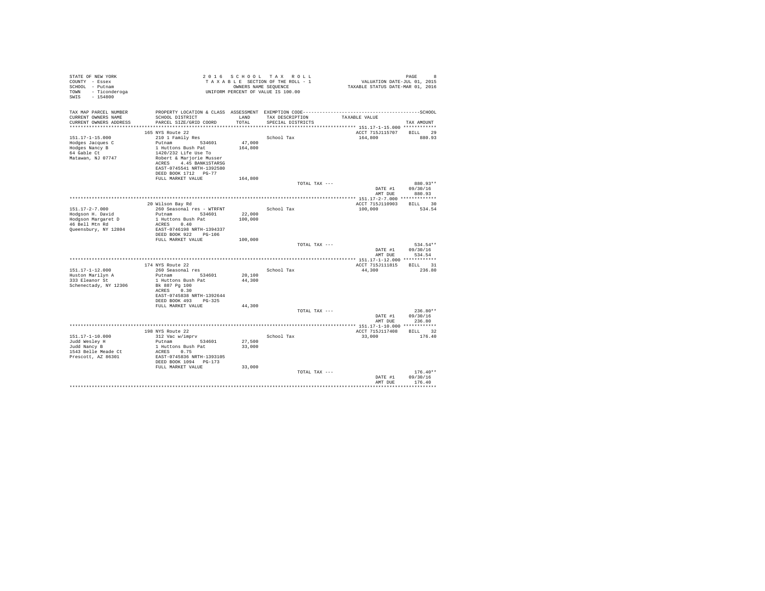STATE OF NEW YORK
COUNTY - Essex
SCHOOL - Putnam
TOWN - Ticonderoga
SWIS - 154800

2 0 1 6 S C H O O L T A X R O L L
T A X A B L E SECTION OF THE ROLL - 1
OWNERS NAME SEQUENCE
UNIFORM PERCENT OF VALUE IS 100.00

VALUATION DATE-JUL 01, 2015
TAXABLE STATUS DATE-MAR 01, 2016

| TAX MAP PARCEL NUMBER / CURRENT OWNERS NAME / CURRENT OWNERS ADDRESS | PROPERTY LOCATION & CLASS / SCHOOL DISTRICT / PARCEL SIZE/GRID COORD | ASSESSMENT LAND / TOTAL | EXEMPTION CODE / TAX DESCRIPTION / SPECIAL DISTRICTS | TAXABLE VALUE | SCHOOL TAX AMOUNT |
|---|---|---|---|---|---|
| 151.17-1-15.000 | 165 NYS Route 22 | | | ACCT 715J115707 | BILL 29 |
| Hodges Jacques C | 210 1 Family Res | | | | |
| Hodges Nancy B | Putnam 534601 | 47,000 | School Tax | 164,800 | 880.93 |
| 64 Gable Ct | 1 Huttons Bush Pat | 164,800 | | | |
| Matawan, NJ 07747 | 1420/232 Life Use To | | | | |
| | Robert & Marjorie Musser | | | | |
| | ACRES 4.45 BANK1STARSG | | | | |
| | EAST-0745541 NRTH-1392580 | | | | |
| | DEED BOOK 1712 PG-77 | | | | |
| | FULL MARKET VALUE | 164,800 | | | |
| | | | TOTAL TAX --- | | 880.93** |
| | | | | DATE #1 | 09/30/16 |
| | | | | AMT DUE | 880.93 |
| 151.17-2-7.000 | 20 Wilson Bay Rd | | | ACCT 715J110903 | BILL 30 |
| Hodgson H. David | 260 Seasonal res - WTRFNT | | | | |
| Hodgson Margaret D | Putnam 534601 | 22,000 | School Tax | 100,000 | 534.54 |
| 46 Bell Mtn Rd | 1 Huttons Bush Pat | 100,000 | | | |
| Queensbury, NY 12804 | ACRES 0.40 | | | | |
| | EAST-0746198 NRTH-1394337 | | | | |
| | DEED BOOK 922 PG-106 | | | | |
| | FULL MARKET VALUE | 100,000 | | | |
| | | | TOTAL TAX --- | | 534.54** |
| | | | | DATE #1 | 09/30/16 |
| | | | | AMT DUE | 534.54 |
| 151.17-1-12.000 | 174 NYS Route 22 | | | ACCT 715J111815 | BILL 31 |
| Huston Marilyn A | 260 Seasonal res | | | | |
| 333 Eleanor St | Putnam 534601 | 20,100 | School Tax | 44,300 | 236.80 |
| Schenectady, NY 12306 | 1 Huttons Bush Pat | 44,300 | | | |
| | Bk 887 Pg 100 | | | | |
| | ACRES 0.30 | | | | |
| | EAST-0745838 NRTH-1392644 | | | | |
| | DEED BOOK 493 PG-325 | | | | |
| | FULL MARKET VALUE | 44,300 | | | |
| | | | TOTAL TAX --- | | 236.80** |
| | | | | DATE #1 | 09/30/16 |
| | | | | AMT DUE | 236.80 |
| 151.17-1-10.000 | 198 NYS Route 22 | | | ACCT 715J117408 | BILL 32 |
| Judd Wesley H | 312 Vac w/imprv | | | | |
| Judd Nancy B | Putnam 534601 | 27,500 | School Tax | 33,000 | 176.40 |
| 1543 Belle Meade Ct | 1 Huttons Bush Pat | 33,000 | | | |
| Prescott, AZ 86301 | ACRES 0.75 | | | | |
| | EAST-0745836 NRTH-1393105 | | | | |
| | DEED BOOK 1094 PG-173 | | | | |
| | FULL MARKET VALUE | 33,000 | | | |
| | | | TOTAL TAX --- | | 176.40** |
| | | | | DATE #1 | 09/30/16 |
| | | | | AMT DUE | 176.40 |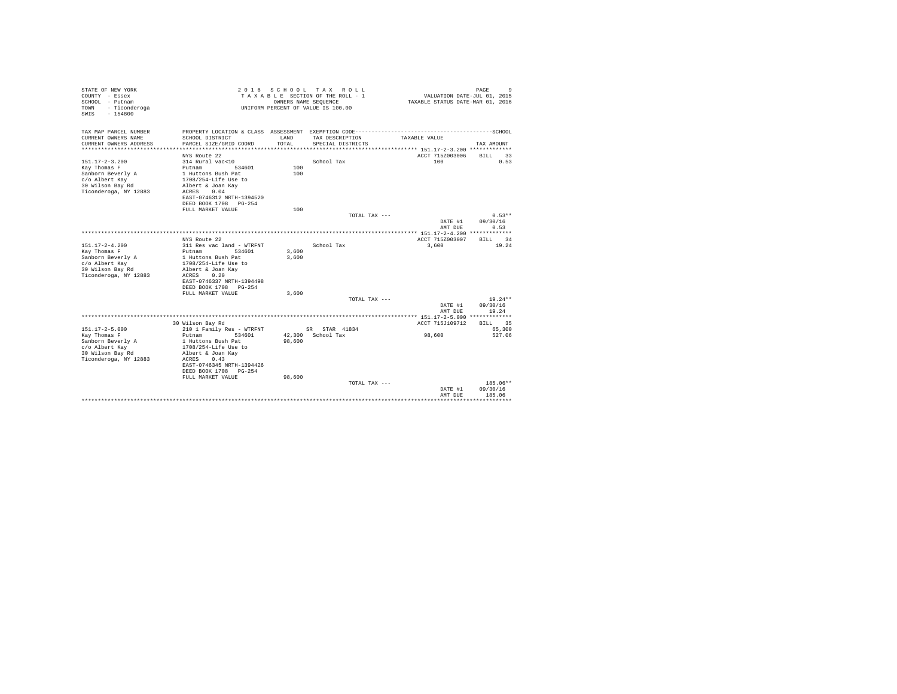STATE OF NEW YORK
COUNTY - Essex
SCHOOL - Putnam
TOWN - Ticonderoga
SWIS - 154800

2 0 1 6 S C H O O L T A X R O L L
T A X A B L E SECTION OF THE ROLL - 1
OWNERS NAME SEQUENCE
UNIFORM PERCENT OF VALUE IS 100.00

VALUATION DATE-JUL 01, 2015
TAXABLE STATUS DATE-MAR 01, 2016

| TAX MAP PARCEL NUMBER / CURRENT OWNERS NAME / CURRENT OWNERS ADDRESS | PROPERTY LOCATION & CLASS / SCHOOL DISTRICT / PARCEL SIZE/GRID COORD | ASSESSMENT LAND / TOTAL | EXEMPTION CODE / TAX DESCRIPTION / SPECIAL DISTRICTS | TAXABLE VALUE | SCHOOL TAX AMOUNT |
|---|---|---|---|---|---|
| 151.17-2-3.200 | NYS Route 22 | | | ACCT 715Z003006 | BILL 33 |
| | 314 Rural vac<10 | | School Tax | 100 | 0.53 |
| Kay Thomas F | Putnam 534601 | 100 | | | |
| Sanborn Beverly A | 1 Huttons Bush Pat | 100 | | | |
| c/o Albert Kay | 1708/254-Life Use to | | | | |
| 30 Wilson Bay Rd | Albert & Joan Kay | | | | |
| Ticonderoga, NY 12883 | ACRES 0.04 | | | | |
| | EAST-0746312 NRTH-1394520 | | | | |
| | DEED BOOK 1708 PG-254 | | | | |
| | FULL MARKET VALUE | 100 | | | |
| | | | TOTAL TAX --- | | 0.53** |
| | | | | DATE #1 | 09/30/16 |
| | | | | AMT DUE | 0.53 |
| 151.17-2-4.200 | NYS Route 22 | | | ACCT 715Z003007 | BILL 34 |
| | 311 Res vac land - WTRFNT | | School Tax | 3,600 | 19.24 |
| Kay Thomas F | Putnam 534601 | 3,600 | | | |
| Sanborn Beverly A | 1 Huttons Bush Pat | 3,600 | | | |
| c/o Albert Kay | 1708/254-Life Use to | | | | |
| 30 Wilson Bay Rd | Albert & Joan Kay | | | | |
| Ticonderoga, NY 12883 | ACRES 0.20 | | | | |
| | EAST-0746337 NRTH-1394498 | | | | |
| | DEED BOOK 1708 PG-254 | | | | |
| | FULL MARKET VALUE | 3,600 | | | |
| | | | TOTAL TAX --- | | 19.24** |
| | | | | DATE #1 | 09/30/16 |
| | | | | AMT DUE | 19.24 |
| 151.17-2-5.000 | 30 Wilson Bay Rd | | | ACCT 715J109712 | BILL 35 |
| | 210 1 Family Res - WTRFNT | | SR STAR 41834 | | 65,300 |
| Kay Thomas F | Putnam 534601 | 42,300 | School Tax | 98,600 | 527.06 |
| Sanborn Beverly A | 1 Huttons Bush Pat | 98,600 | | | |
| c/o Albert Kay | 1708/254-Life Use to | | | | |
| 30 Wilson Bay Rd | Albert & Joan Kay | | | | |
| Ticonderoga, NY 12883 | ACRES 0.43 | | | | |
| | EAST-0746345 NRTH-1394426 | | | | |
| | DEED BOOK 1708 PG-254 | | | | |
| | FULL MARKET VALUE | 98,600 | | | |
| | | | TOTAL TAX --- | | 185.06** |
| | | | | DATE #1 | 09/30/16 |
| | | | | AMT DUE | 185.06 |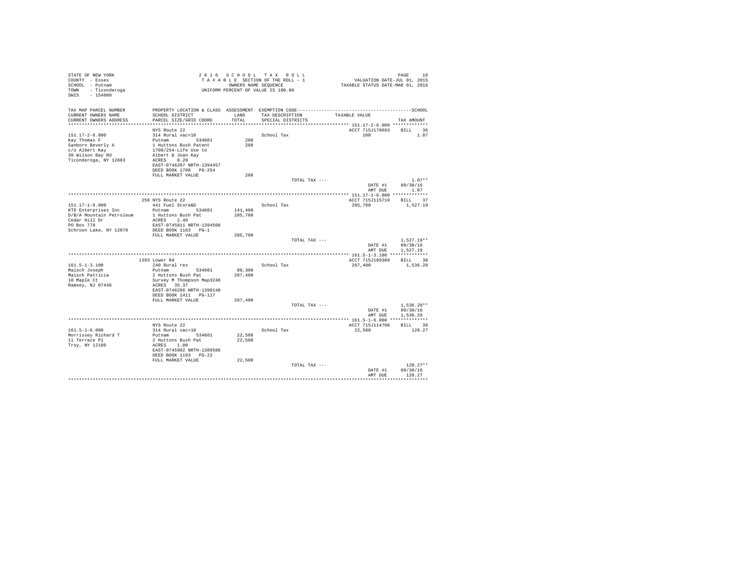STATE OF NEW YORK
COUNTY - Essex
SCHOOL - Putnam
TOWN - Ticonderoga
SWIS - 154800

2016 SCHOOL TAX ROLL
TAXABLE SECTION OF THE ROLL - 1
OWNERS NAME SEQUENCE
UNIFORM PERCENT OF VALUE IS 100.00

VALUATION DATE-JUL 01, 2015
TAXABLE STATUS DATE-MAR 01, 2016

| TAX MAP PARCEL NUMBER / CURRENT OWNERS NAME / CURRENT OWNERS ADDRESS | PROPERTY LOCATION & CLASS / SCHOOL DISTRICT / PARCEL SIZE/GRID COORD | ASSESSMENT LAND / TOTAL | EXEMPTION CODE / TAX DESCRIPTION / SPECIAL DISTRICTS | TAXABLE VALUE | TAX AMOUNT |
|---|---|---|---|---|---|
| **151.17-2-6.000** | NYS Route 22 | | | ACCT 715J178693 | BILL 36 |
| 151.17-2-6.000 | 314 Rural vac<10 | | School Tax | 200 | 1.07 |
| Kay Thomas F | Putnam 534601 | 200 | | | |
| Sanborn Beverly A | 1 Huttons Bush Patent | 200 | | | |
| c/o Albert Kay | 1708/254-Life Use to | | | | |
| 30 Wilson Bay Rd | Albert & Joan Kay | | | | |
| Ticonderoga, NY 12883 | ACRES 0.20 | | | | |
| | EAST-0746207 NRTH-1394457 | | | | |
| | DEED BOOK 1708 PG-254 | | | | |
| | FULL MARKET VALUE | 200 | | | |
| | | | TOTAL TAX --- | | 1.07** |
| | | | | DATE #1 | 09/30/16 |
| | | | | AMT DUE | 1.07 |
| **151.17-1-6.000** | 256 NYS Route 22 | | | ACCT 715J115710 | BILL 37 |
| 151.17-1-6.000 | 441 Fuel Store&D | | School Tax | 285,700 | 1,527.19 |
| KTD Enterprises Inc | Putnam 534601 | 141,400 | | | |
| D/B/A Mountain Petroleum | 1 Huttons Bush Pat | 285,700 | | | |
| Cedar Hill Dr | ACRES 2.40 | | | | |
| PO Box 778 | EAST-0745811 NRTH-1394508 | | | | |
| Schroon Lake, NY 12870 | DEED BOOK 1163 PG-1 | | | | |
| | FULL MARKET VALUE | 285,700 | | | |
| | | | TOTAL TAX --- | | 1,527.19** |
| | | | | DATE #1 | 09/30/16 |
| | | | | AMT DUE | 1,527.19 |
| **161.5-1-3.100** | 1393 Lower Rd | | | ACCT 715J109309 | BILL 38 |
| 161.5-1-3.100 | 240 Rural res | | School Tax | 287,400 | 1,536.28 |
| Maisch Joseph | Putnam 534601 | 80,300 | | | |
| Maisch Patricia | 2 Huttons Bush Pat | 287,400 | | | |
| 10 Maple Ct | Survey M Thompson Map3246 | | | | |
| Ramsey, NJ 07446 | ACRES 35.37 | | | | |
| | EAST-0746296 NRTH-1390148 | | | | |
| | DEED BOOK 1411 PG-117 | | | | |
| | FULL MARKET VALUE | 287,400 | | | |
| | | | TOTAL TAX --- | | 1,536.28** |
| | | | | DATE #1 | 09/30/16 |
| | | | | AMT DUE | 1,536.28 |
| **161.5-1-6.000** | NYS Route 22 | | | ACCT 715J114708 | BILL 39 |
| 161.5-1-6.000 | 314 Rural vac<10 | | School Tax | 22,500 | 120.27 |
| Morrissey Richard T | Putnam 534601 | 22,500 | | | |
| 11 Terrace Pl | 2 Huttons Bush Pat | 22,500 | | | |
| Troy, NY 12180 | ACRES 1.00 | | | | |
| | EAST-0745902 NRTH-1389586 | | | | |
| | DEED BOOK 1193 PG-22 | | | | |
| | FULL MARKET VALUE | 22,500 | | | |
| | | | TOTAL TAX --- | | 120.27** |
| | | | | DATE #1 | 09/30/16 |
| | | | | AMT DUE | 120.27 |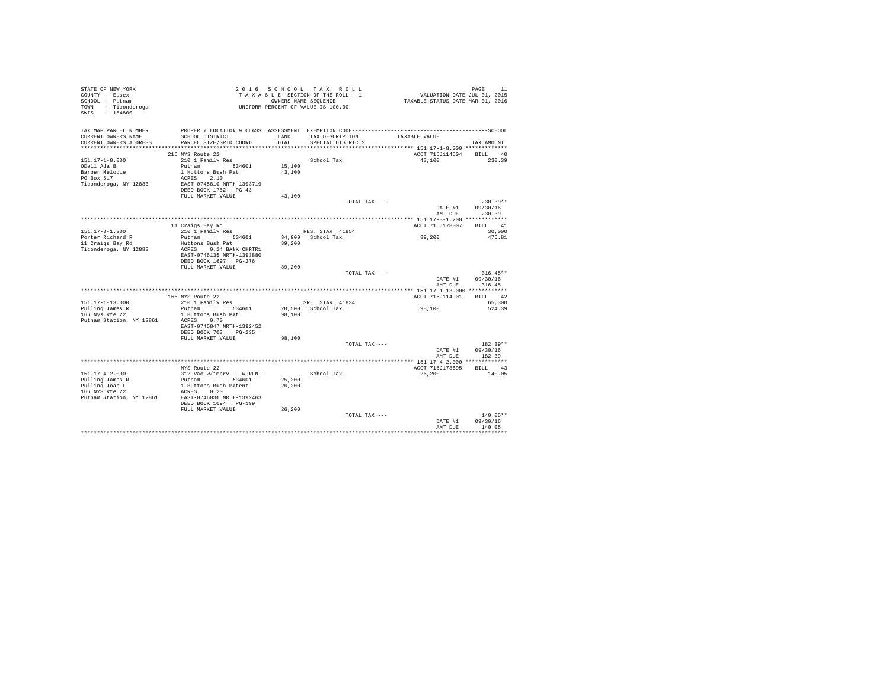STATE OF NEW YORK
COUNTY - Essex
SCHOOL - Putnam
TOWN - Ticonderoga
SWIS - 154800

2 0 1 6 S C H O O L T A X R O L L
T A X A B L E SECTION OF THE ROLL - 1
OWNERS NAME SEQUENCE
UNIFORM PERCENT OF VALUE IS 100.00

VALUATION DATE-JUL 01, 2015
TAXABLE STATUS DATE-MAR 01, 2016

```
TAX MAP PARCEL NUMBER      PROPERTY LOCATION & CLASS  ASSESSMENT  EXEMPTION CODE-----------------------------------------------SCHOOL
CURRENT OWNERS NAME        SCHOOL DISTRICT              LAND      TAX DESCRIPTION            TAXABLE VALUE
CURRENT OWNERS ADDRESS     PARCEL SIZE/GRID COORD       TOTAL     SPECIAL DISTRICTS                                      TAX AMOUNT
******************************************************************************************** 151.17-1-8.000 *************
                           216 NYS Route 22                                                   ACCT 715J114504     BILL   40
151.17-1-8.000             210 1 Family Res                       School Tax                  43,100              230.39
ODell Ada B                Putnam          534601      15,100
Barber Melodie             1 Huttons Bush Pat          43,100
PO Box 517                 ACRES    2.10
Ticonderoga, NY 12883      EAST-0745810 NRTH-1393719
                           DEED BOOK 1752   PG-43
                           FULL MARKET VALUE           43,100
                                                                  TOTAL TAX ---                                  230.39**
                                                                                             DATE #1         09/30/16
                                                                                             AMT DUE           230.39
******************************************************************************************** 151.17-3-1.200 *************
                           11 Craigs Bay Rd                                                   ACCT 715J178007     BILL   41
151.17-3-1.200             210 1 Family Res                       RES. STAR 41854                                  30,000
Porter Richard R           Putnam          534601      34,900     School Tax                  89,200              476.81
11 Craigs Bay Rd           Huttons Bush Pat            89,200
Ticonderoga, NY 12883      ACRES    0.24 BANK CHRTR1
                           EAST-0746135 NRTH-1393880
                           DEED BOOK 1697   PG-276
                           FULL MARKET VALUE           89,200
                                                                  TOTAL TAX ---                                  316.45**
                                                                                             DATE #1         09/30/16
                                                                                             AMT DUE           316.45
******************************************************************************************** 151.17-1-13.000 ************
                           166 NYS Route 22                                                   ACCT 715J114901     BILL   42
151.17-1-13.000            210 1 Family Res                       SR   STAR 41834                                  65,300
Pulling James R            Putnam          534601      20,500     School Tax                  98,100              524.39
166 Nys Rte 22             1 Huttons Bush Pat          98,100
Putnam Station, NY 12861   ACRES    0.70
                           EAST-0745847 NRTH-1392452
                           DEED BOOK 703    PG-235
                           FULL MARKET VALUE           98,100
                                                                  TOTAL TAX ---                                  182.39**
                                                                                             DATE #1         09/30/16
                                                                                             AMT DUE           182.39
******************************************************************************************** 151.17-4-2.000 *************
                           NYS Route 22                                                       ACCT 715J178695     BILL   43
151.17-4-2.000             312 Vac w/imprv  - WTRFNT              School Tax                  26,200              140.05
Pulling James R            Putnam          534601      25,200
Pulling Joan F             1 Huttons Bush Patent       26,200
166 NYS Rte 22             ACRES    0.20
Putnam Station, NY 12861   EAST-0746036 NRTH-1392463
                           DEED BOOK 1094   PG-199
                           FULL MARKET VALUE           26,200
                                                                  TOTAL TAX ---                                  140.05**
                                                                                             DATE #1         09/30/16
                                                                                             AMT DUE           140.05
****************************************************************************************************************************
```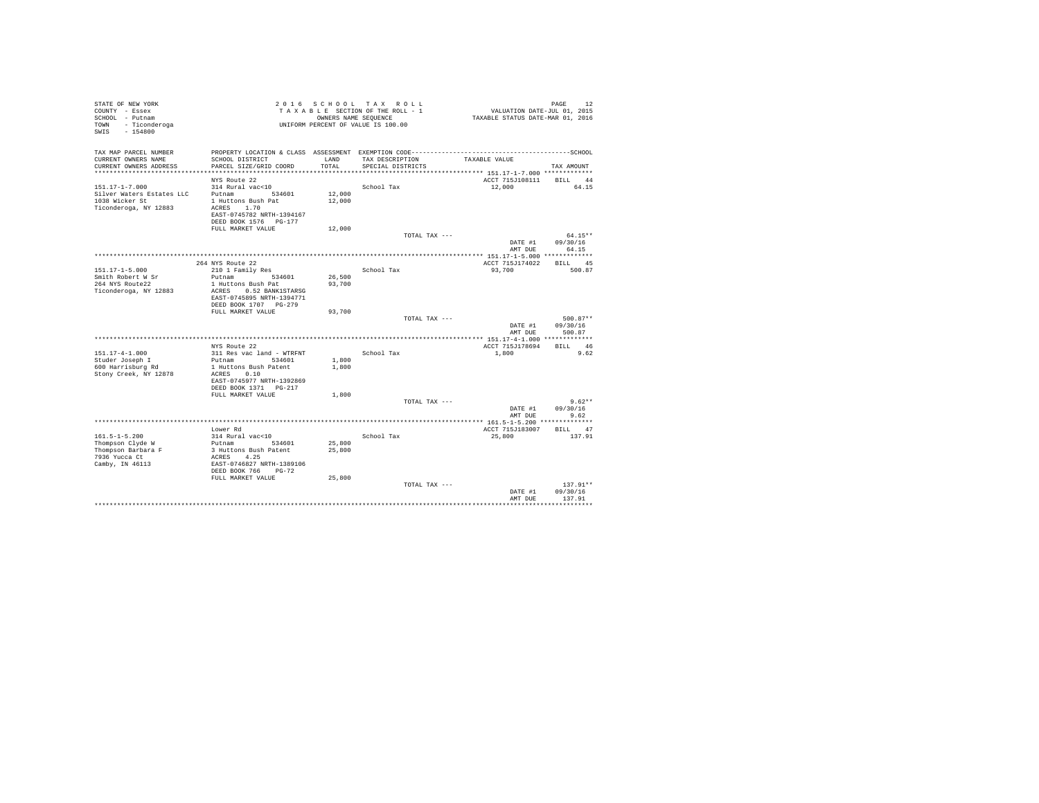STATE OF NEW YORK
COUNTY - Essex
SCHOOL - Putnam
TOWN - Ticonderoga
SWIS - 154800

2 0 1 6 S C H O O L T A X R O L L
T A X A B L E SECTION OF THE ROLL - 1
OWNERS NAME SEQUENCE
UNIFORM PERCENT OF VALUE IS 100.00

VALUATION DATE-JUL 01, 2015
TAXABLE STATUS DATE-MAR 01, 2016

| TAX MAP PARCEL NUMBER / CURRENT OWNERS NAME / CURRENT OWNERS ADDRESS | PROPERTY LOCATION & CLASS / SCHOOL DISTRICT / PARCEL SIZE/GRID COORD | ASSESSMENT LAND / TOTAL | EXEMPTION CODE / TAX DESCRIPTION / SPECIAL DISTRICTS | TAXABLE VALUE | SCHOOL TAX AMOUNT |
|---|---|---|---|---|---|
| **151.17-1-7.000** | NYS Route 22 | | | ACCT 715J108111 | BILL 44 |
| 151.17-1-7.000 | 314 Rural vac<10 | | School Tax | 12,000 | 64.15 |
| Silver Waters Estates LLC | Putnam 534601 | 12,000 | | | |
| 1038 Wicker St | 1 Huttons Bush Pat | 12,000 | | | |
| Ticonderoga, NY 12883 | ACRES 1.70 | | | | |
| | EAST-0745782 NRTH-1394167 | | | | |
| | DEED BOOK 1576 PG-177 | | | | |
| | FULL MARKET VALUE | 12,000 | | | |
| | | | TOTAL TAX --- | | 64.15** |
| | | | | DATE #1 | 09/30/16 |
| | | | | AMT DUE | 64.15 |
| **151.17-1-5.000** | 264 NYS Route 22 | | | ACCT 715J174022 | BILL 45 |
| 151.17-1-5.000 | 210 1 Family Res | | School Tax | 93,700 | 500.87 |
| Smith Robert W Sr | Putnam 534601 | 26,500 | | | |
| 264 NYS Route22 | 1 Huttons Bush Pat | 93,700 | | | |
| Ticonderoga, NY 12883 | ACRES 0.52 BANK1STARSG | | | | |
| | EAST-0745895 NRTH-1394771 | | | | |
| | DEED BOOK 1707 PG-279 | | | | |
| | FULL MARKET VALUE | 93,700 | | | |
| | | | TOTAL TAX --- | | 500.87** |
| | | | | DATE #1 | 09/30/16 |
| | | | | AMT DUE | 500.87 |
| **151.17-4-1.000** | NYS Route 22 | | | ACCT 715J178694 | BILL 46 |
| 151.17-4-1.000 | 311 Res vac land - WTRFNT | | School Tax | 1,800 | 9.62 |
| Studer Joseph I | Putnam 534601 | 1,800 | | | |
| 600 Harrisburg Rd | 1 Huttons Bush Patent | 1,800 | | | |
| Stony Creek, NY 12878 | ACRES 0.10 | | | | |
| | EAST-0745977 NRTH-1392869 | | | | |
| | DEED BOOK 1371 PG-217 | | | | |
| | FULL MARKET VALUE | 1,800 | | | |
| | | | TOTAL TAX --- | | 9.62** |
| | | | | DATE #1 | 09/30/16 |
| | | | | AMT DUE | 9.62 |
| **161.5-1-5.200** | Lower Rd | | | ACCT 715J183007 | BILL 47 |
| 161.5-1-5.200 | 314 Rural vac<10 | | School Tax | 25,800 | 137.91 |
| Thompson Clyde W | Putnam 534601 | 25,800 | | | |
| Thompson Barbara F | 3 Huttons Bush Patent | 25,800 | | | |
| 7936 Yucca Ct | ACRES 4.25 | | | | |
| Camby, IN 46113 | EAST-0746827 NRTH-1389106 | | | | |
| | DEED BOOK 766 PG-72 | | | | |
| | FULL MARKET VALUE | 25,800 | | | |
| | | | TOTAL TAX --- | | 137.91** |
| | | | | DATE #1 | 09/30/16 |
| | | | | AMT DUE | 137.91 |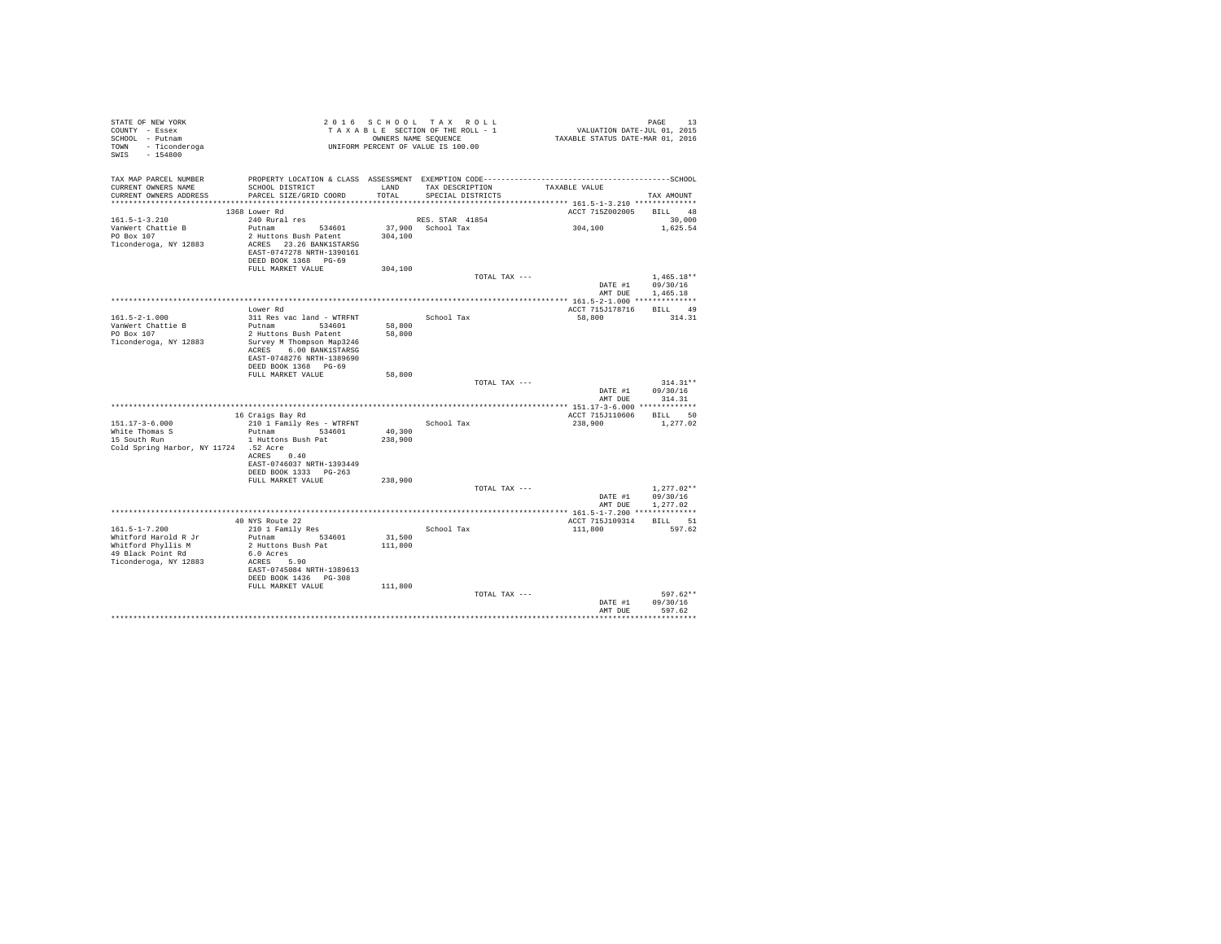STATE OF NEW YORK
COUNTY - Essex
SCHOOL - Putnam
TOWN - Ticonderoga
SWIS - 154800

2 0 1 6 S C H O O L T A X R O L L
T A X A B L E SECTION OF THE ROLL - 1
OWNERS NAME SEQUENCE
UNIFORM PERCENT OF VALUE IS 100.00

VALUATION DATE-JUL 01, 2015
TAXABLE STATUS DATE-MAR 01, 2016

| TAX MAP PARCEL NUMBER / CURRENT OWNERS NAME / CURRENT OWNERS ADDRESS | PROPERTY LOCATION & CLASS / SCHOOL DISTRICT / PARCEL SIZE/GRID COORD | ASSESSMENT LAND / TOTAL | EXEMPTION CODE / TAX DESCRIPTION / SPECIAL DISTRICTS | TAXABLE VALUE | TAX AMOUNT |
|---|---|---|---|---|---|
| 161.5-1-3.210 | 1368 Lower Rd | | | ACCT 715Z002005 | BILL 48 |
| 161.5-1-3.210 | 240 Rural res | | RES. STAR 41854 | | 30,000 |
| VanWert Chattie B | Putnam 534601 | 37,900 | School Tax | 304,100 | 1,625.54 |
| PO Box 107 | 2 Huttons Bush Patent | 304,100 | | | |
| Ticonderoga, NY 12883 | ACRES 23.26 BANK1STARSG | | | | |
| | EAST-0747278 NRTH-1390161 | | | | |
| | DEED BOOK 1368 PG-69 | | | | |
| | FULL MARKET VALUE | 304,100 | | | |
| | | | TOTAL TAX --- | | 1,465.18** |
| | | | | DATE #1 | 09/30/16 |
| | | | | AMT DUE | 1,465.18 |
| 161.5-2-1.000 | Lower Rd | | | ACCT 715J178716 | BILL 49 |
| 161.5-2-1.000 | 311 Res vac land - WTRFNT | | School Tax | 58,800 | 314.31 |
| VanWert Chattie B | Putnam 534601 | 58,800 | | | |
| PO Box 107 | 2 Huttons Bush Patent | 58,800 | | | |
| Ticonderoga, NY 12883 | Survey M Thompson Map3246 | | | | |
| | ACRES 6.00 BANK1STARSG | | | | |
| | EAST-0748276 NRTH-1389690 | | | | |
| | DEED BOOK 1368 PG-69 | | | | |
| | FULL MARKET VALUE | 58,800 | | | |
| | | | TOTAL TAX --- | | 314.31** |
| | | | | DATE #1 | 09/30/16 |
| | | | | AMT DUE | 314.31 |
| 151.17-3-6.000 | 16 Craigs Bay Rd | | | ACCT 715J110606 | BILL 50 |
| 151.17-3-6.000 | 210 1 Family Res - WTRFNT | | School Tax | 238,900 | 1,277.02 |
| White Thomas S | Putnam 534601 | 40,300 | | | |
| 15 South Run | 1 Huttons Bush Pat | 238,900 | | | |
| Cold Spring Harbor, NY 11724 | .52 Acre | | | | |
| | ACRES 0.40 | | | | |
| | EAST-0746037 NRTH-1393449 | | | | |
| | DEED BOOK 1333 PG-263 | | | | |
| | FULL MARKET VALUE | 238,900 | | | |
| | | | TOTAL TAX --- | | 1,277.02** |
| | | | | DATE #1 | 09/30/16 |
| | | | | AMT DUE | 1,277.02 |
| 161.5-1-7.200 | 40 NYS Route 22 | | | ACCT 715J109314 | BILL 51 |
| 161.5-1-7.200 | 210 1 Family Res | | School Tax | 111,800 | 597.62 |
| Whitford Harold R Jr | Putnam 534601 | 31,500 | | | |
| Whitford Phyllis M | 2 Huttons Bush Pat | 111,800 | | | |
| 49 Black Point Rd | 6.0 Acres | | | | |
| Ticonderoga, NY 12883 | ACRES 5.90 | | | | |
| | EAST-0745084 NRTH-1389613 | | | | |
| | DEED BOOK 1436 PG-308 | | | | |
| | FULL MARKET VALUE | 111,800 | | | |
| | | | TOTAL TAX --- | | 597.62** |
| | | | | DATE #1 | 09/30/16 |
| | | | | AMT DUE | 597.62 |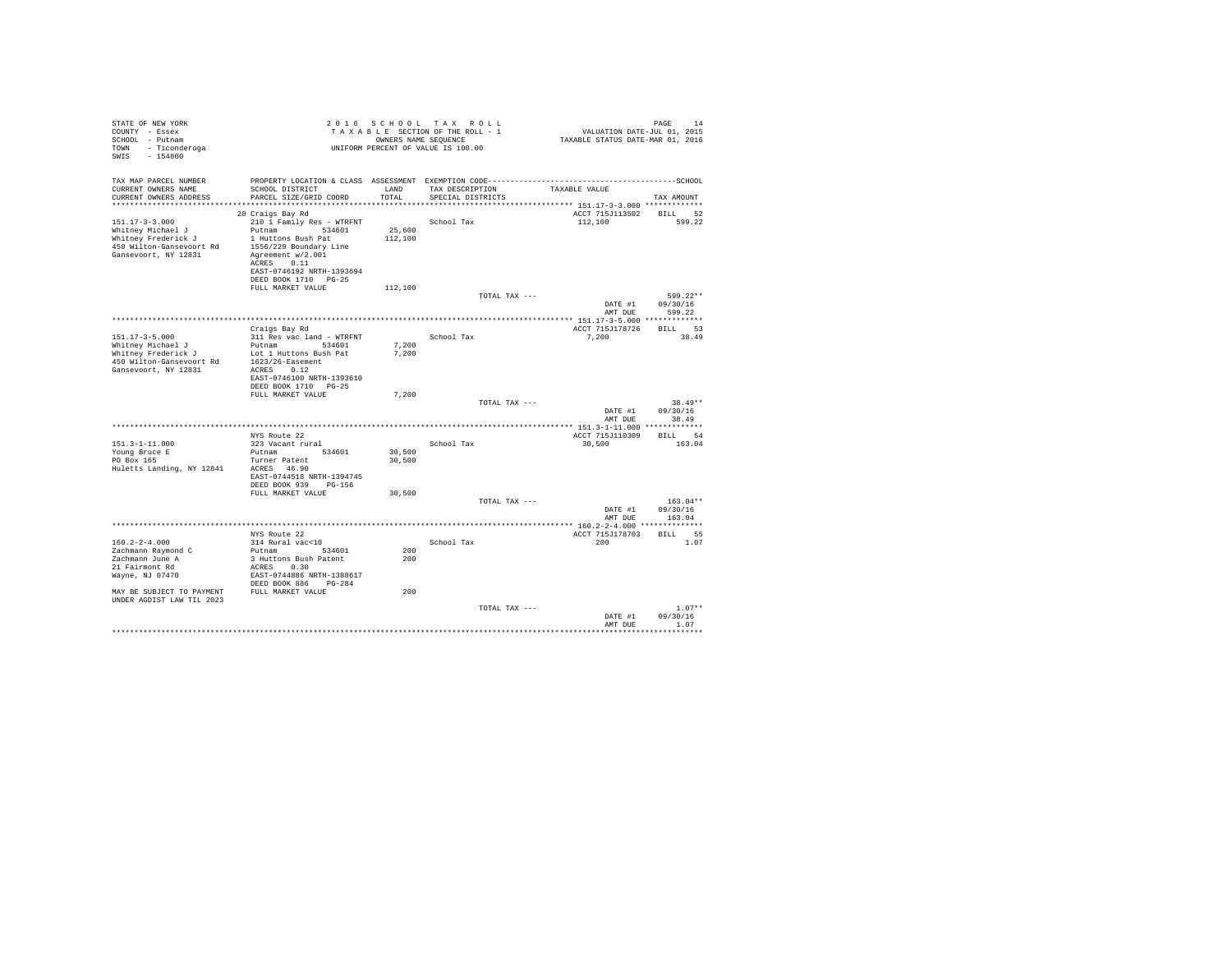STATE OF NEW YORK
COUNTY - Essex
SCHOOL - Putnam
TOWN - Ticonderoga
SWIS - 154800

2 0 1 6 S C H O O L T A X R O L L
T A X A B L E SECTION OF THE ROLL - 1
OWNERS NAME SEQUENCE
UNIFORM PERCENT OF VALUE IS 100.00

VALUATION DATE-JUL 01, 2015
TAXABLE STATUS DATE-MAR 01, 2016

| TAX MAP PARCEL NUMBER / CURRENT OWNERS NAME / CURRENT OWNERS ADDRESS | PROPERTY LOCATION & CLASS / SCHOOL DISTRICT / PARCEL SIZE/GRID COORD | ASSESSMENT LAND / TOTAL | EXEMPTION CODE / TAX DESCRIPTION / SPECIAL DISTRICTS | TAXABLE VALUE | TAX AMOUNT |
|---|---|---|---|---|---|
| **151.17-3-3.000** | 20 Craigs Bay Rd | | | ACCT 715J113502 | BILL 52 |
| 151.17-3-3.000 | 210 1 Family Res - WTRFNT | | School Tax | 112,100 | 599.22 |
| Whitney Michael J | Putnam 534601 | 25,600 | | | |
| Whitney Frederick J | 1 Huttons Bush Pat | 112,100 | | | |
| 450 Wilton-Gansevoort Rd | 1556/229 Boundary Line | | | | |
| Gansevoort, NY 12831 | Agreement w/2.001 | | | | |
| | ACRES 0.11 | | | | |
| | EAST-0746192 NRTH-1393694 | | | | |
| | DEED BOOK 1710 PG-25 | | | | |
| | FULL MARKET VALUE | 112,100 | | | |
| | | | TOTAL TAX --- | | 599.22** |
| | | | | DATE #1 | 09/30/16 |
| | | | | AMT DUE | 599.22 |
| **151.17-3-5.000** | Craigs Bay Rd | | | ACCT 715J178726 | BILL 53 |
| 151.17-3-5.000 | 311 Res vac land - WTRFNT | | School Tax | 7,200 | 38.49 |
| Whitney Michael J | Putnam 534601 | 7,200 | | | |
| Whitney Frederick J | Lot 1 Huttons Bush Pat | 7,200 | | | |
| 450 Wilton-Gansevoort Rd | 1623/26-Easement | | | | |
| Gansevoort, NY 12831 | ACRES 0.12 | | | | |
| | EAST-0746100 NRTH-1393610 | | | | |
| | DEED BOOK 1710 PG-25 | | | | |
| | FULL MARKET VALUE | 7,200 | | | |
| | | | TOTAL TAX --- | | 38.49** |
| | | | | DATE #1 | 09/30/16 |
| | | | | AMT DUE | 38.49 |
| **151.3-1-11.000** | NYS Route 22 | | | ACCT 715J110309 | BILL 54 |
| 151.3-1-11.000 | 323 Vacant rural | | School Tax | 30,500 | 163.04 |
| Young Bruce E | Putnam 534601 | 30,500 | | | |
| PO Box 165 | Turner Patent | 30,500 | | | |
| Huletts Landing, NY 12841 | ACRES 46.90 | | | | |
| | EAST-0744518 NRTH-1394745 | | | | |
| | DEED BOOK 939 PG-156 | | | | |
| | FULL MARKET VALUE | 30,500 | | | |
| | | | TOTAL TAX --- | | 163.04** |
| | | | | DATE #1 | 09/30/16 |
| | | | | AMT DUE | 163.04 |
| **160.2-2-4.000** | NYS Route 22 | | | ACCT 715J178703 | BILL 55 |
| 160.2-2-4.000 | 314 Rural vac<10 | | School Tax | 200 | 1.07 |
| Zachmann Raymond C | Putnam 534601 | 200 | | | |
| Zachmann June A | 3 Huttons Bush Patent | 200 | | | |
| 21 Fairmont Rd | ACRES 0.30 | | | | |
| Wayne, NJ 07470 | EAST-0744886 NRTH-1388617 | | | | |
| | DEED BOOK 886 PG-284 | | | | |
| MAY BE SUBJECT TO PAYMENT | FULL MARKET VALUE | 200 | | | |
| UNDER AGDIST LAW TIL 2023 | | | | | |
| | | | TOTAL TAX --- | | 1.07** |
| | | | | DATE #1 | 09/30/16 |
| | | | | AMT DUE | 1.07 |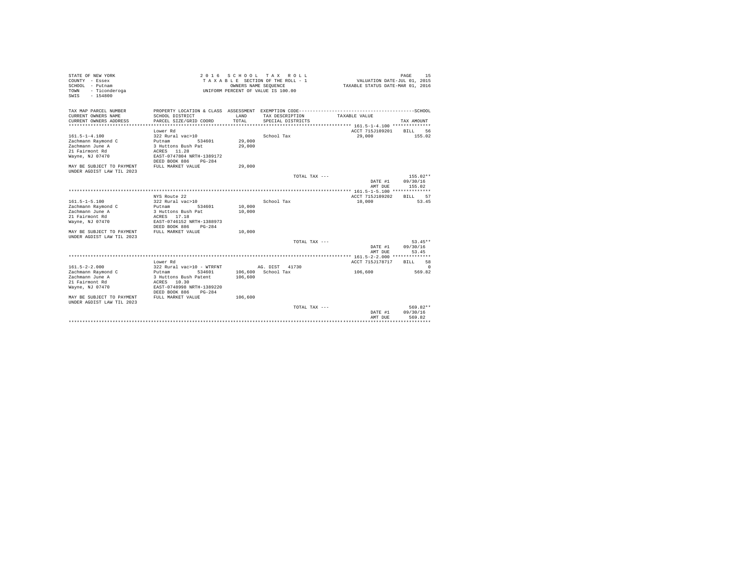STATE OF NEW YORK
COUNTY - Essex
SCHOOL - Putnam
TOWN - Ticonderoga
SWIS - 154800

2 0 1 6 S C H O O L T A X R O L L
T A X A B L E SECTION OF THE ROLL - 1
OWNERS NAME SEQUENCE
UNIFORM PERCENT OF VALUE IS 100.00

VALUATION DATE-JUL 01, 2015
TAXABLE STATUS DATE-MAR 01, 2016

| TAX MAP PARCEL NUMBER / CURRENT OWNERS NAME / CURRENT OWNERS ADDRESS | PROPERTY LOCATION & CLASS / SCHOOL DISTRICT / PARCEL SIZE/GRID COORD | ASSESSMENT LAND / TOTAL | EXEMPTION CODE / TAX DESCRIPTION / SPECIAL DISTRICTS | TAXABLE VALUE | TAX AMOUNT |
|---|---|---|---|---|---|
| **161.5-1-4.100** | Lower Rd | | | ACCT 715J109201 | BILL 56 |
| 161.5-1-4.100 | 322 Rural vac>10 | | School Tax | 29,000 | 155.02 |
| Zachmann Raymond C | Putnam 534601 | 29,000 | | | |
| Zachmann June A | 3 Huttons Bush Pat | 29,000 | | | |
| 21 Fairmont Rd | ACRES 11.28 | | | | |
| Wayne, NJ 07470 | EAST-0747804 NRTH-1389172 | | | | |
| | DEED BOOK 886 PG-284 | | | | |
| MAY BE SUBJECT TO PAYMENT UNDER AGDIST LAW TIL 2023 | FULL MARKET VALUE | 29,000 | | | |
| | | | TOTAL TAX --- | | 155.02** |
| | | | | DATE #1 | 09/30/16 |
| | | | | AMT DUE | 155.02 |
| **161.5-1-5.100** | NYS Route 22 | | | ACCT 715J109202 | BILL 57 |
| 161.5-1-5.100 | 322 Rural vac>10 | | School Tax | 10,000 | 53.45 |
| Zachmann Raymond C | Putnam 534601 | 10,000 | | | |
| Zachmann June A | 3 Huttons Bush Pat | 10,000 | | | |
| 21 Fairmont Rd | ACRES 17.18 | | | | |
| Wayne, NJ 07470 | EAST-0746152 NRTH-1388973 | | | | |
| | DEED BOOK 886 PG-284 | | | | |
| MAY BE SUBJECT TO PAYMENT UNDER AGDIST LAW TIL 2023 | FULL MARKET VALUE | 10,000 | | | |
| | | | TOTAL TAX --- | | 53.45** |
| | | | | DATE #1 | 09/30/16 |
| | | | | AMT DUE | 53.45 |
| **161.5-2-2.000** | Lower Rd | | | ACCT 715J178717 | BILL 58 |
| 161.5-2-2.000 | 322 Rural vac>10 - WTRFNT | | AG. DIST 41730 | | 0 |
| Zachmann Raymond C | Putnam 534601 | 106,600 | School Tax | 106,600 | 569.82 |
| Zachmann June A | 3 Huttons Bush Patent | 106,600 | | | |
| 21 Fairmont Rd | ACRES 10.30 | | | | |
| Wayne, NJ 07470 | EAST-0748998 NRTH-1389220 | | | | |
| | DEED BOOK 886 PG-284 | | | | |
| MAY BE SUBJECT TO PAYMENT UNDER AGDIST LAW TIL 2023 | FULL MARKET VALUE | 106,600 | | | |
| | | | TOTAL TAX --- | | 569.82** |
| | | | | DATE #1 | 09/30/16 |
| | | | | AMT DUE | 569.82 |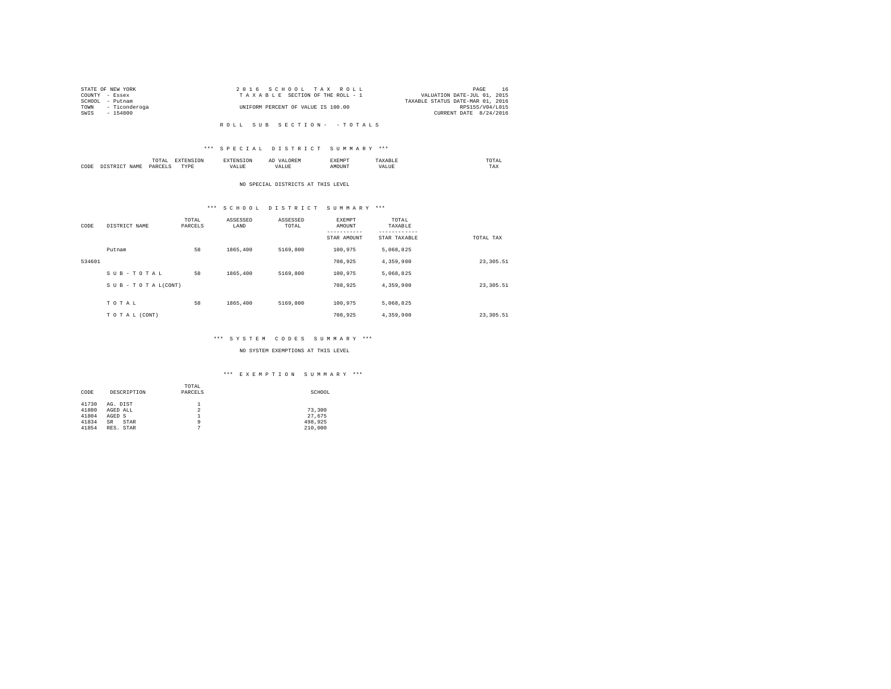STATE OF NEW YORK
COUNTY - Essex
SCHOOL - Putnam
TOWN - Ticonderoga
SWIS - 154800

2016 SCHOOL TAX ROLL
TAXABLE SECTION OF THE ROLL - 1
UNIFORM PERCENT OF VALUE IS 100.00

VALUATION DATE-JUL 01, 2015
TAXABLE STATUS DATE-MAR 01, 2016
RPS155/V04/L015
CURRENT DATE 8/24/2016

ROLL SUB SECTION- - TOTALS

### *** SPECIAL DISTRICT SUMMARY ***

| CODE | DISTRICT NAME | TOTAL PARCELS | EXTENSION TYPE | EXTENSION VALUE | AD VALOREM VALUE | EXEMPT AMOUNT | TAXABLE VALUE | TOTAL TAX |
|---|---|---|---|---|---|---|---|---|

NO SPECIAL DISTRICTS AT THIS LEVEL

### *** SCHOOL DISTRICT SUMMARY ***

| CODE | DISTRICT NAME | TOTAL PARCELS | ASSESSED LAND | ASSESSED TOTAL | EXEMPT AMOUNT / STAR AMOUNT | TOTAL TAXABLE / STAR TAXABLE | TOTAL TAX |
|---|---|---|---|---|---|---|---|
| | Putnam | 58 | 1865,400 | 5169,800 | 100,975 | 5,068,825 | |
| 534601 | | | | | 708,925 | 4,359,900 | 23,305.51 |
| | SUB-TOTAL | 58 | 1865,400 | 5169,800 | 100,975 | 5,068,825 | |
| | SUB-TOTAL(CONT) | | | | 708,925 | 4,359,900 | 23,305.51 |
| | TOTAL | 58 | 1865,400 | 5169,800 | 100,975 | 5,068,825 | |
| | TOTAL (CONT) | | | | 708,925 | 4,359,900 | 23,305.51 |

### *** SYSTEM CODES SUMMARY ***

NO SYSTEM EXEMPTIONS AT THIS LEVEL

### *** EXEMPTION SUMMARY ***

| CODE | DESCRIPTION | TOTAL PARCELS | SCHOOL |
|---|---|---|---|
| 41730 | AG. DIST | 1 | |
| 41800 | AGED ALL | 2 | 73,300 |
| 41804 | AGED S | 1 | 27,675 |
| 41834 | SR STAR | 9 | 498,925 |
| 41854 | RES. STAR | 7 | 210,000 |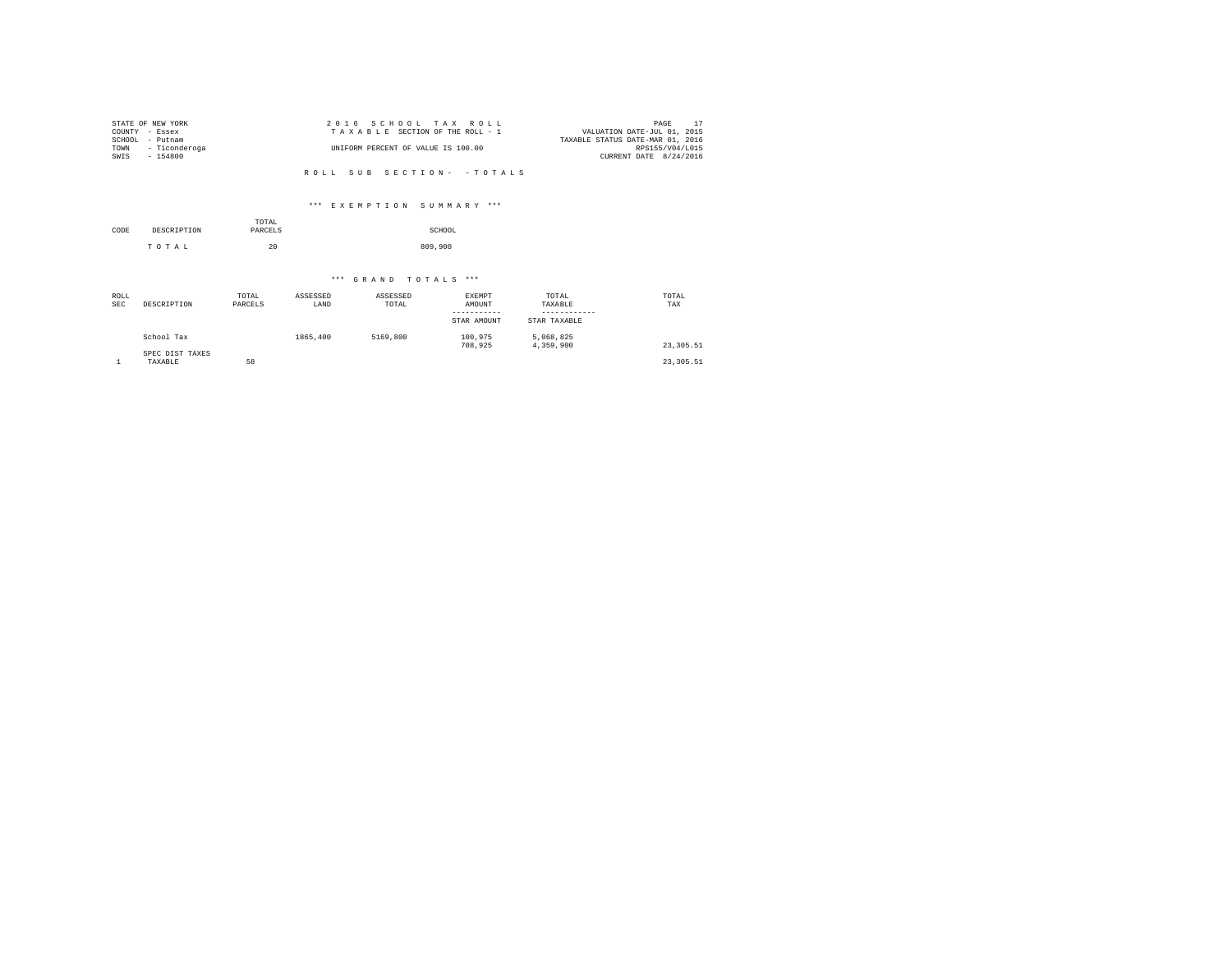STATE OF NEW YORK
COUNTY - Essex
SCHOOL - Putnam
TOWN - Ticonderoga
SWIS - 154800

2 0 1 6 S C H O O L T A X R O L L
T A X A B L E SECTION OF THE ROLL - 1
UNIFORM PERCENT OF VALUE IS 100.00

VALUATION DATE-JUL 01, 2015
TAXABLE STATUS DATE-MAR 01, 2016
RPS155/V04/L015
CURRENT DATE 8/24/2016

R O L L S U B S E C T I O N - - T O T A L S

\*\*\* E X E M P T I O N S U M M A R Y \*\*\*

| CODE | DESCRIPTION | TOTAL PARCELS | SCHOOL |
|---|---|---|---|
| | T O T A L | 20 | 809,900 |

\*\*\* G R A N D T O T A L S \*\*\*

| ROLL SEC | DESCRIPTION | TOTAL PARCELS | ASSESSED LAND | ASSESSED TOTAL | EXEMPT AMOUNT / STAR AMOUNT | TOTAL TAXABLE / STAR TAXABLE | TOTAL TAX |
|---|---|---|---|---|---|---|---|
| | School Tax | | 1865,400 | 5169,800 | 100,975 | 5,068,825 | |
| | | | | | 708,925 | 4,359,900 | 23,305.51 |
| | SPEC DIST TAXES | | | | | | |
| 1 | TAXABLE | 58 | | | | | 23,305.51 |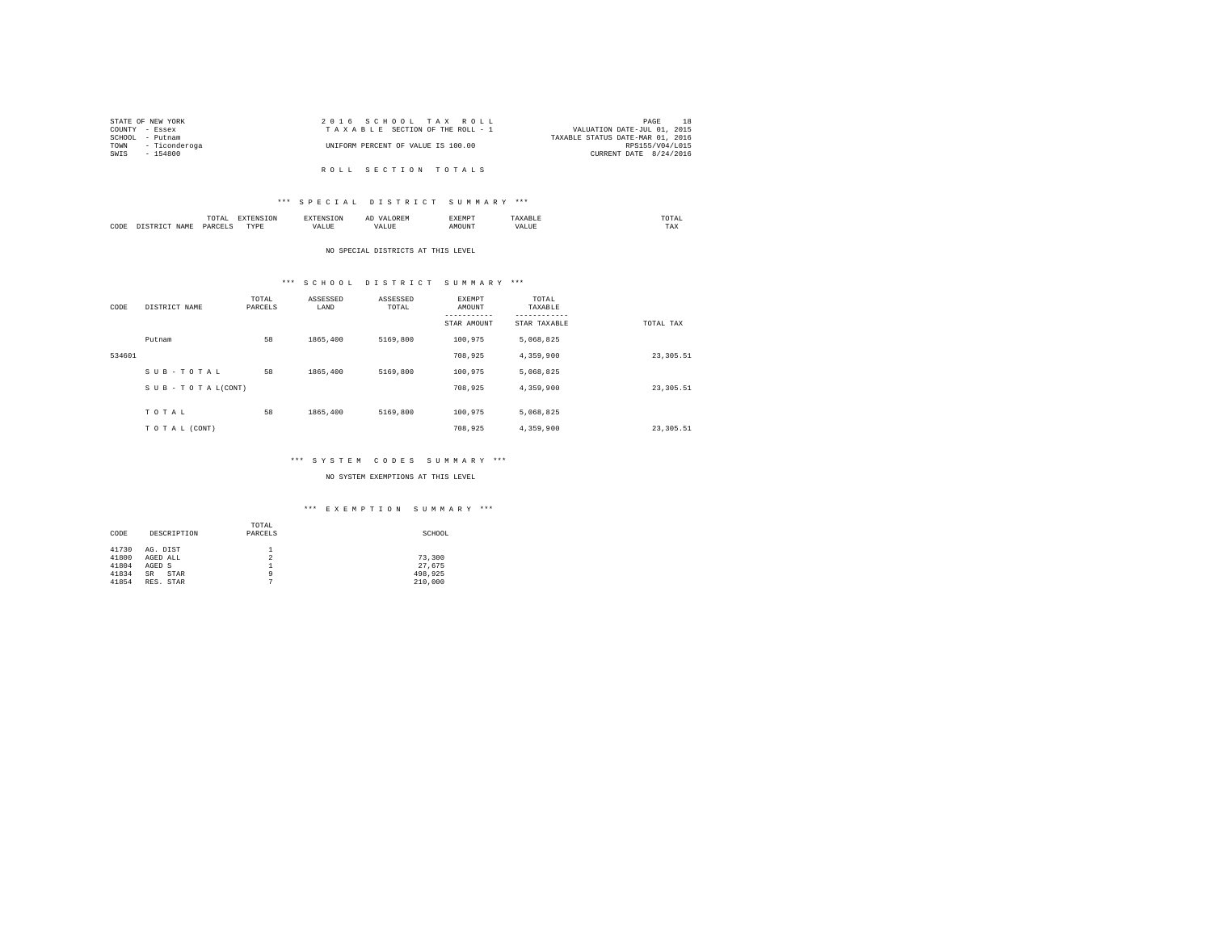STATE OF NEW YORK
COUNTY - Essex
SCHOOL - Putnam
TOWN - Ticonderoga
SWIS - 154800

2 0 1 6 S C H O O L T A X R O L L
T A X A B L E SECTION OF THE ROLL - 1
UNIFORM PERCENT OF VALUE IS 100.00

VALUATION DATE-JUL 01, 2015
TAXABLE STATUS DATE-MAR 01, 2016
RPS155/V04/L015
CURRENT DATE 8/24/2016

## R O L L S E C T I O N T O T A L S

### *** S P E C I A L D I S T R I C T S U M M A R Y ***

| CODE | DISTRICT NAME | TOTAL PARCELS | EXTENSION TYPE | EXTENSION VALUE | AD VALOREM VALUE | EXEMPT AMOUNT | TAXABLE VALUE | TOTAL TAX |
|---|---|---|---|---|---|---|---|---|

NO SPECIAL DISTRICTS AT THIS LEVEL

### *** S C H O O L D I S T R I C T S U M M A R Y ***

| CODE | DISTRICT NAME | TOTAL PARCELS | ASSESSED LAND | ASSESSED TOTAL | EXEMPT AMOUNT / STAR AMOUNT | TOTAL TAXABLE / STAR TAXABLE | TOTAL TAX |
|---|---|---|---|---|---|---|---|
| | Putnam | 58 | 1865,400 | 5169,800 | 100,975 | 5,068,825 | |
| 534601 | | | | | 708,925 | 4,359,900 | 23,305.51 |
| | S U B - T O T A L | 58 | 1865,400 | 5169,800 | 100,975 | 5,068,825 | |
| | S U B - T O T A L(CONT) | | | | 708,925 | 4,359,900 | 23,305.51 |
| | T O T A L | 58 | 1865,400 | 5169,800 | 100,975 | 5,068,825 | |
| | T O T A L (CONT) | | | | 708,925 | 4,359,900 | 23,305.51 |

### *** S Y S T E M C O D E S S U M M A R Y ***

NO SYSTEM EXEMPTIONS AT THIS LEVEL

### *** E X E M P T I O N S U M M A R Y ***

| CODE | DESCRIPTION | TOTAL PARCELS | SCHOOL |
|---|---|---|---|
| 41730 | AG. DIST | 1 | |
| 41800 | AGED ALL | 2 | 73,300 |
| 41804 | AGED S | 1 | 27,675 |
| 41834 | SR STAR | 9 | 498,925 |
| 41854 | RES. STAR | 7 | 210,000 |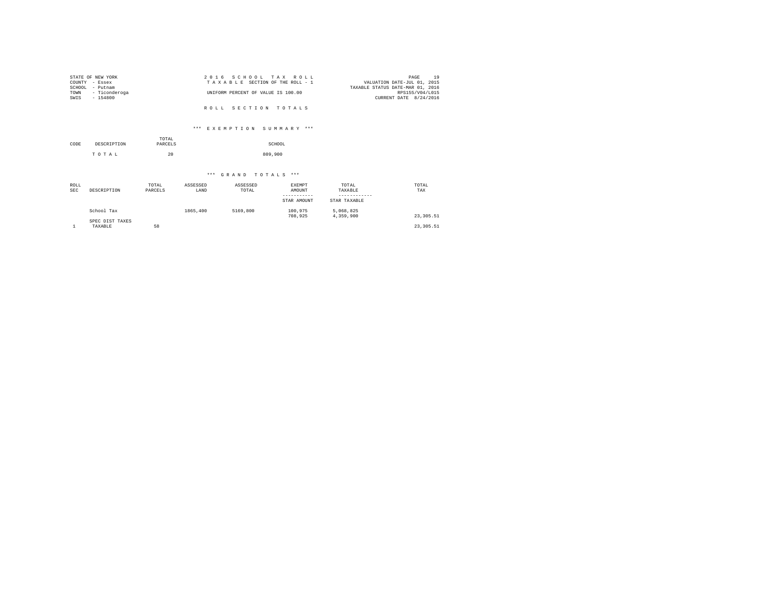STATE OF NEW YORK
COUNTY - Essex
SCHOOL - Putnam
TOWN - Ticonderoga
SWIS - 154800

2016 SCHOOL TAX ROLL
TAXABLE SECTION OF THE ROLL - 1
UNIFORM PERCENT OF VALUE IS 100.00

PAGE 19
VALUATION DATE-JUL 01, 2015
TAXABLE STATUS DATE-MAR 01, 2016
RPS155/V04/L015
CURRENT DATE 8/24/2016

## ROLL SECTION TOTALS

### *** EXEMPTION SUMMARY ***

| CODE | DESCRIPTION | TOTAL PARCELS | SCHOOL |
|---|---|---|---|
| | TOTAL | 20 | 809,900 |

### *** GRAND TOTALS ***

| ROLL SEC | DESCRIPTION | TOTAL PARCELS | ASSESSED LAND | ASSESSED TOTAL | EXEMPT AMOUNT / STAR AMOUNT | TOTAL TAXABLE / STAR TAXABLE | TOTAL TAX |
|---|---|---|---|---|---|---|---|
| | School Tax | | 1865,400 | 5169,800 | 100,975 | 5,068,825 | |
| | | | | | 708,925 | 4,359,900 | 23,305.51 |
| | SPEC DIST TAXES | | | | | | |
| 1 | TAXABLE | 58 | | | | | 23,305.51 |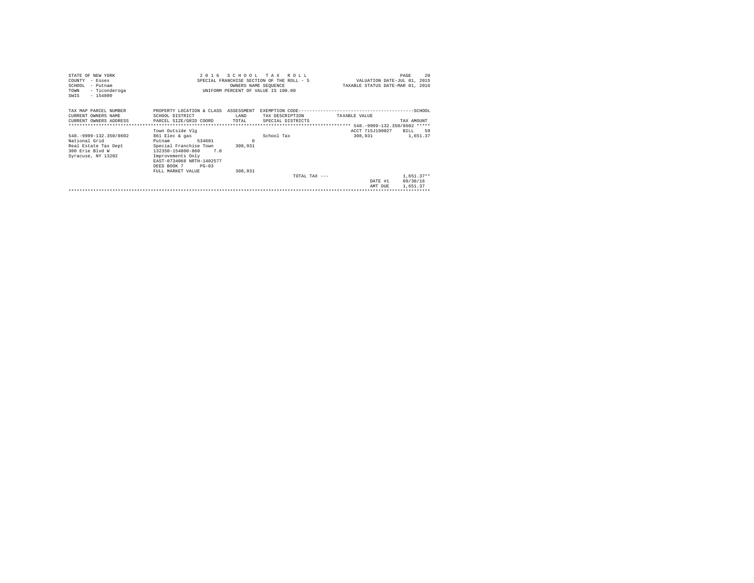STATE OF NEW YORK
COUNTY - Essex
SCHOOL - Putnam
TOWN - Ticonderoga
SWIS - 154800

2 0 1 6 S C H O O L T A X R O L L
SPECIAL FRANCHISE SECTION OF THE ROLL - 5
OWNERS NAME SEQUENCE
UNIFORM PERCENT OF VALUE IS 100.00

VALUATION DATE-JUL 01, 2015
TAXABLE STATUS DATE-MAR 01, 2016

| TAX MAP PARCEL NUMBER / CURRENT OWNERS NAME / CURRENT OWNERS ADDRESS | PROPERTY LOCATION & CLASS / SCHOOL DISTRICT / PARCEL SIZE/GRID COORD | ASSESSMENT LAND / TOTAL | EXEMPTION CODE / TAX DESCRIPTION / SPECIAL DISTRICTS | TAXABLE VALUE | TAX AMOUNT |
|---|---|---|---|---|---|
| | | | | 548.-9999-132.350/8602 | |
| | Town Outside Vlg | | | ACCT 715J190027 | BILL 59 |
| 548.-9999-132.350/8602 | 861 Elec & gas | | School Tax | 308,931 | 1,651.37 |
| National Grid | Putnam 534601 | 0 | | | |
| Real Estate Tax Dept | Special Franchise Town | 308,931 | | | |
| 300 Erie Blvd W | 132350-154800-860 7.0 | | | | |
| Syracuse, NY 13202 | Improvements Only | | | | |
| | EAST-0734068 NRTH-1402577 | | | | |
| | DEED BOOK 7 PG-03 | | | | |
| | FULL MARKET VALUE | 308,931 | | | |
| | | | TOTAL TAX --- | | 1,651.37** |
| | | | | DATE #1 | 09/30/16 |
| | | | | AMT DUE | 1,651.37 |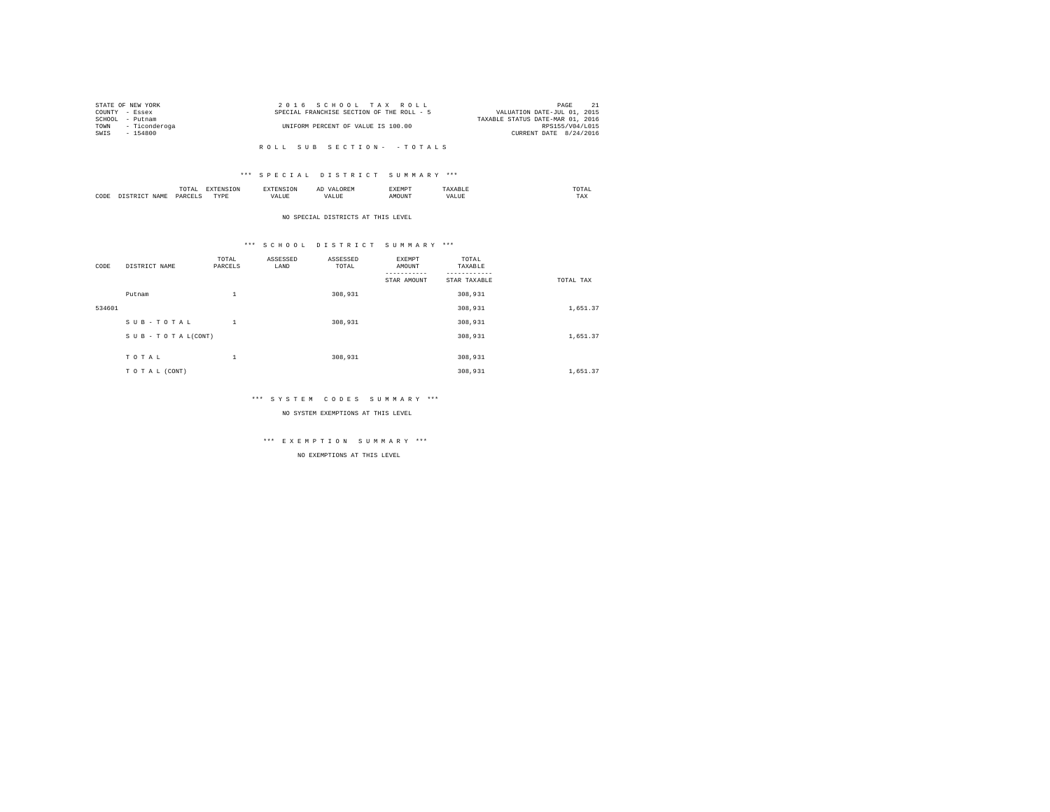STATE OF NEW YORK
COUNTY - Essex
SCHOOL - Putnam
TOWN - Ticonderoga
SWIS - 154800

2016 SCHOOL TAX ROLL
SPECIAL FRANCHISE SECTION OF THE ROLL - 5
UNIFORM PERCENT OF VALUE IS 100.00

VALUATION DATE-JUL 01, 2015
TAXABLE STATUS DATE-MAR 01, 2016
RPS155/V04/L015
CURRENT DATE 8/24/2016

ROLL SUB SECTION- - TOTALS

*** SPECIAL DISTRICT SUMMARY ***

| CODE | DISTRICT NAME | TOTAL PARCELS | EXTENSION TYPE | EXTENSION VALUE | AD VALOREM VALUE | EXEMPT AMOUNT | TAXABLE VALUE | TOTAL TAX |
|---|---|---|---|---|---|---|---|---|

NO SPECIAL DISTRICTS AT THIS LEVEL

*** SCHOOL DISTRICT SUMMARY ***

| CODE | DISTRICT NAME | TOTAL PARCELS | ASSESSED LAND | ASSESSED TOTAL | EXEMPT AMOUNT / STAR AMOUNT | TOTAL TAXABLE / STAR TAXABLE | TOTAL TAX |
|---|---|---|---|---|---|---|---|
| | Putnam | 1 | | 308,931 | | 308,931 | |
| 534601 | | | | | | 308,931 | 1,651.37 |
| | S U B - T O T A L | 1 | | 308,931 | | 308,931 | |
| | S U B - T O T A L(CONT) | | | | | 308,931 | 1,651.37 |
| | T O T A L | 1 | | 308,931 | | 308,931 | |
| | T O T A L (CONT) | | | | | 308,931 | 1,651.37 |

*** SYSTEM CODES SUMMARY ***

NO SYSTEM EXEMPTIONS AT THIS LEVEL

*** EXEMPTION SUMMARY ***

NO EXEMPTIONS AT THIS LEVEL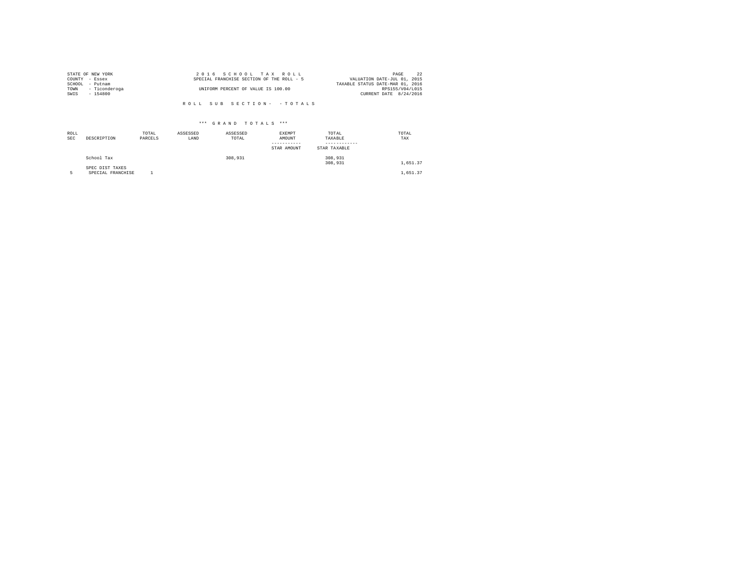STATE OF NEW YORK
COUNTY - Essex
SCHOOL - Putnam
TOWN - Ticonderoga
SWIS - 154800

2 0 1 6 S C H O O L T A X R O L L
SPECIAL FRANCHISE SECTION OF THE ROLL - 5

UNIFORM PERCENT OF VALUE IS 100.00

VALUATION DATE-JUL 01, 2015
TAXABLE STATUS DATE-MAR 01, 2016
RPS155/V04/L015
CURRENT DATE 8/24/2016

R O L L S U B S E C T I O N - - T O T A L S

*** G R A N D T O T A L S ***

| ROLL SEC | DESCRIPTION | TOTAL PARCELS | ASSESSED LAND | ASSESSED TOTAL | EXEMPT AMOUNT<br>-----------<br>STAR AMOUNT | TOTAL TAXABLE<br>------------<br>STAR TAXABLE | TOTAL TAX |
|---|---|---|---|---|---|---|---|
| | School Tax | | | 308,931 | | 308,931<br>308,931 | 1,651.37 |
| | SPEC DIST TAXES | | | | | | |
| 5 | SPECIAL FRANCHISE | 1 | | | | | 1,651.37 |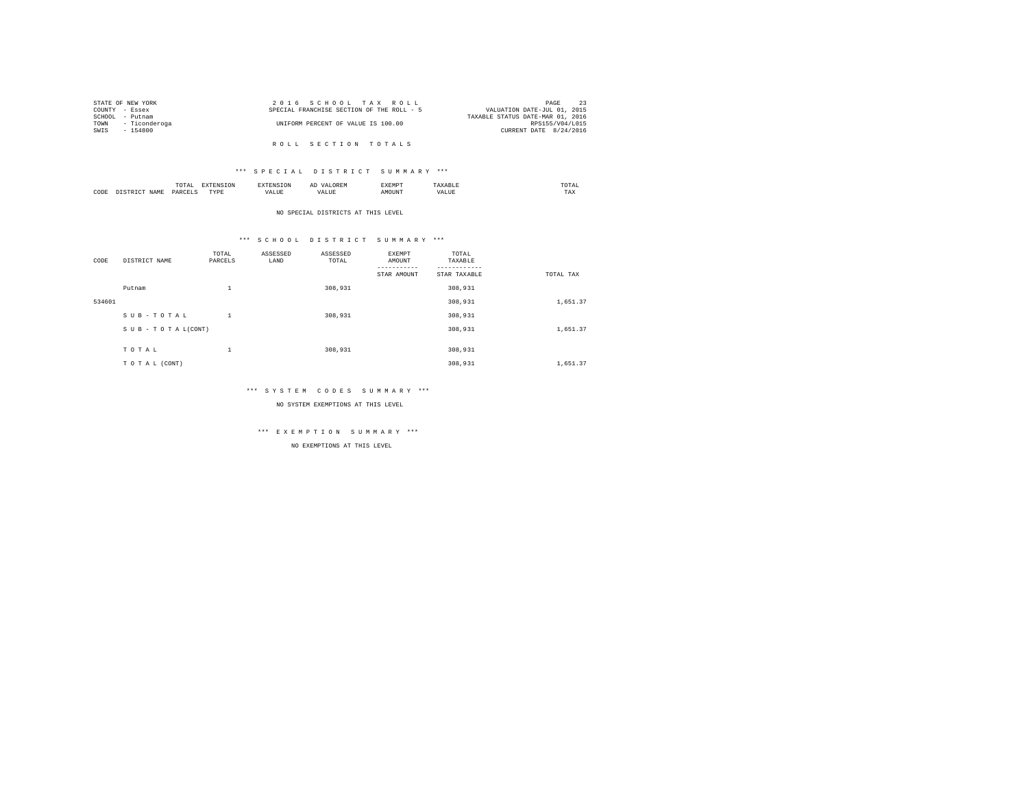STATE OF NEW YORK
COUNTY - Essex
SCHOOL - Putnam
TOWN - Ticonderoga
SWIS - 154800

2 0 1 6 S C H O O L T A X R O L L
SPECIAL FRANCHISE SECTION OF THE ROLL - 5
UNIFORM PERCENT OF VALUE IS 100.00

VALUATION DATE-JUL 01, 2015
TAXABLE STATUS DATE-MAR 01, 2016
RPS155/V04/L015
CURRENT DATE 8/24/2016

## R O L L S E C T I O N T O T A L S

### *** S P E C I A L D I S T R I C T S U M M A R Y ***

| CODE | DISTRICT NAME | TOTAL PARCELS | EXTENSION TYPE | EXTENSION VALUE | AD VALOREM VALUE | EXEMPT AMOUNT | TAXABLE VALUE | TOTAL TAX |
|---|---|---|---|---|---|---|---|---|

NO SPECIAL DISTRICTS AT THIS LEVEL

### *** S C H O O L D I S T R I C T S U M M A R Y ***

| CODE | DISTRICT NAME | TOTAL PARCELS | ASSESSED LAND | ASSESSED TOTAL | EXEMPT AMOUNT / STAR AMOUNT | TOTAL TAXABLE / STAR TAXABLE | TOTAL TAX |
|---|---|---|---|---|---|---|---|
| | Putnam | 1 | | 308,931 | | 308,931 | |
| 534601 | | | | | | 308,931 | 1,651.37 |
| | S U B - T O T A L | 1 | | 308,931 | | 308,931 | |
| | S U B - T O T A L(CONT) | | | | | 308,931 | 1,651.37 |
| | T O T A L | 1 | | 308,931 | | 308,931 | |
| | T O T A L (CONT) | | | | | 308,931 | 1,651.37 |

### *** S Y S T E M C O D E S S U M M A R Y ***

NO SYSTEM EXEMPTIONS AT THIS LEVEL

### *** E X E M P T I O N S U M M A R Y ***

NO EXEMPTIONS AT THIS LEVEL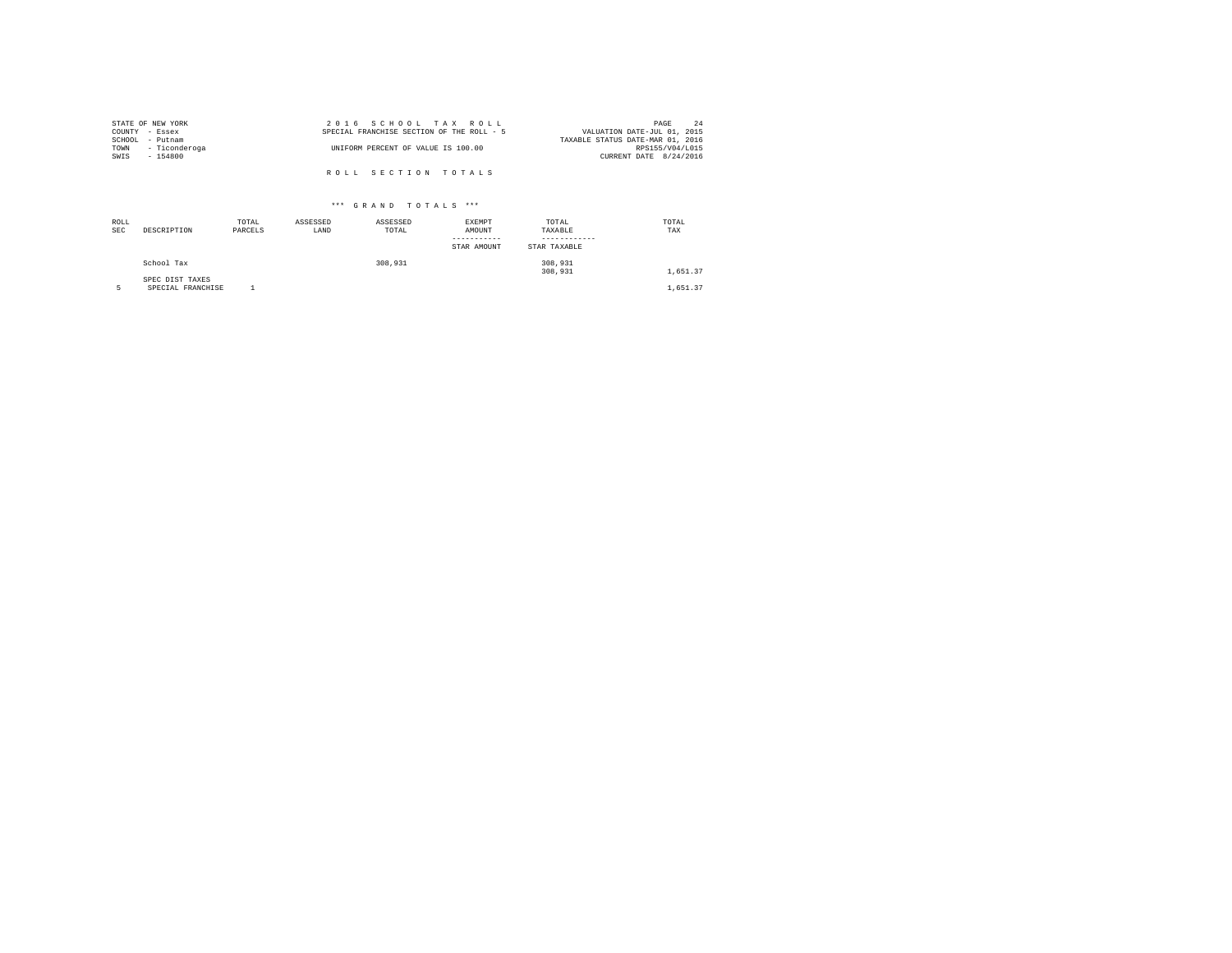STATE OF NEW YORK
COUNTY - Essex
SCHOOL - Putnam
TOWN - Ticonderoga
SWIS - 154800

2 0 1 6 S C H O O L T A X R O L L
SPECIAL FRANCHISE SECTION OF THE ROLL - 5
UNIFORM PERCENT OF VALUE IS 100.00

VALUATION DATE-JUL 01, 2015
TAXABLE STATUS DATE-MAR 01, 2016
RPS155/V04/L015
CURRENT DATE 8/24/2016

R O L L S E C T I O N T O T A L S

*** G R A N D T O T A L S ***

| ROLL SEC | DESCRIPTION | TOTAL PARCELS | ASSESSED LAND | ASSESSED TOTAL | EXEMPT AMOUNT / STAR AMOUNT | TOTAL TAXABLE / STAR TAXABLE | TOTAL TAX |
|---|---|---|---|---|---|---|---|
| | School Tax | | | 308,931 | | 308,931<br>308,931 | 1,651.37 |
| | SPEC DIST TAXES | | | | | | |
| 5 | SPECIAL FRANCHISE | 1 | | | | | 1,651.37 |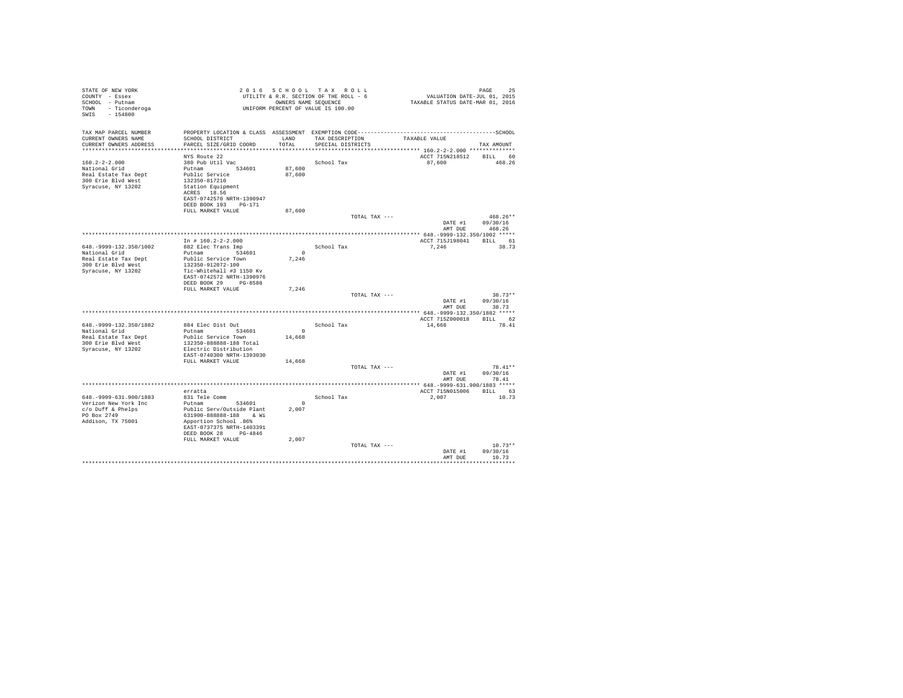```
STATE OF NEW YORK                          2 0 1 6   S C H O O L   T A X   R O L L                                    PAGE    25
COUNTY  - Essex                          UTILITY & R.R. SECTION OF THE ROLL - 6               VALUATION DATE-JUL 01, 2015
SCHOOL  - Putnam                                   OWNERS NAME SEQUENCE                    TAXABLE STATUS DATE-MAR 01, 2016
TOWN    - Ticonderoga                       UNIFORM PERCENT OF VALUE IS 100.00
SWIS    - 154800

TAX MAP PARCEL NUMBER         PROPERTY LOCATION & CLASS  ASSESSMENT  EXEMPTION CODE-----------------------------------------------SCHOOL
CURRENT OWNERS NAME           SCHOOL DISTRICT               LAND      TAX DESCRIPTION            TAXABLE VALUE
CURRENT OWNERS ADDRESS        PARCEL SIZE/GRID COORD        TOTAL     SPECIAL DISTRICTS                                    TAX AMOUNT
*************************************************************************************************** 160.2-2-2.000 **************
                              NYS Route 22                                                      ACCT 715N218512    BILL    60
160.2-2-2.000                 380 Pub Util Vac                       School Tax                      87,600               468.26
National Grid                 Putnam          534601     87,600
Real Estate Tax Dept          Public Service             87,600
300 Erie Blvd West            132350-817210
Syracuse, NY 13202            Station Equipment
                              ACRES   18.56
                              EAST-0742570 NRTH-1390947
                              DEED BOOK 193    PG-171
                              FULL MARKET VALUE          87,600
                                                                          TOTAL TAX ---                                  468.26**
                                                                                                        DATE #1     09/30/16
                                                                                                        AMT DUE       468.26
*************************************************************************************************** 648.-9999-132.350/1002 *****
                              In # 160.2-2-2.000                                                ACCT 715J198041    BILL    61
648.-9999-132.350/1002        882 Elec Trans Imp                     School Tax                       7,246                38.73
National Grid                 Putnam          534601          0
Real Estate Tax Dept          Public Service Town         7,246
300 Erie Blvd West            132350-912072-100
Syracuse, NY 13202            Tic-Whitehall #3 1150 Kv
                              EAST-0742572 NRTH-1390976
                              DEED BOOK 29     PG-8588
                              FULL MARKET VALUE           7,246
                                                                          TOTAL TAX ---                                   38.73**
                                                                                                        DATE #1     09/30/16
                                                                                                        AMT DUE        38.73
*************************************************************************************************** 648.-9999-132.350/1882 *****
                                                                                                ACCT 715Z000018    BILL    62
648.-9999-132.350/1882        884 Elec Dist Out                      School Tax                      14,668                78.41
National Grid                 Putnam          534601          0
Real Estate Tax Dept          Public Service Town        14,668
300 Erie Blvd West            132350-888888-188 Total
Syracuse, NY 13202            Electric Distribution
                              EAST-0740300 NRTH-1393030
                              FULL MARKET VALUE          14,668
                                                                          TOTAL TAX ---                                   78.41**
                                                                                                        DATE #1     09/30/16
                                                                                                        AMT DUE        78.41
*************************************************************************************************** 648.-9999-631.900/1883 *****
                              erratta                                                           ACCT 715N015006    BILL    63
648.-9999-631.900/1883        831 Tele Comm                          School Tax                       2,007                10.73
Verizon New York Inc          Putnam          534601          0
c/o Duff & Phelps             Public Serv/Outside Plant   2,007
PO Box 2749                   631900-888888-188    & Wi
Addison, TX 75001             Apportion School .86%
                              EAST-0737375 NRTH-1403391
                              DEED BOOK 28     PG-4846
                              FULL MARKET VALUE           2,007
                                                                          TOTAL TAX ---                                   10.73**
                                                                                                        DATE #1     09/30/16
                                                                                                        AMT DUE        10.73
********************************************************************************************************************************
```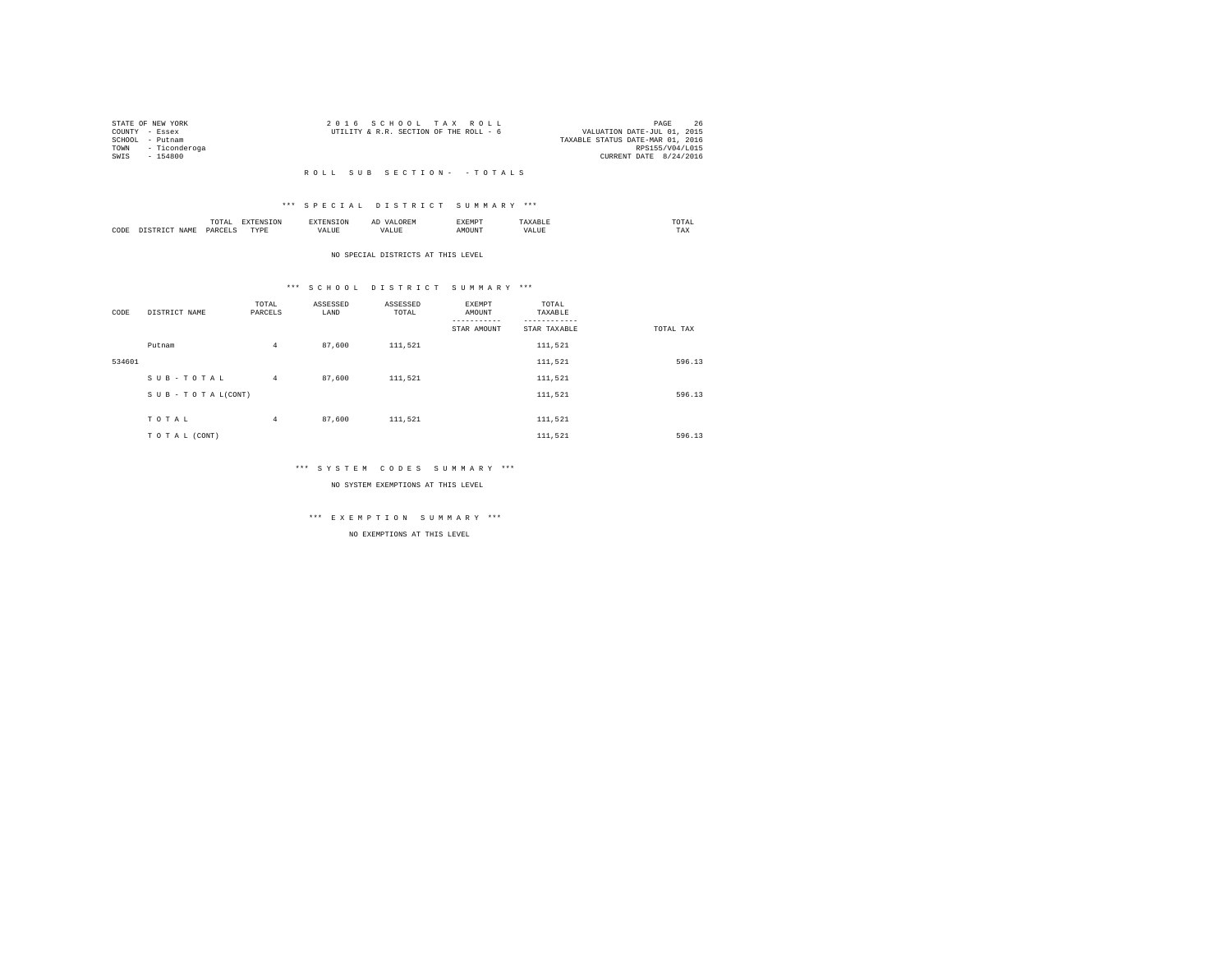STATE OF NEW YORK
COUNTY - Essex
SCHOOL - Putnam
TOWN - Ticonderoga
SWIS - 154800

2016 SCHOOL TAX ROLL
UTILITY & R.R. SECTION OF THE ROLL - 6

VALUATION DATE-JUL 01, 2015
TAXABLE STATUS DATE-MAR 01, 2016
RPS155/V04/L015
CURRENT DATE 8/24/2016

ROLL SUB SECTION- - TOTALS

*** SPECIAL DISTRICT SUMMARY ***

| CODE | DISTRICT NAME | TOTAL PARCELS | EXTENSION TYPE | EXTENSION VALUE | AD VALOREM VALUE | EXEMPT AMOUNT | TAXABLE VALUE | TOTAL TAX |
|---|---|---|---|---|---|---|---|---|

NO SPECIAL DISTRICTS AT THIS LEVEL

*** SCHOOL DISTRICT SUMMARY ***

| CODE | DISTRICT NAME | TOTAL PARCELS | ASSESSED LAND | ASSESSED TOTAL | EXEMPT AMOUNT / STAR AMOUNT | TOTAL TAXABLE / STAR TAXABLE | TOTAL TAX |
|---|---|---|---|---|---|---|---|
| | Putnam | 4 | 87,600 | 111,521 | | 111,521 | |
| 534601 | | | | | | 111,521 | 596.13 |
| | SUB-TOTAL | 4 | 87,600 | 111,521 | | 111,521 | |
| | SUB-TOTAL(CONT) | | | | | 111,521 | 596.13 |
| | TOTAL | 4 | 87,600 | 111,521 | | 111,521 | |
| | TOTAL (CONT) | | | | | 111,521 | 596.13 |

*** SYSTEM CODES SUMMARY ***

NO SYSTEM EXEMPTIONS AT THIS LEVEL

*** EXEMPTION SUMMARY ***

NO EXEMPTIONS AT THIS LEVEL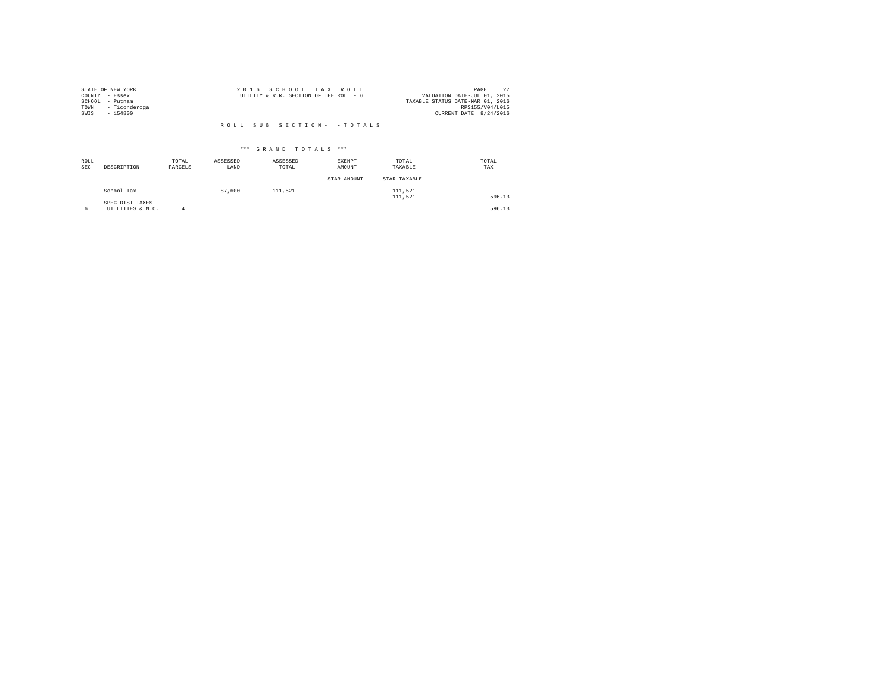STATE OF NEW YORK
COUNTY - Essex
SCHOOL - Putnam
TOWN - Ticonderoga
SWIS - 154800

2 0 1 6 S C H O O L T A X R O L L
UTILITY & R.R. SECTION OF THE ROLL - 6

PAGE 27
VALUATION DATE-JUL 01, 2015
TAXABLE STATUS DATE-MAR 01, 2016
RPS155/V04/L015
CURRENT DATE 8/24/2016

R O L L S U B S E C T I O N - - T O T A L S

*** G R A N D T O T A L S ***

| ROLL SEC | DESCRIPTION | TOTAL PARCELS | ASSESSED LAND | ASSESSED TOTAL | EXEMPT AMOUNT / STAR AMOUNT | TOTAL TAXABLE / STAR TAXABLE | TOTAL TAX |
|---|---|---|---|---|---|---|---|
| | School Tax | | 87,600 | 111,521 | | 111,521 | |
| | | | | | | 111,521 | 596.13 |
| | SPEC DIST TAXES | | | | | | |
| 6 | UTILITIES & N.C. | 4 | | | | | 596.13 |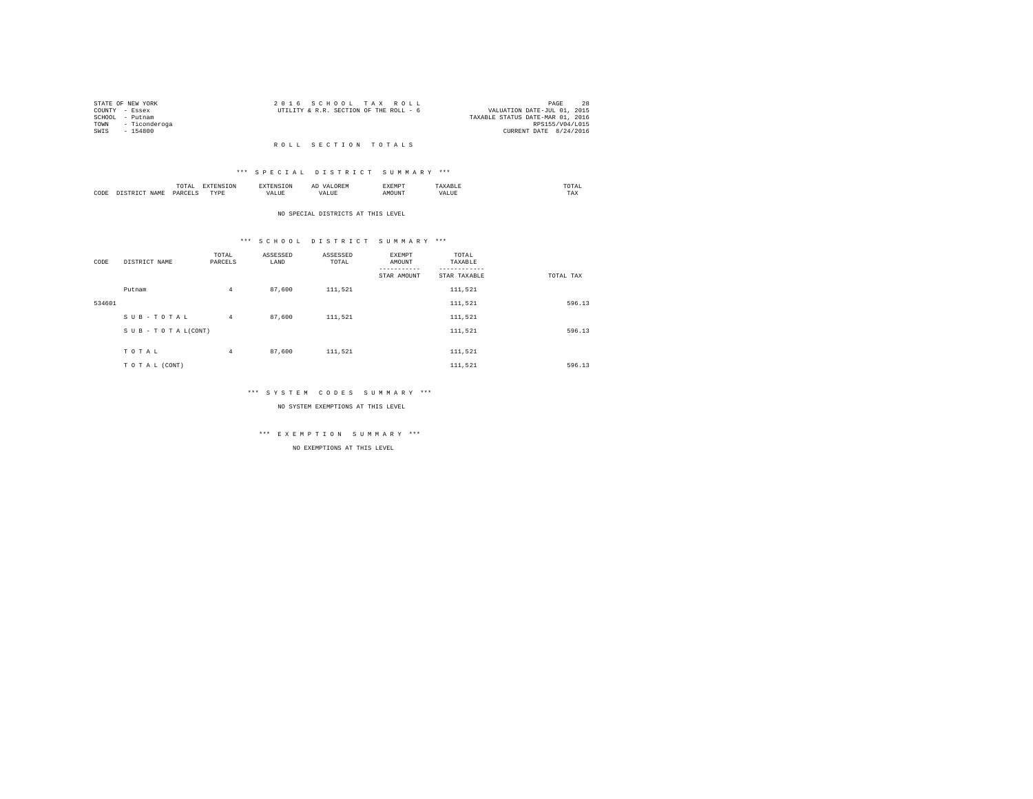STATE OF NEW YORK
COUNTY - Essex
SCHOOL - Putnam
TOWN - Ticonderoga
SWIS - 154800

2 0 1 6 S C H O O L T A X R O L L
UTILITY & R.R. SECTION OF THE ROLL - 6

VALUATION DATE-JUL 01, 2015
TAXABLE STATUS DATE-MAR 01, 2016
RPS155/V04/L015
CURRENT DATE 8/24/2016

## R O L L S E C T I O N T O T A L S

### *** S P E C I A L D I S T R I C T S U M M A R Y ***

| CODE | DISTRICT NAME | TOTAL PARCELS | EXTENSION TYPE | EXTENSION VALUE | AD VALOREM VALUE | EXEMPT AMOUNT | TAXABLE VALUE | TOTAL TAX |
|---|---|---|---|---|---|---|---|---|

NO SPECIAL DISTRICTS AT THIS LEVEL

### *** S C H O O L D I S T R I C T S U M M A R Y ***

| CODE | DISTRICT NAME | TOTAL PARCELS | ASSESSED LAND | ASSESSED TOTAL | EXEMPT AMOUNT / STAR AMOUNT | TOTAL TAXABLE / STAR TAXABLE | TOTAL TAX |
|---|---|---|---|---|---|---|---|
| | Putnam | 4 | 87,600 | 111,521 | | 111,521 | |
| 534601 | | | | | | 111,521 | 596.13 |
| | S U B - T O T A L | 4 | 87,600 | 111,521 | | 111,521 | |
| | S U B - T O T A L(CONT) | | | | | 111,521 | 596.13 |
| | T O T A L | 4 | 87,600 | 111,521 | | 111,521 | |
| | T O T A L (CONT) | | | | | 111,521 | 596.13 |

### *** S Y S T E M C O D E S S U M M A R Y ***

NO SYSTEM EXEMPTIONS AT THIS LEVEL

### *** E X E M P T I O N S U M M A R Y ***

NO EXEMPTIONS AT THIS LEVEL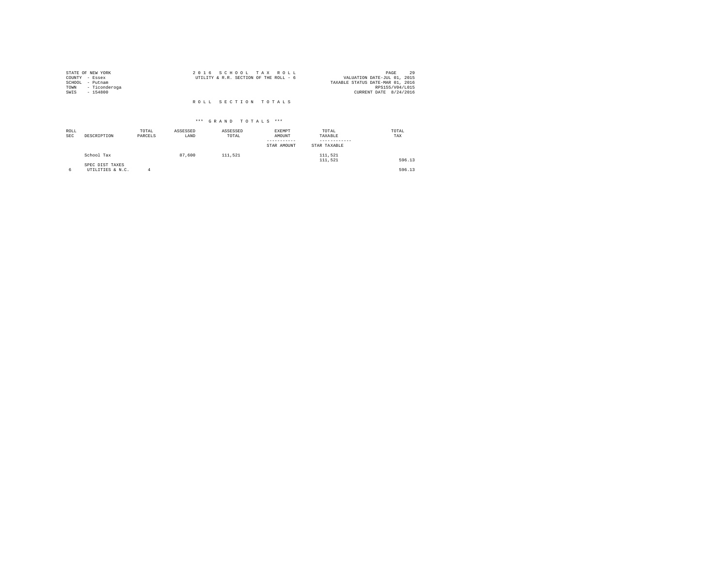STATE OF NEW YORK
COUNTY - Essex
SCHOOL - Putnam
TOWN - Ticonderoga
SWIS - 154800

2 0 1 6 S C H O O L T A X R O L L
UTILITY & R.R. SECTION OF THE ROLL - 6

VALUATION DATE-JUL 01, 2015
TAXABLE STATUS DATE-MAR 01, 2016
RPS155/V04/L015
CURRENT DATE 8/24/2016

R O L L S E C T I O N T O T A L S

\*\*\* G R A N D T O T A L S \*\*\*

| ROLL SEC | DESCRIPTION | TOTAL PARCELS | ASSESSED LAND | ASSESSED TOTAL | EXEMPT AMOUNT / STAR AMOUNT | TOTAL TAXABLE / STAR TAXABLE | TOTAL TAX |
|---|---|---|---|---|---|---|---|
| | School Tax | | 87,600 | 111,521 | | 111,521<br>111,521 | 596.13 |
| | SPEC DIST TAXES | | | | | | |
| 6 | UTILITIES & N.C. | 4 | | | | | 596.13 |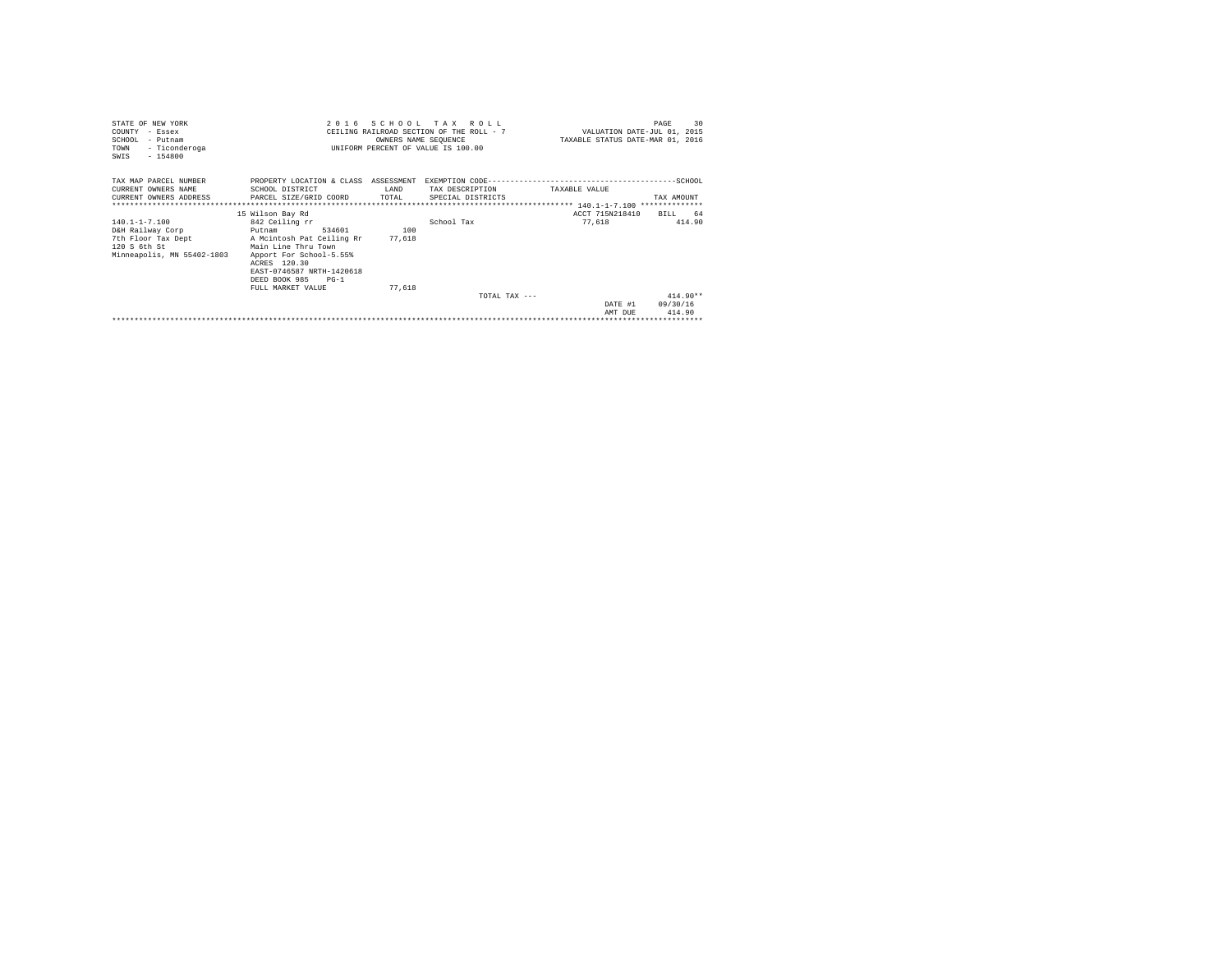STATE OF NEW YORK
COUNTY - Essex
SCHOOL - Putnam
TOWN - Ticonderoga
SWIS - 154800

2016 SCHOOL TAX ROLL
CEILING RAILROAD SECTION OF THE ROLL - 7
OWNERS NAME SEQUENCE
UNIFORM PERCENT OF VALUE IS 100.00

VALUATION DATE-JUL 01, 2015
TAXABLE STATUS DATE-MAR 01, 2016

| TAX MAP PARCEL NUMBER<br>CURRENT OWNERS NAME<br>CURRENT OWNERS ADDRESS | PROPERTY LOCATION & CLASS<br>SCHOOL DISTRICT<br>PARCEL SIZE/GRID COORD | ASSESSMENT<br>LAND<br>TOTAL | EXEMPTION CODE------SCHOOL<br>TAX DESCRIPTION<br>SPECIAL DISTRICTS | TAXABLE VALUE | TAX AMOUNT |
|---|---|---|---|---|---|
| | 15 Wilson Bay Rd | | | ACCT 715N218410 | BILL 64 |
| 140.1-1-7.100 | 842 Ceiling rr | | School Tax | 77,618 | 414.90 |
| D&H Railway Corp | Putnam 534601 | 100 | | | |
| 7th Floor Tax Dept | A Mcintosh Pat Ceiling Rr | 77,618 | | | |
| 120 S 6th St | Main Line Thru Town | | | | |
| Minneapolis, MN 55402-1803 | Apport For School-5.55% | | | | |
| | ACRES 120.30 | | | | |
| | EAST-0746587 NRTH-1420618 | | | | |
| | DEED BOOK 985 PG-1 | | | | |
| | FULL MARKET VALUE | 77,618 | | | |
| | | | TOTAL TAX --- | | 414.90** |
| | | | | DATE #1 | 09/30/16 |
| | | | | AMT DUE | 414.90 |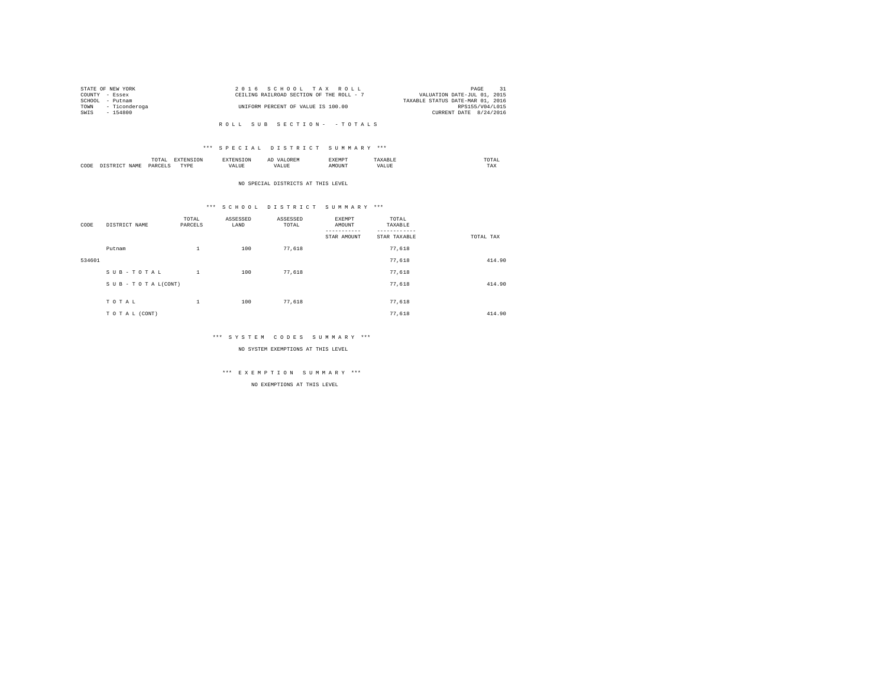STATE OF NEW YORK
COUNTY - Essex
SCHOOL - Putnam
TOWN - Ticonderoga
SWIS - 154800

2 0 1 6 S C H O O L T A X R O L L
CEILING RAILROAD SECTION OF THE ROLL - 7
UNIFORM PERCENT OF VALUE IS 100.00

PAGE 31
VALUATION DATE-JUL 01, 2015
TAXABLE STATUS DATE-MAR 01, 2016
RPS155/V04/L015
CURRENT DATE 8/24/2016

R O L L S U B S E C T I O N - - T O T A L S

*** S P E C I A L D I S T R I C T S U M M A R Y ***

| CODE | DISTRICT NAME | TOTAL PARCELS | EXTENSION TYPE | EXTENSION VALUE | AD VALOREM VALUE | EXEMPT AMOUNT | TAXABLE VALUE | TOTAL TAX |
|---|---|---|---|---|---|---|---|---|

NO SPECIAL DISTRICTS AT THIS LEVEL

*** S C H O O L D I S T R I C T S U M M A R Y ***

| CODE | DISTRICT NAME | TOTAL PARCELS | ASSESSED LAND | ASSESSED TOTAL | EXEMPT AMOUNT / STAR AMOUNT | TOTAL TAXABLE / STAR TAXABLE | TOTAL TAX |
|---|---|---|---|---|---|---|---|
| | Putnam | 1 | 100 | 77,618 | | 77,618 | |
| 534601 | | | | | | 77,618 | 414.90 |
| | S U B - T O T A L | 1 | 100 | 77,618 | | 77,618 | |
| | S U B - T O T A L(CONT) | | | | | 77,618 | 414.90 |
| | T O T A L | 1 | 100 | 77,618 | | 77,618 | |
| | T O T A L (CONT) | | | | | 77,618 | 414.90 |

*** S Y S T E M C O D E S S U M M A R Y ***

NO SYSTEM EXEMPTIONS AT THIS LEVEL

*** E X E M P T I O N S U M M A R Y ***

NO EXEMPTIONS AT THIS LEVEL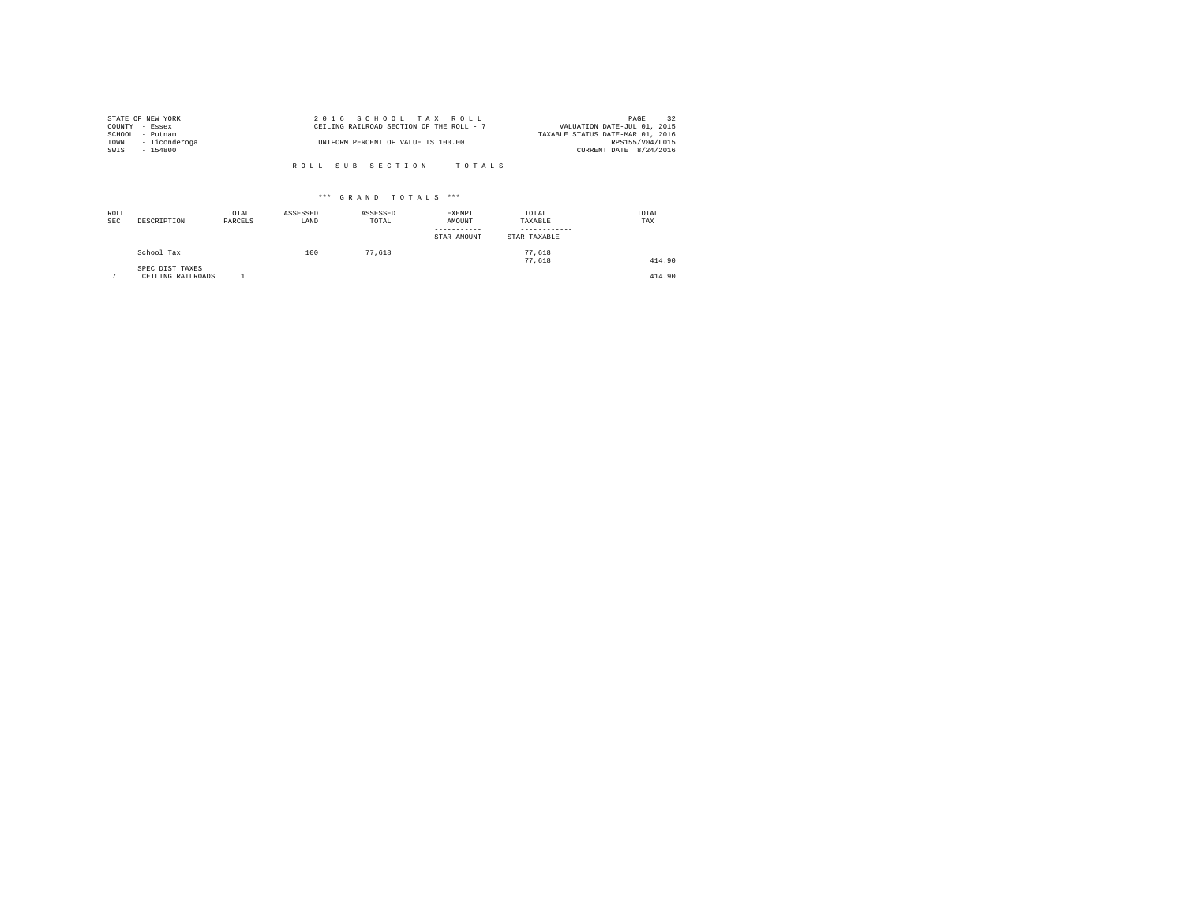STATE OF NEW YORK
COUNTY - Essex
SCHOOL - Putnam
TOWN - Ticonderoga
SWIS - 154800

2 0 1 6 S C H O O L T A X R O L L
CEILING RAILROAD SECTION OF THE ROLL - 7

UNIFORM PERCENT OF VALUE IS 100.00

VALUATION DATE-JUL 01, 2015
TAXABLE STATUS DATE-MAR 01, 2016
RPS155/V04/L015
CURRENT DATE 8/24/2016

R O L L S U B S E C T I O N - - T O T A L S

\*\*\* G R A N D T O T A L S \*\*\*

| ROLL SEC | DESCRIPTION | TOTAL PARCELS | ASSESSED LAND | ASSESSED TOTAL | EXEMPT AMOUNT ----------- STAR AMOUNT | TOTAL TAXABLE ------------ STAR TAXABLE | TOTAL TAX |
|---|---|---|---|---|---|---|---|
| | School Tax | | 100 | 77,618 | | 77,618 | |
| | | | | | | 77,618 | 414.90 |
| | SPEC DIST TAXES | | | | | | |
| 7 | CEILING RAILROADS | 1 | | | | | 414.90 |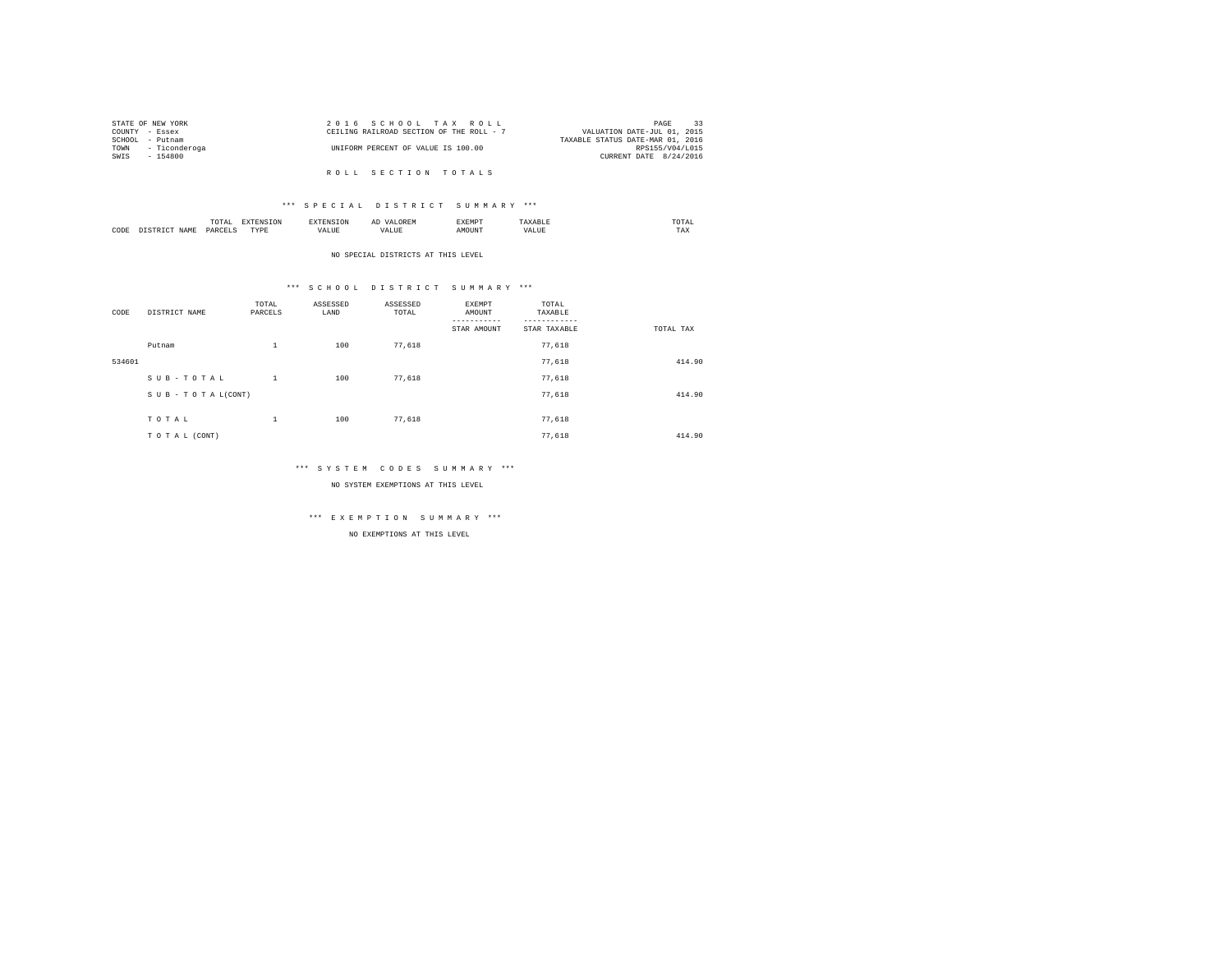STATE OF NEW YORK
COUNTY - Essex
SCHOOL - Putnam
TOWN - Ticonderoga
SWIS - 154800

2 0 1 6 S C H O O L T A X R O L L
CEILING RAILROAD SECTION OF THE ROLL - 7

UNIFORM PERCENT OF VALUE IS 100.00

PAGE 33
VALUATION DATE-JUL 01, 2015
TAXABLE STATUS DATE-MAR 01, 2016
RPS155/V04/L015
CURRENT DATE 8/24/2016

R O L L S E C T I O N T O T A L S

*** S P E C I A L D I S T R I C T S U M M A R Y ***

| CODE | DISTRICT NAME | TOTAL PARCELS | EXTENSION TYPE | EXTENSION VALUE | AD VALOREM VALUE | EXEMPT AMOUNT | TAXABLE VALUE | TOTAL TAX |
|---|---|---|---|---|---|---|---|---|

NO SPECIAL DISTRICTS AT THIS LEVEL

*** S C H O O L D I S T R I C T S U M M A R Y ***

| CODE | DISTRICT NAME | TOTAL PARCELS | ASSESSED LAND | ASSESSED TOTAL | EXEMPT AMOUNT / STAR AMOUNT | TOTAL TAXABLE / STAR TAXABLE | TOTAL TAX |
|---|---|---|---|---|---|---|---|
| | Putnam | 1 | 100 | 77,618 | | 77,618 | |
| 534601 | | | | | | 77,618 | 414.90 |
| | S U B - T O T A L | 1 | 100 | 77,618 | | 77,618 | |
| | S U B - T O T A L(CONT) | | | | | 77,618 | 414.90 |
| | T O T A L | 1 | 100 | 77,618 | | 77,618 | |
| | T O T A L (CONT) | | | | | 77,618 | 414.90 |

*** S Y S T E M C O D E S S U M M A R Y ***

NO SYSTEM EXEMPTIONS AT THIS LEVEL

*** E X E M P T I O N S U M M A R Y ***

NO EXEMPTIONS AT THIS LEVEL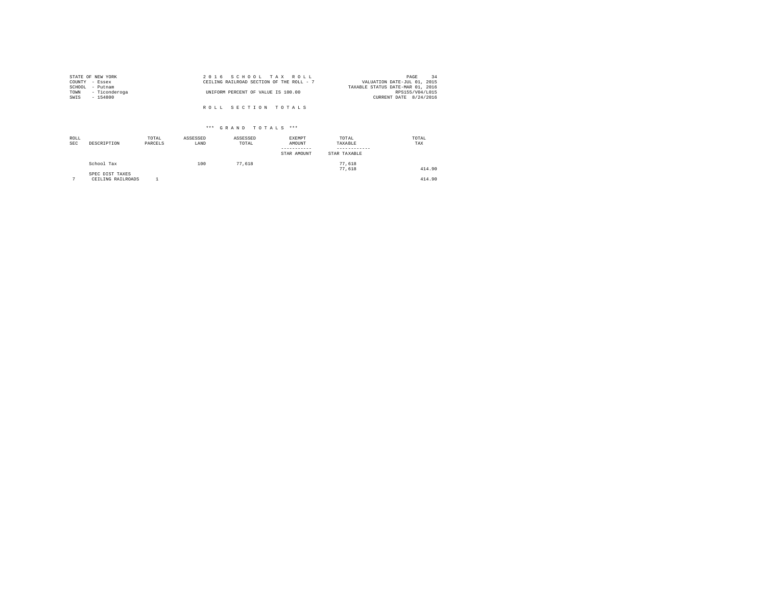STATE OF NEW YORK
COUNTY - Essex
SCHOOL - Putnam
TOWN - Ticonderoga
SWIS - 154800

2 0 1 6 S C H O O L T A X R O L L
CEILING RAILROAD SECTION OF THE ROLL - 7

UNIFORM PERCENT OF VALUE IS 100.00

VALUATION DATE-JUL 01, 2015
TAXABLE STATUS DATE-MAR 01, 2016
RPS155/V04/L015
CURRENT DATE 8/24/2016

R O L L S E C T I O N T O T A L S

\*\*\* G R A N D T O T A L S \*\*\*

| ROLL SEC | DESCRIPTION | TOTAL PARCELS | ASSESSED LAND | ASSESSED TOTAL | EXEMPT AMOUNT / STAR AMOUNT | TOTAL TAXABLE / STAR TAXABLE | TOTAL TAX |
|---|---|---|---|---|---|---|---|
| | School Tax | | 100 | 77,618 | | 77,618 | |
| | | | | | | 77,618 | 414.90 |
| | SPEC DIST TAXES | | | | | | |
| 7 | CEILING RAILROADS | 1 | | | | | 414.90 |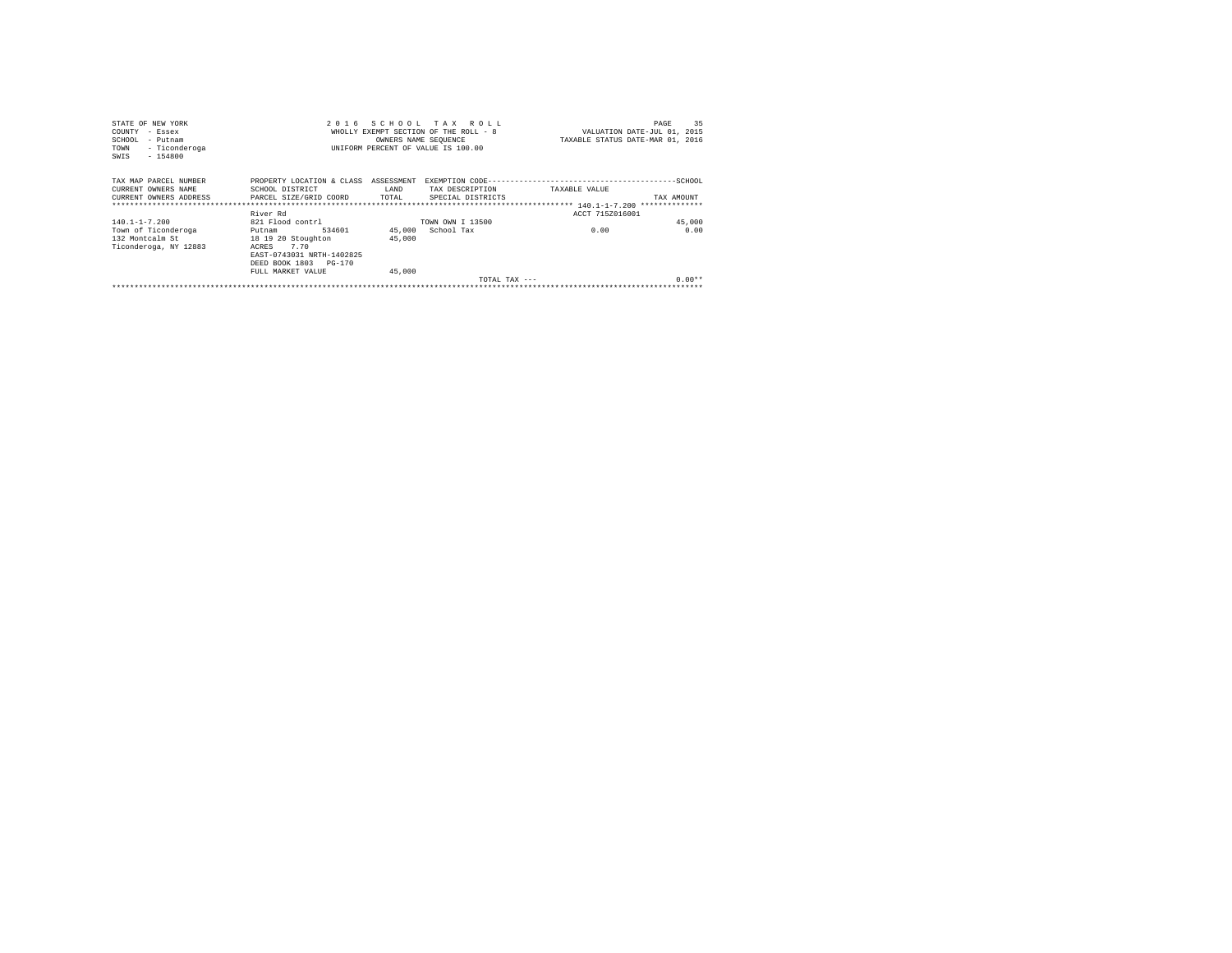```
STATE OF NEW YORK                          2 0 1 6   S C H O O L   T A X   R O L L                                    PAGE    35
COUNTY  - Essex                           WHOLLY EXEMPT SECTION OF THE ROLL - 8                   VALUATION DATE-JUL 01, 2015
SCHOOL  - Putnam                                  OWNERS NAME SEQUENCE                        TAXABLE STATUS DATE-MAR 01, 2016
TOWN    - Ticonderoga                       UNIFORM PERCENT OF VALUE IS 100.00
SWIS    - 154800

TAX MAP PARCEL NUMBER          PROPERTY LOCATION & CLASS  ASSESSMENT  EXEMPTION CODE------------------------------------------SCHOOL
CURRENT OWNERS NAME            SCHOOL DISTRICT               LAND      TAX DESCRIPTION           TAXABLE VALUE
CURRENT OWNERS ADDRESS         PARCEL SIZE/GRID COORD       TOTAL      SPECIAL DISTRICTS                                   TAX AMOUNT
****************************************************************************************************** 140.1-1-7.200 **************
                               River Rd                                                          ACCT 715Z016001
140.1-1-7.200                  821 Flood contrl                         TOWN OWN I 13500                                      45,000
Town of Ticonderoga            Putnam          534601        45,000   School Tax                       0.00                    0.00
132 Montcalm St                18 19 20 Stoughton            45,000
Ticonderoga, NY 12883          ACRES    7.70
                               EAST-0743031 NRTH-1402825
                               DEED BOOK 1803   PG-170
                               FULL MARKET VALUE             45,000
                                                                                         TOTAL TAX ---                        0.00**
************************************************************************************************************************************
```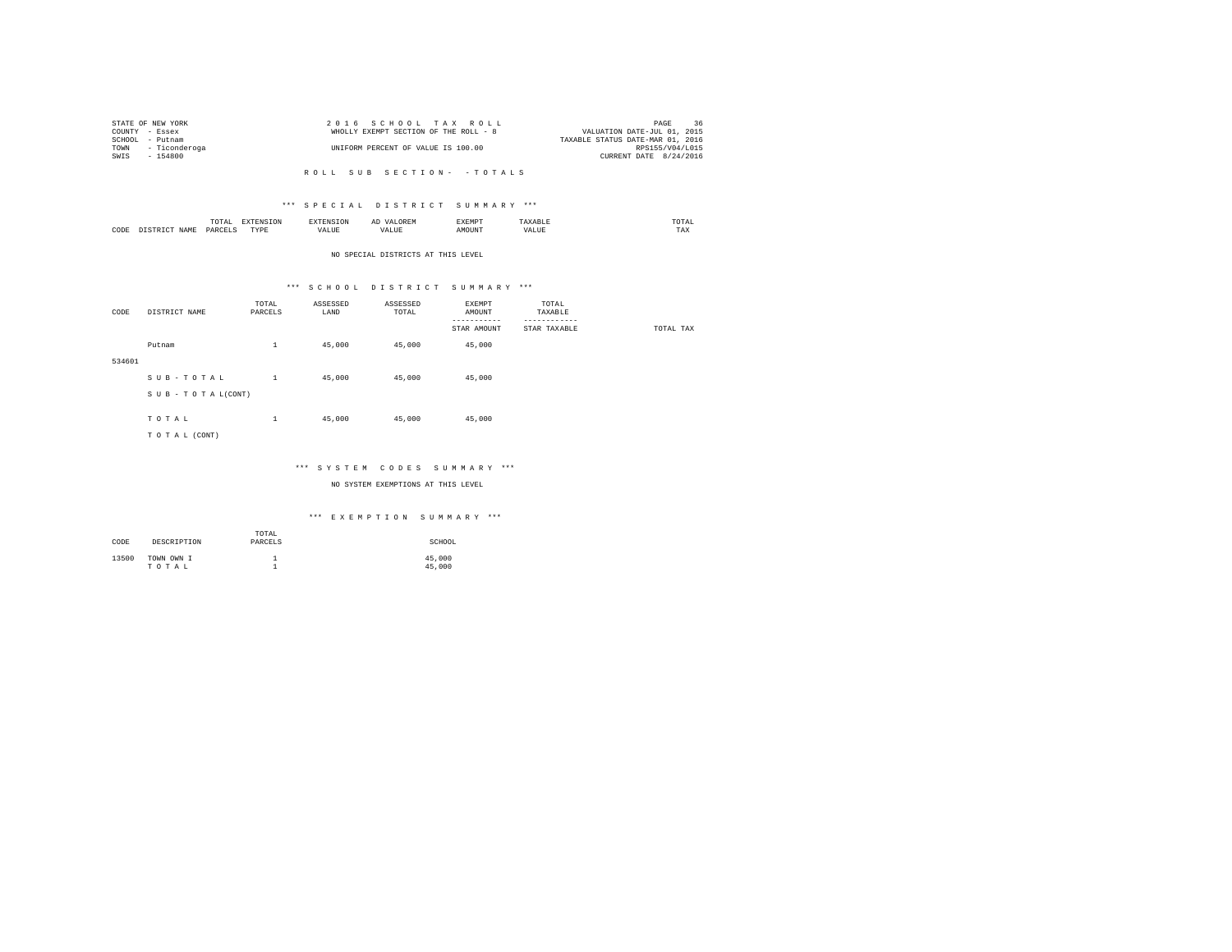STATE OF NEW YORK
COUNTY - Essex
SCHOOL - Putnam
TOWN - Ticonderoga
SWIS - 154800

2 0 1 6 S C H O O L T A X R O L L
WHOLLY EXEMPT SECTION OF THE ROLL - 8

UNIFORM PERCENT OF VALUE IS 100.00

PAGE 36
VALUATION DATE-JUL 01, 2015
TAXABLE STATUS DATE-MAR 01, 2016
RPS155/V04/L015
CURRENT DATE 8/24/2016

R O L L S U B S E C T I O N - - T O T A L S

*** S P E C I A L D I S T R I C T S U M M A R Y ***

| CODE | DISTRICT NAME | TOTAL PARCELS | EXTENSION TYPE | EXTENSION VALUE | AD VALOREM VALUE | EXEMPT AMOUNT | TAXABLE VALUE | TOTAL TAX |
|---|---|---|---|---|---|---|---|---|

NO SPECIAL DISTRICTS AT THIS LEVEL

*** S C H O O L D I S T R I C T S U M M A R Y ***

| CODE | DISTRICT NAME | TOTAL PARCELS | ASSESSED LAND | ASSESSED TOTAL | EXEMPT AMOUNT / STAR AMOUNT | TOTAL TAXABLE / STAR TAXABLE | TOTAL TAX |
|---|---|---|---|---|---|---|---|
| | Putnam | 1 | 45,000 | 45,000 | 45,000 | | |
| 534601 | | | | | | | |
| | S U B - T O T A L | 1 | 45,000 | 45,000 | 45,000 | | |
| | S U B - T O T A L(CONT) | | | | | | |
| | T O T A L | 1 | 45,000 | 45,000 | 45,000 | | |
| | T O T A L (CONT) | | | | | | |

*** S Y S T E M C O D E S S U M M A R Y ***

NO SYSTEM EXEMPTIONS AT THIS LEVEL

*** E X E M P T I O N S U M M A R Y ***

| CODE | DESCRIPTION | TOTAL PARCELS | SCHOOL |
|---|---|---|---|
| 13500 | TOWN OWN I | 1 | 45,000 |
| | T O T A L | 1 | 45,000 |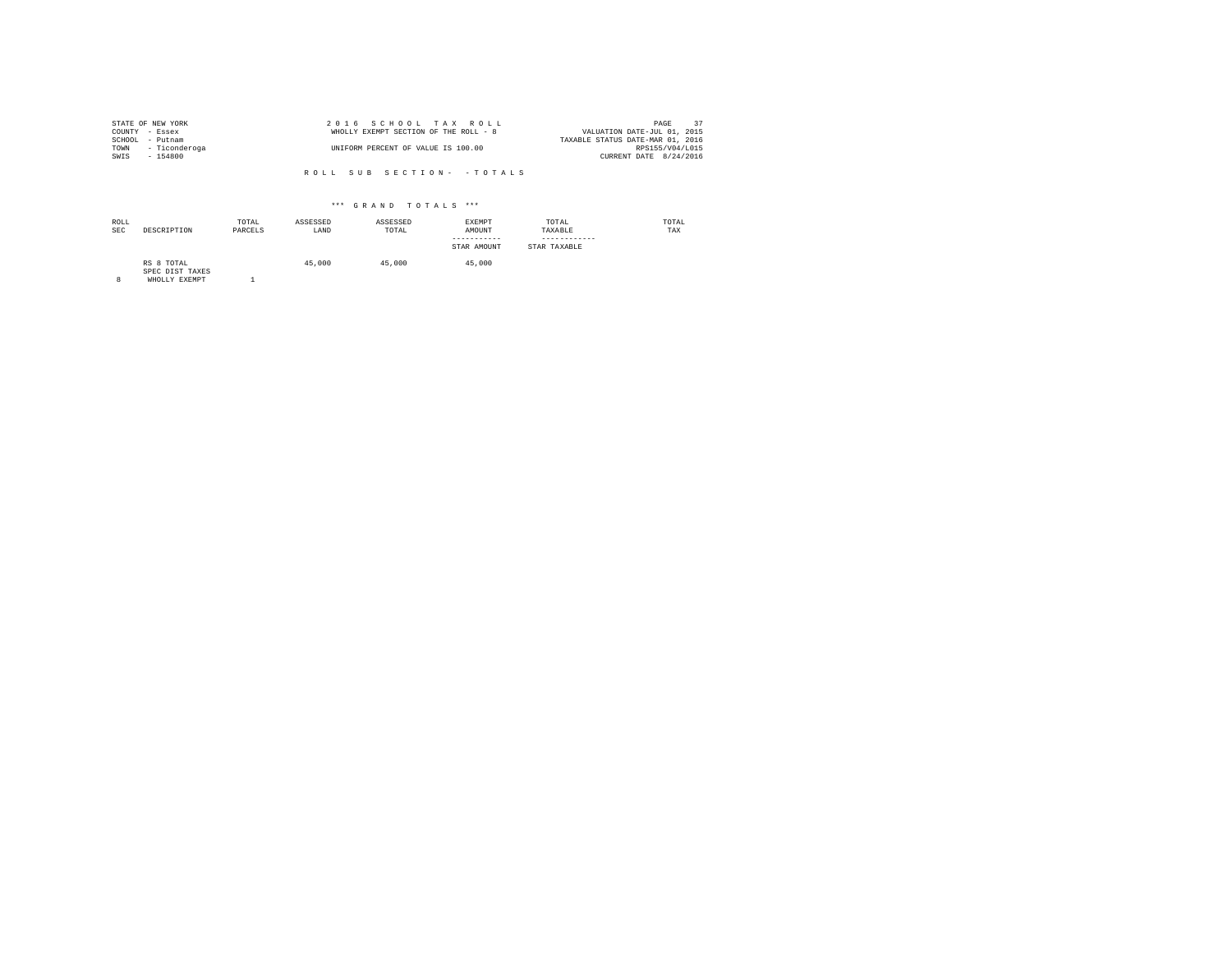STATE OF NEW YORK
COUNTY - Essex
SCHOOL - Putnam
TOWN - Ticonderoga
SWIS - 154800

2 0 1 6 S C H O O L T A X R O L L
WHOLLY EXEMPT SECTION OF THE ROLL - 8
UNIFORM PERCENT OF VALUE IS 100.00

VALUATION DATE-JUL 01, 2015
TAXABLE STATUS DATE-MAR 01, 2016
RPS155/V04/L015
CURRENT DATE 8/24/2016

R O L L S U B S E C T I O N - - T O T A L S

\*\*\* G R A N D T O T A L S \*\*\*

| ROLL SEC | DESCRIPTION | TOTAL PARCELS | ASSESSED LAND | ASSESSED TOTAL | EXEMPT AMOUNT / STAR AMOUNT | TOTAL TAXABLE / STAR TAXABLE | TOTAL TAX |
|---|---|---|---|---|---|---|---|
| | RS 8 TOTAL | | 45,000 | 45,000 | 45,000 | | |
| | SPEC DIST TAXES | | | | | | |
| 8 | WHOLLY EXEMPT | 1 | | | | | |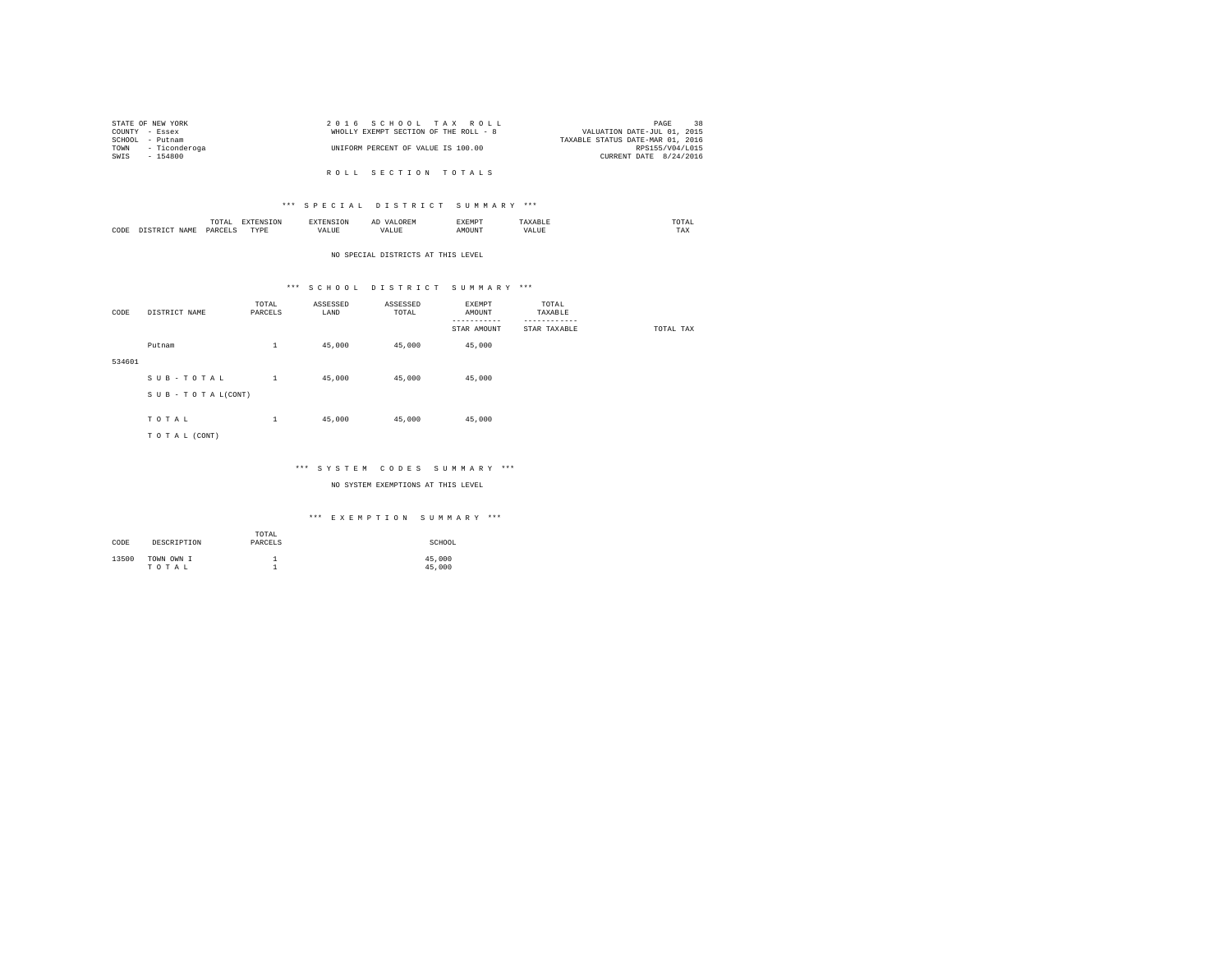STATE OF NEW YORK
COUNTY - Essex
SCHOOL - Putnam
TOWN - Ticonderoga
SWIS - 154800

2 0 1 6 S C H O O L T A X R O L L
WHOLLY EXEMPT SECTION OF THE ROLL - 8
UNIFORM PERCENT OF VALUE IS 100.00

VALUATION DATE-JUL 01, 2015
TAXABLE STATUS DATE-MAR 01, 2016
RPS155/V04/L015
CURRENT DATE 8/24/2016

R O L L S E C T I O N T O T A L S

*** S P E C I A L D I S T R I C T S U M M A R Y ***

| CODE | DISTRICT NAME | TOTAL PARCELS | EXTENSION TYPE | EXTENSION VALUE | AD VALOREM VALUE | EXEMPT AMOUNT | TAXABLE VALUE | TOTAL TAX |
|---|---|---|---|---|---|---|---|---|

NO SPECIAL DISTRICTS AT THIS LEVEL

*** S C H O O L D I S T R I C T S U M M A R Y ***

| CODE | DISTRICT NAME | TOTAL PARCELS | ASSESSED LAND | ASSESSED TOTAL | EXEMPT AMOUNT / STAR AMOUNT | TOTAL TAXABLE / STAR TAXABLE | TOTAL TAX |
|---|---|---|---|---|---|---|---|
| 534601 | Putnam | 1 | 45,000 | 45,000 | 45,000 | | |
| | S U B - T O T A L | 1 | 45,000 | 45,000 | 45,000 | | |
| | S U B - T O T A L(CONT) | | | | | | |
| | T O T A L | 1 | 45,000 | 45,000 | 45,000 | | |
| | T O T A L (CONT) | | | | | | |

*** S Y S T E M C O D E S S U M M A R Y ***

NO SYSTEM EXEMPTIONS AT THIS LEVEL

*** E X E M P T I O N S U M M A R Y ***

| CODE | DESCRIPTION | TOTAL PARCELS | SCHOOL |
|---|---|---|---|
| 13500 | TOWN OWN I | 1 | 45,000 |
| | T O T A L | 1 | 45,000 |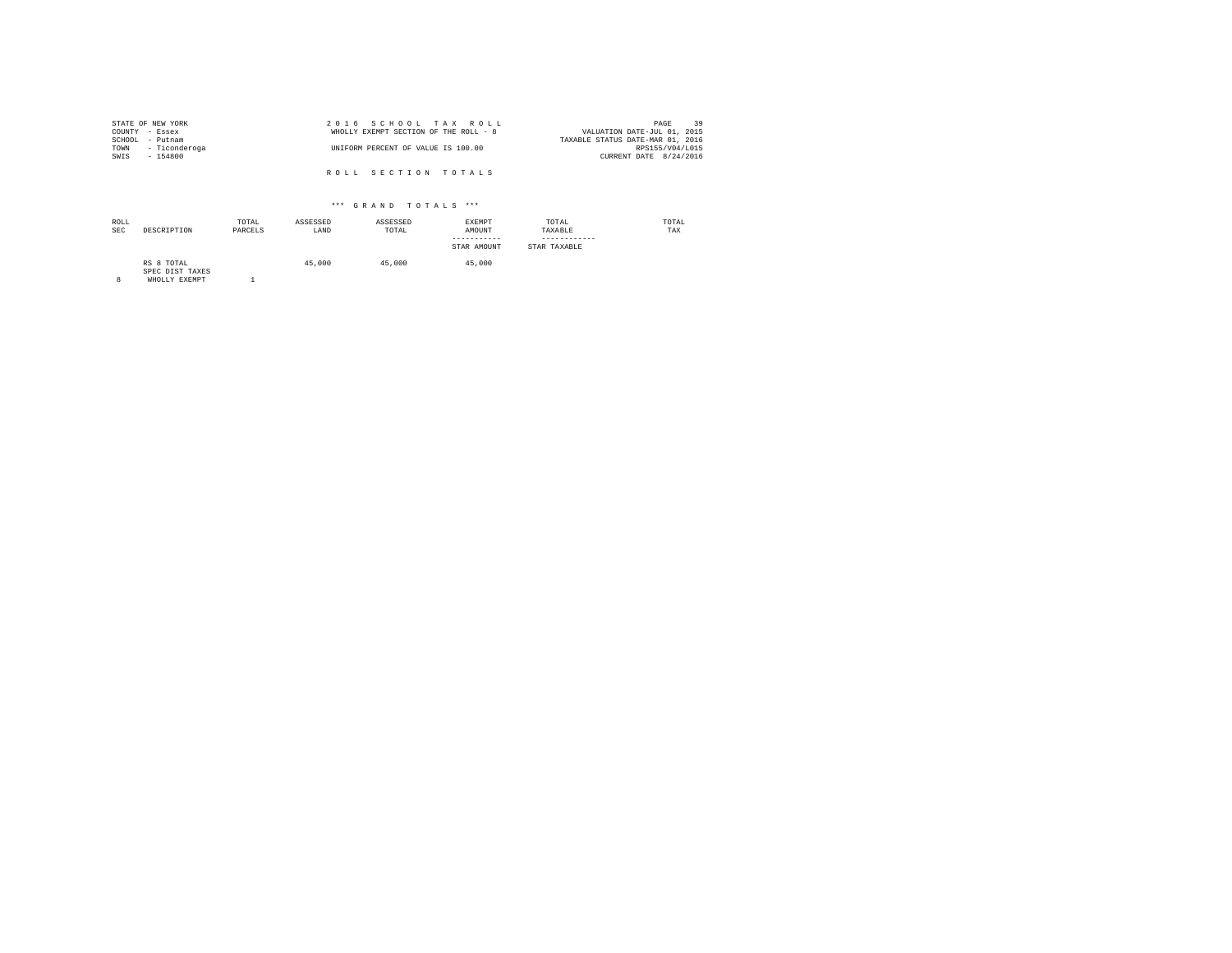STATE OF NEW YORK
COUNTY - Essex
SCHOOL - Putnam
TOWN - Ticonderoga
SWIS - 154800

2 0 1 6 S C H O O L T A X R O L L
WHOLLY EXEMPT SECTION OF THE ROLL - 8
UNIFORM PERCENT OF VALUE IS 100.00

VALUATION DATE-JUL 01, 2015
TAXABLE STATUS DATE-MAR 01, 2016
RPS155/V04/L015
CURRENT DATE 8/24/2016

R O L L S E C T I O N T O T A L S

\*\*\* G R A N D T O T A L S \*\*\*

| ROLL SEC | DESCRIPTION | TOTAL PARCELS | ASSESSED LAND | ASSESSED TOTAL | EXEMPT AMOUNT<br>-----------<br>STAR AMOUNT | TOTAL TAXABLE<br>------------<br>STAR TAXABLE | TOTAL TAX |
|---|---|---|---|---|---|---|---|
| | RS 8 TOTAL | | 45,000 | 45,000 | 45,000 | | |
| | SPEC DIST TAXES | | | | | | |
| 8 | WHOLLY EXEMPT | 1 | | | | | |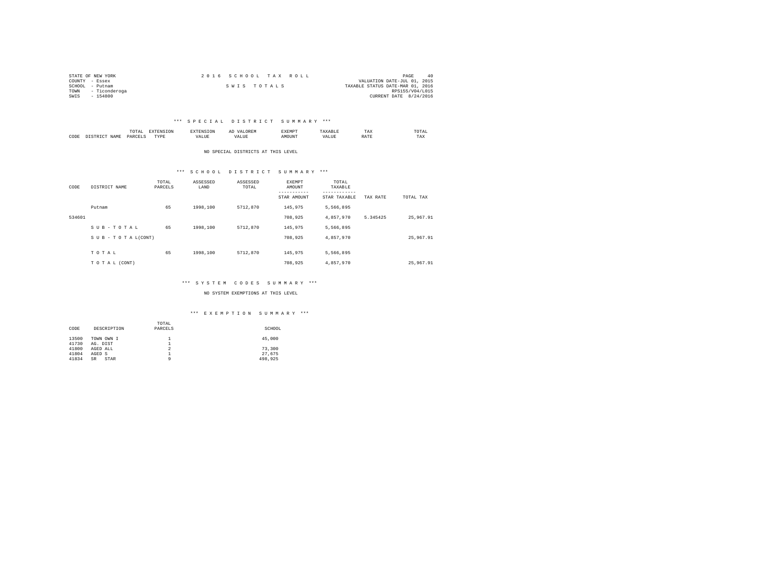STATE OF NEW YORK
COUNTY - Essex
SCHOOL - Putnam
TOWN - Ticonderoga
SWIS - 154800

# 2016 SCHOOL TAX ROLL

## SWIS TOTALS

VALUATION DATE-JUL 01, 2015
TAXABLE STATUS DATE-MAR 01, 2016
RPS155/V04/L015
CURRENT DATE 8/24/2016

### *** SPECIAL DISTRICT SUMMARY ***

| CODE | DISTRICT NAME | TOTAL PARCELS | EXTENSION TYPE | EXTENSION VALUE | AD VALOREM VALUE | EXEMPT AMOUNT | TAXABLE VALUE | TAX RATE | TOTAL TAX |
|---|---|---|---|---|---|---|---|---|---|

NO SPECIAL DISTRICTS AT THIS LEVEL

### *** SCHOOL DISTRICT SUMMARY ***

| CODE | DISTRICT NAME | TOTAL PARCELS | ASSESSED LAND | ASSESSED TOTAL | EXEMPT AMOUNT / STAR AMOUNT | TOTAL TAXABLE / STAR TAXABLE | TAX RATE | TOTAL TAX |
|---|---|---|---|---|---|---|---|---|
| | Putnam | 65 | 1998,100 | 5712,870 | 145,975 | 5,566,895 | | |
| 534601 | | | | | 708,925 | 4,857,970 | 5.345425 | 25,967.91 |
| | S U B - T O T A L | 65 | 1998,100 | 5712,870 | 145,975 | 5,566,895 | | |
| | S U B - T O T A L(CONT) | | | | 708,925 | 4,857,970 | | 25,967.91 |
| | T O T A L | 65 | 1998,100 | 5712,870 | 145,975 | 5,566,895 | | |
| | T O T A L (CONT) | | | | 708,925 | 4,857,970 | | 25,967.91 |

### *** SYSTEM CODES SUMMARY ***

NO SYSTEM EXEMPTIONS AT THIS LEVEL

### *** EXEMPTION SUMMARY ***

| CODE | DESCRIPTION | TOTAL PARCELS | SCHOOL |
|---|---|---|---|
| 13500 | TOWN OWN I | 1 | 45,000 |
| 41730 | AG. DIST | 1 | |
| 41800 | AGED ALL | 2 | 73,300 |
| 41804 | AGED S | 1 | 27,675 |
| 41834 | SR STAR | 9 | 498,925 |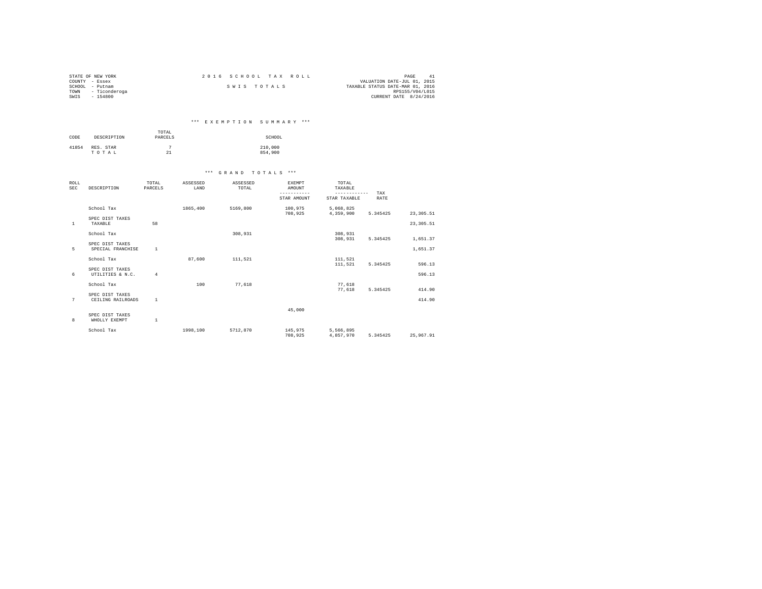STATE OF NEW YORK
COUNTY - Essex
SCHOOL - Putnam
TOWN - Ticonderoga
SWIS - 154800

2016 SCHOOL TAX ROLL

SWIS TOTALS

PAGE 41
VALUATION DATE-JUL 01, 2015
TAXABLE STATUS DATE-MAR 01, 2016
RPS155/V04/L015
CURRENT DATE 8/24/2016

## *** EXEMPTION SUMMARY ***

| CODE | DESCRIPTION | TOTAL PARCELS | SCHOOL |
|---|---|---|---|
| 41854 | RES. STAR | 7 | 210,000 |
| | TOTAL | 21 | 854,900 |

## *** GRAND TOTALS ***

| ROLL SEC | DESCRIPTION | TOTAL PARCELS | ASSESSED LAND | ASSESSED TOTAL | EXEMPT AMOUNT / STAR AMOUNT | TOTAL TAXABLE / STAR TAXABLE | TAX RATE | |
|---|---|---|---|---|---|---|---|---|
| | School Tax | | 1865,400 | 5169,800 | 100,975 | 5,068,825 | | |
| | | | | | 708,925 | 4,359,900 | 5.345425 | 23,305.51 |
| | SPEC DIST TAXES | | | | | | | |
| 1 | TAXABLE | 58 | | | | | | 23,305.51 |
| | School Tax | | | 308,931 | | 308,931 | | |
| | | | | | | 308,931 | 5.345425 | 1,651.37 |
| | SPEC DIST TAXES | | | | | | | |
| 5 | SPECIAL FRANCHISE | 1 | | | | | | 1,651.37 |
| | School Tax | | 87,600 | 111,521 | | 111,521 | | |
| | | | | | | 111,521 | 5.345425 | 596.13 |
| | SPEC DIST TAXES | | | | | | | |
| 6 | UTILITIES & N.C. | 4 | | | | | | 596.13 |
| | School Tax | | 100 | 77,618 | | 77,618 | | |
| | | | | | | 77,618 | 5.345425 | 414.90 |
| | SPEC DIST TAXES | | | | | | | |
| 7 | CEILING RAILROADS | 1 | | | | | | 414.90 |
| | | | | | 45,000 | | | |
| | SPEC DIST TAXES | | | | | | | |
| 8 | WHOLLY EXEMPT | 1 | | | | | | |
| | School Tax | | 1998,100 | 5712,870 | 145,975 | 5,566,895 | | |
| | | | | | 708,925 | 4,857,970 | 5.345425 | 25,967.91 |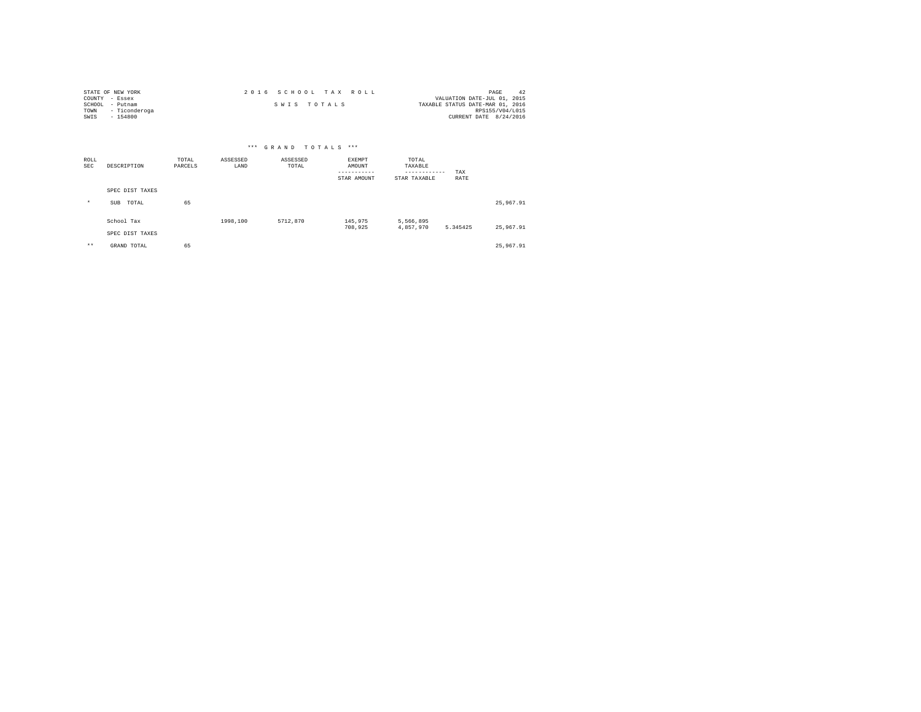STATE OF NEW YORK
COUNTY - Essex
SCHOOL - Putnam
TOWN - Ticonderoga
SWIS - 154800

# 2016 SCHOOL TAX ROLL

## SWIS TOTALS

VALUATION DATE-JUL 01, 2015
TAXABLE STATUS DATE-MAR 01, 2016
RPS155/V04/L015
CURRENT DATE 8/24/2016

### *** GRAND TOTALS ***

| ROLL SEC | DESCRIPTION | TOTAL PARCELS | ASSESSED LAND | ASSESSED TOTAL | EXEMPT AMOUNT / STAR AMOUNT | TOTAL TAXABLE / STAR TAXABLE | TAX RATE | |
|---|---|---|---|---|---|---|---|---|
| | SPEC DIST TAXES | | | | | | | |
| * | SUB TOTAL | 65 | | | | | | 25,967.91 |
| | School Tax | | 1998,100 | 5712,870 | 145,975 | 5,566,895 | | |
| | | | | | 708,925 | 4,857,970 | 5.345425 | 25,967.91 |
| | SPEC DIST TAXES | | | | | | | |
| ** | GRAND TOTAL | 65 | | | | | | 25,967.91 |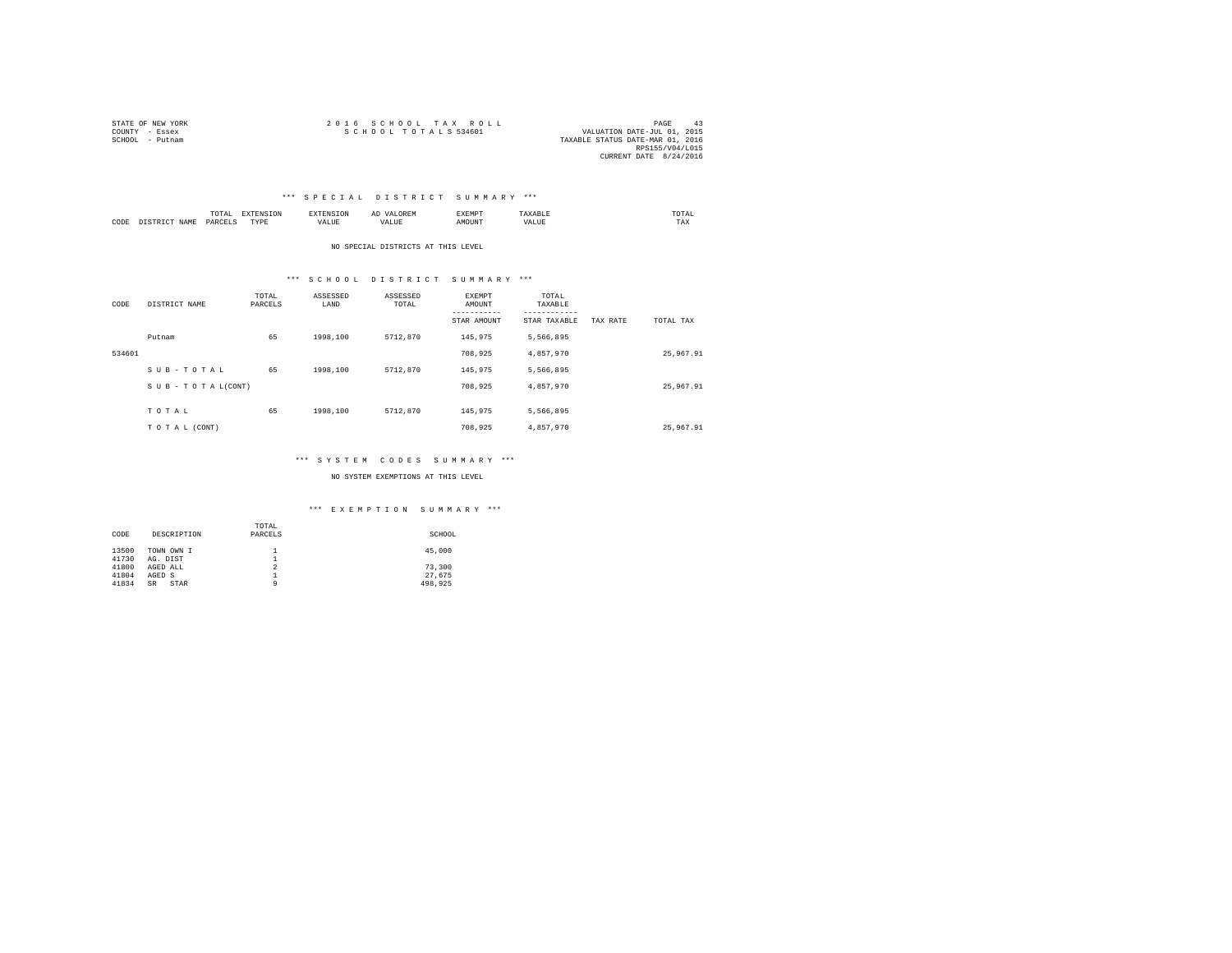STATE OF NEW YORK
COUNTY - Essex
SCHOOL - Putnam

2 0 1 6 S C H O O L T A X R O L L
S C H O O L T O T A L S 534601

VALUATION DATE-JUL 01, 2015
TAXABLE STATUS DATE-MAR 01, 2016
RPS155/V04/L015
CURRENT DATE 8/24/2016

## *** S P E C I A L D I S T R I C T S U M M A R Y ***

| CODE | DISTRICT NAME | TOTAL PARCELS | EXTENSION TYPE | EXTENSION VALUE | AD VALOREM VALUE | EXEMPT AMOUNT | TAXABLE VALUE | TOTAL TAX |
|---|---|---|---|---|---|---|---|---|

NO SPECIAL DISTRICTS AT THIS LEVEL

## *** S C H O O L D I S T R I C T S U M M A R Y ***

| CODE | DISTRICT NAME | TOTAL PARCELS | ASSESSED LAND | ASSESSED TOTAL | EXEMPT AMOUNT / STAR AMOUNT | TOTAL TAXABLE / STAR TAXABLE | TAX RATE | TOTAL TAX |
|---|---|---|---|---|---|---|---|---|
| | Putnam | 65 | 1998,100 | 5712,870 | 145,975 | 5,566,895 | | |
| 534601 | | | | | 708,925 | 4,857,970 | | 25,967.91 |
| | S U B - T O T A L | 65 | 1998,100 | 5712,870 | 145,975 | 5,566,895 | | |
| | S U B - T O T A L(CONT) | | | | 708,925 | 4,857,970 | | 25,967.91 |
| | T O T A L | 65 | 1998,100 | 5712,870 | 145,975 | 5,566,895 | | |
| | T O T A L (CONT) | | | | 708,925 | 4,857,970 | | 25,967.91 |

## *** S Y S T E M C O D E S S U M M A R Y ***

NO SYSTEM EXEMPTIONS AT THIS LEVEL

## *** E X E M P T I O N S U M M A R Y ***

| CODE | DESCRIPTION | TOTAL PARCELS | SCHOOL |
|---|---|---|---|
| 13500 | TOWN OWN I | 1 | 45,000 |
| 41730 | AG. DIST | 1 | |
| 41800 | AGED ALL | 2 | 73,300 |
| 41804 | AGED S | 1 | 27,675 |
| 41834 | SR STAR | 9 | 498,925 |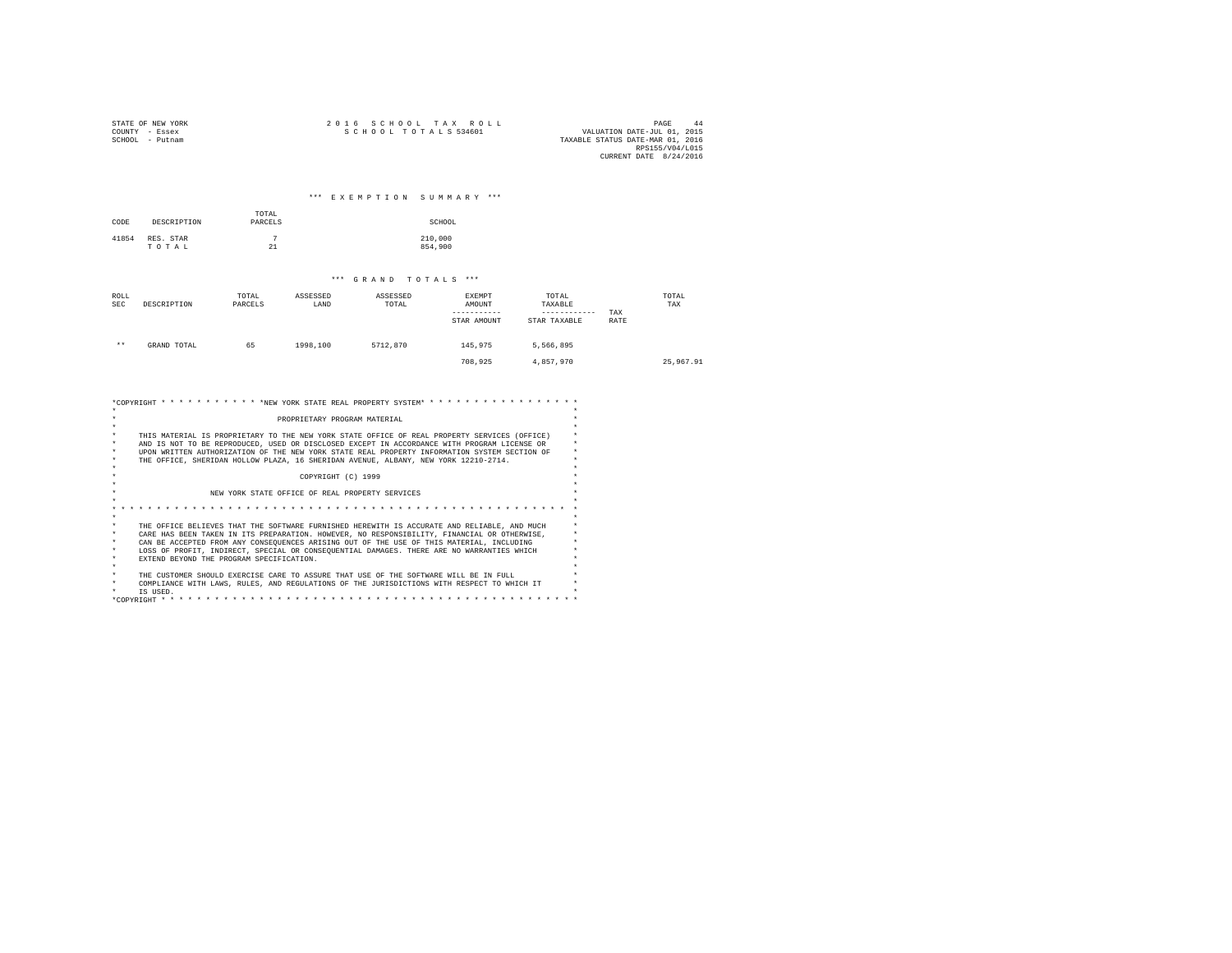STATE OF NEW YORK
COUNTY - Essex
SCHOOL - Putnam

2 0 1 6 S C H O O L T A X R O L L
S C H O O L T O T A L S 534601

PAGE 44
VALUATION DATE-JUL 01, 2015
TAXABLE STATUS DATE-MAR 01, 2016
RPS155/V04/L015
CURRENT DATE 8/24/2016

### *** E X E M P T I O N S U M M A R Y ***

| CODE | DESCRIPTION | TOTAL PARCELS | SCHOOL |
|---|---|---|---|
| 41854 | RES. STAR | 7 | 210,000 |
| | T O T A L | 21 | 854,900 |

### *** G R A N D T O T A L S ***

| ROLL SEC | DESCRIPTION | TOTAL PARCELS | ASSESSED LAND | ASSESSED TOTAL | EXEMPT AMOUNT / STAR AMOUNT | TOTAL TAXABLE / STAR TAXABLE | TAX RATE | TOTAL TAX |
|---|---|---|---|---|---|---|---|---|
| ** | GRAND TOTAL | 65 | 1998,100 | 5712,870 | 145,975 | 5,566,895 | | |
| | | | | | 708,925 | 4,857,970 | | 25,967.91 |

```
*COPYRIGHT * * * * * * * * * * * *NEW YORK STATE REAL PROPERTY SYSTEM* * * * * * * * * * * * * * * * * *
*                                                                                                      *
*                              PROPRIETARY PROGRAM MATERIAL                                            *
*                                                                                                      *
*     THIS MATERIAL IS PROPRIETARY TO THE NEW YORK STATE OFFICE OF REAL PROPERTY SERVICES (OFFICE)     *
*     AND IS NOT TO BE REPRODUCED, USED OR DISCLOSED EXCEPT IN ACCORDANCE WITH PROGRAM LICENSE OR      *
*     UPON WRITTEN AUTHORIZATION OF THE NEW YORK STATE REAL PROPERTY INFORMATION SYSTEM SECTION OF     *
*     THE OFFICE, SHERIDAN HOLLOW PLAZA, 16 SHERIDAN AVENUE, ALBANY, NEW YORK 12210-2714.              *
*                                                                                                      *
*                                    COPYRIGHT (C) 1999                                                *
*                                                                                                      *
*                       NEW YORK STATE OFFICE OF REAL PROPERTY SERVICES                                *
*                                                                                                      *
* * * * * * * * * * * * * * * * * * * * * * * * * * * * * * * * * * * * * * * * * * * * * * * * * * * *
*                                                                                                      *
*     THE OFFICE BELIEVES THAT THE SOFTWARE FURNISHED HEREWITH IS ACCURATE AND RELIABLE, AND MUCH      *
*     CARE HAS BEEN TAKEN IN ITS PREPARATION. HOWEVER, NO RESPONSIBILITY, FINANCIAL OR OTHERWISE,      *
*     CAN BE ACCEPTED FROM ANY CONSEQUENCES ARISING OUT OF THE USE OF THIS MATERIAL, INCLUDING         *
*     LOSS OF PROFIT, INDIRECT, SPECIAL OR CONSEQUENTIAL DAMAGES. THERE ARE NO WARRANTIES WHICH        *
*     EXTEND BEYOND THE PROGRAM SPECIFICATION.                                                         *
*                                                                                                      *
*     THE CUSTOMER SHOULD EXERCISE CARE TO ASSURE THAT USE OF THE SOFTWARE WILL BE IN FULL             *
*     COMPLIANCE WITH LAWS, RULES, AND REGULATIONS OF THE JURISDICTIONS WITH RESPECT TO WHICH IT       *
*     IS USED.                                                                                         *
*COPYRIGHT * * * * * * * * * * * * * * * * * * * * * * * * * * * * * * * * * * * * * * * * * * * * * *
```